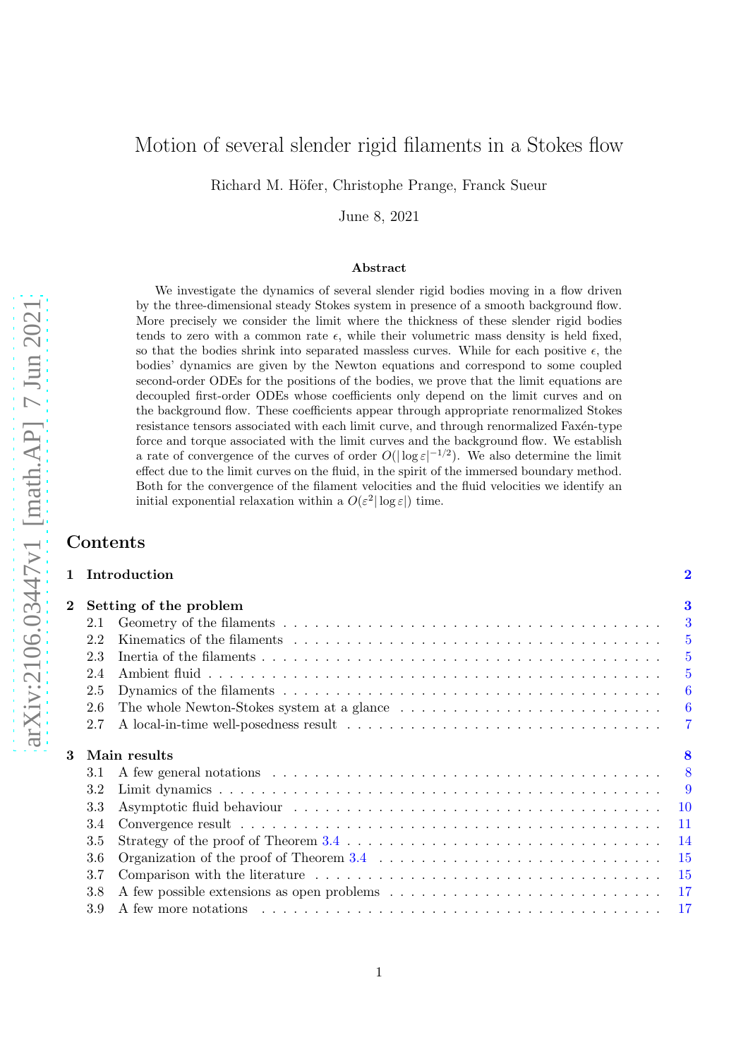# Motion of several slender rigid filaments in a Stokes flow

Richard M. Höfer, Christophe Prange, Franck Sueur

June 8, 2021

### Abstract

We investigate the dynamics of several slender rigid bodies moving in a flow driven by the three-dimensional steady Stokes system in presence of a smooth background flow. More precisely we consider the limit where the thickness of these slender rigid bodies tends to zero with a common rate $\epsilon$, while their volumetric mass density is held fixed, so that the bodies shrink into separated massless curves. While for each positive $\epsilon$, the bodies' dynamics are given by the Newton equations and correspond to some coupled second-order ODEs for the positions of the bodies, we prove that the limit equations are decoupled first-order ODEs whose coefficients only depend on the limit curves and on the background flow. These coefficients appear through appropriate renormalized Stokes resistance tensors associated with each limit curve, and through renormalized Faxén-type force and torque associated with the limit curves and the background flow. We establish a rate of convergence of the curves of order $O(|\log \varepsilon|^{-1/2})$. We also determine the limit effect due to the limit curves on the fluid, in the spirit of the immersed boundary method. Both for the convergence of the filament velocities and the fluid velocities we identify an initial exponential relaxation within a $O(\varepsilon^2 |\log \varepsilon|)$ time.

## Contents

- **1 Introduction** — 2
- **2 Setting of the problem** — 3
  - 2.1 Geometry of the filaments — 3
  - 2.2 Kinematics of the filaments — 5
  - 2.3 Inertia of the filaments — 5
  - 2.4 Ambient fluid — 5
  - 2.5 Dynamics of the filaments — 6
  - 2.6 The whole Newton-Stokes system at a glance — 6
  - 2.7 A local-in-time well-posedness result — 7
- **3 Main results** — 8
  - 3.1 A few general notations — 8
  - 3.2 Limit dynamics — 9
  - 3.3 Asymptotic fluid behaviour — 10
  - 3.4 Convergence result — 11
  - 3.5 Strategy of the proof of Theorem 3.4 — 14
  - 3.6 Organization of the proof of Theorem 3.4 — 15
  - 3.7 Comparison with the literature — 15
  - 3.8 A few possible extensions as open problems — 17
  - 3.9 A few more notations — 17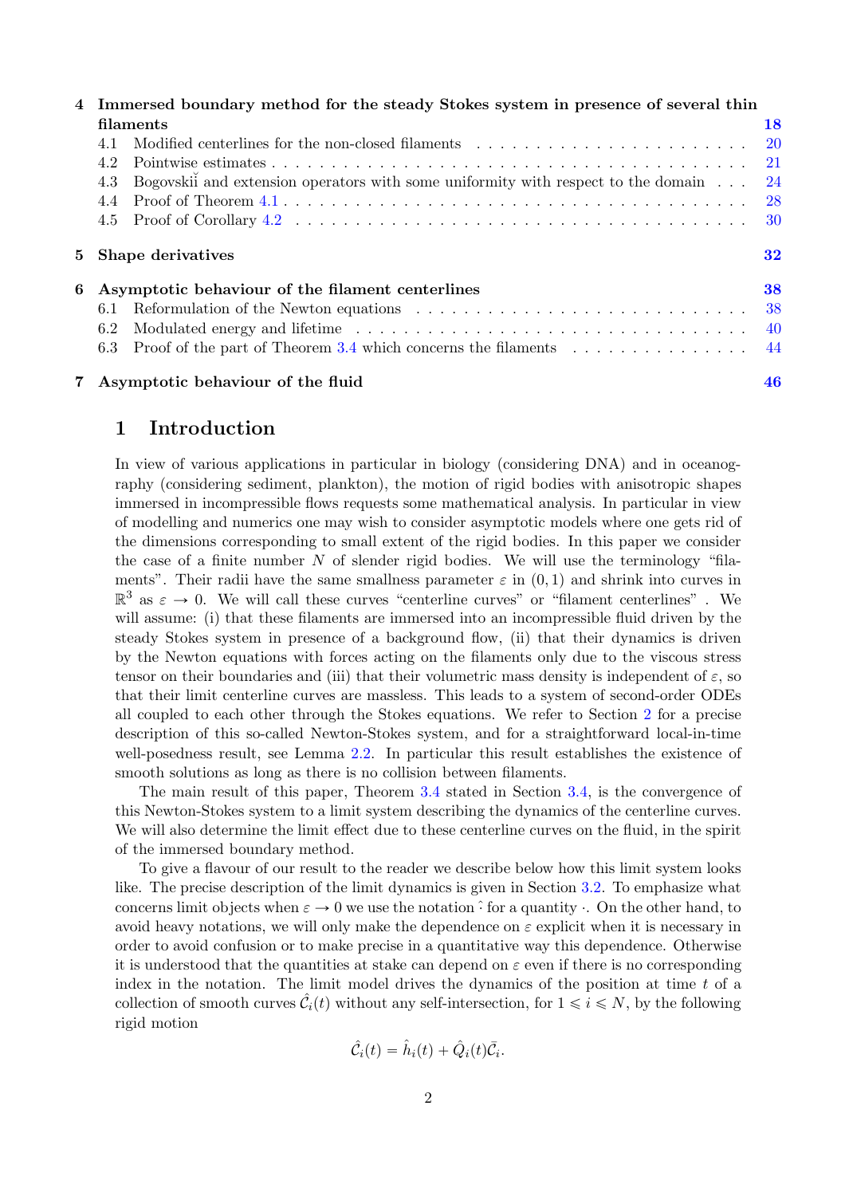| | | |
|---|---|---|
| **4** | **Immersed boundary method for the steady Stokes system in presence of several thin filaments** | **18** |
| 4.1 | Modified centerlines for the non-closed filaments | 20 |
| 4.2 | Pointwise estimates | 21 |
| 4.3 | Bogovskiĭ and extension operators with some uniformity with respect to the domain | 24 |
| 4.4 | Proof of Theorem 4.1 | 28 |
| 4.5 | Proof of Corollary 4.2 | 30 |
| **5** | **Shape derivatives** | **32** |
| **6** | **Asymptotic behaviour of the filament centerlines** | **38** |
| 6.1 | Reformulation of the Newton equations | 38 |
| 6.2 | Modulated energy and lifetime | 40 |
| 6.3 | Proof of the part of Theorem 3.4 which concerns the filaments | 44 |
| **7** | **Asymptotic behaviour of the fluid** | **46** |

# 1 Introduction

In view of various applications in particular in biology (considering DNA) and in oceanography (considering sediment, plankton), the motion of rigid bodies with anisotropic shapes immersed in incompressible flows requests some mathematical analysis. In particular in view of modelling and numerics one may wish to consider asymptotic models where one gets rid of the dimensions corresponding to small extent of the rigid bodies. In this paper we consider the case of a finite number $N$ of slender rigid bodies. We will use the terminology "filaments". Their radii have the same smallness parameter $\varepsilon$ in $(0, 1)$ and shrink into curves in $\mathbb{R}^3$ as $\varepsilon \to 0$. We will call these curves "centerline curves" or "filament centerlines" . We will assume: (i) that these filaments are immersed into an incompressible fluid driven by the steady Stokes system in presence of a background flow, (ii) that their dynamics is driven by the Newton equations with forces acting on the filaments only due to the viscous stress tensor on their boundaries and (iii) that their volumetric mass density is independent of $\varepsilon$, so that their limit centerline curves are massless. This leads to a system of second-order ODEs all coupled to each other through the Stokes equations. We refer to Section 2 for a precise description of this so-called Newton-Stokes system, and for a straightforward local-in-time well-posedness result, see Lemma 2.2. In particular this result establishes the existence of smooth solutions as long as there is no collision between filaments.

The main result of this paper, Theorem 3.4 stated in Section 3.4, is the convergence of this Newton-Stokes system to a limit system describing the dynamics of the centerline curves. We will also determine the limit effect due to these centerline curves on the fluid, in the spirit of the immersed boundary method.

To give a flavour of our result to the reader we describe below how this limit system looks like. The precise description of the limit dynamics is given in Section 3.2. To emphasize what concerns limit objects when $\varepsilon \to 0$ we use the notation $\hat{}$ for a quantity $\cdot$. On the other hand, to avoid heavy notations, we will only make the dependence on $\varepsilon$ explicit when it is necessary in order to avoid confusion or to make precise in a quantitative way this dependence. Otherwise it is understood that the quantities at stake can depend on $\varepsilon$ even if there is no corresponding index in the notation. The limit model drives the dynamics of the position at time $t$ of a collection of smooth curves $\hat{\mathcal{C}}_i(t)$ without any self-intersection, for $1 \leqslant i \leqslant N$, by the following rigid motion

$$\hat{\mathcal{C}}_i(t) = \hat{h}_i(t) + \hat{Q}_i(t)\bar{\mathcal{C}}_i.$$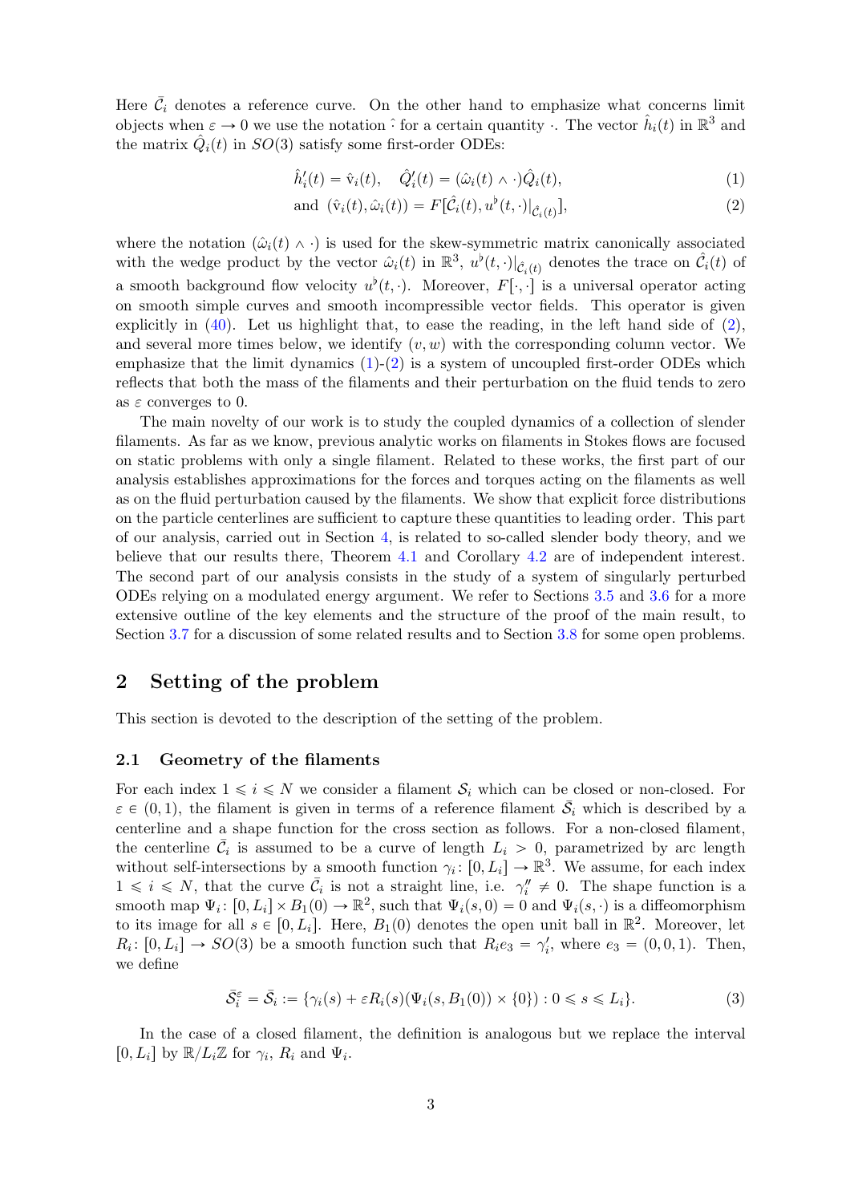Here $\bar{\mathcal{C}}_i$ denotes a reference curve. On the other hand to emphasize what concerns limit objects when $\varepsilon \to 0$ we use the notation $\hat{\cdot}$ for a certain quantity $\cdot$. The vector $\hat{h}_i(t)$ in $\mathbb{R}^3$ and the matrix $\hat{Q}_i(t)$ in $SO(3)$ satisfy some first-order ODEs:

$$\hat{h}_i'(t) = \hat{\mathrm{v}}_i(t), \quad \hat{Q}_i'(t) = (\hat{\omega}_i(t) \wedge \cdot)\hat{Q}_i(t), \tag{1}$$

$$\text{and } (\hat{\mathrm{v}}_i(t), \hat{\omega}_i(t)) = F[\hat{\mathcal{C}}_i(t), u^\flat(t,\cdot)|_{\hat{\mathcal{C}}_i(t)}], \tag{2}$$

where the notation $(\hat{\omega}_i(t) \wedge \cdot)$ is used for the skew-symmetric matrix canonically associated with the wedge product by the vector $\hat{\omega}_i(t)$ in $\mathbb{R}^3$, $u^\flat(t,\cdot)|_{\hat{\mathcal{C}}_i(t)}$ denotes the trace on $\hat{\mathcal{C}}_i(t)$ of a smooth background flow velocity $u^\flat(t,\cdot)$. Moreover, $F[\cdot,\cdot]$ is a universal operator acting on smooth simple curves and smooth incompressible vector fields. This operator is given explicitly in (40). Let us highlight that, to ease the reading, in the left hand side of (2), and several more times below, we identify $(v, w)$ with the corresponding column vector. We emphasize that the limit dynamics (1)-(2) is a system of uncoupled first-order ODEs which reflects that both the mass of the filaments and their perturbation on the fluid tends to zero as $\varepsilon$ converges to 0.

The main novelty of our work is to study the coupled dynamics of a collection of slender filaments. As far as we know, previous analytic works on filaments in Stokes flows are focused on static problems with only a single filament. Related to these works, the first part of our analysis establishes approximations for the forces and torques acting on the filaments as well as on the fluid perturbation caused by the filaments. We show that explicit force distributions on the particle centerlines are sufficient to capture these quantities to leading order. This part of our analysis, carried out in Section 4, is related to so-called slender body theory, and we believe that our results there, Theorem 4.1 and Corollary 4.2 are of independent interest. The second part of our analysis consists in the study of a system of singularly perturbed ODEs relying on a modulated energy argument. We refer to Sections 3.5 and 3.6 for a more extensive outline of the key elements and the structure of the proof of the main result, to Section 3.7 for a discussion of some related results and to Section 3.8 for some open problems.

## 2 Setting of the problem

This section is devoted to the description of the setting of the problem.

### 2.1 Geometry of the filaments

For each index $1 \leqslant i \leqslant N$ we consider a filament $\mathcal{S}_i$ which can be closed or non-closed. For $\varepsilon \in (0,1)$, the filament is given in terms of a reference filament $\bar{\mathcal{S}}_i$ which is described by a centerline and a shape function for the cross section as follows. For a non-closed filament, the centerline $\bar{\mathcal{C}}_i$ is assumed to be a curve of length $L_i > 0$, parametrized by arc length without self-intersections by a smooth function $\gamma_i \colon [0, L_i] \to \mathbb{R}^3$. We assume, for each index $1 \leqslant i \leqslant N$, that the curve $\bar{\mathcal{C}}_i$ is not a straight line, i.e. $\gamma_i'' \neq 0$. The shape function is a smooth map $\Psi_i \colon [0, L_i] \times B_1(0) \to \mathbb{R}^2$, such that $\Psi_i(s, 0) = 0$ and $\Psi_i(s, \cdot)$ is a diffeomorphism to its image for all $s \in [0, L_i]$. Here, $B_1(0)$ denotes the open unit ball in $\mathbb{R}^2$. Moreover, let $R_i \colon [0, L_i] \to SO(3)$ be a smooth function such that $R_i e_3 = \gamma_i'$, where $e_3 = (0, 0, 1)$. Then, we define

$$\bar{\mathcal{S}}_i^\varepsilon = \bar{\mathcal{S}}_i := \{\gamma_i(s) + \varepsilon R_i(s)(\Psi_i(s, B_1(0)) \times \{0\}) : 0 \leqslant s \leqslant L_i\}. \tag{3}$$

In the case of a closed filament, the definition is analogous but we replace the interval $[0, L_i]$ by $\mathbb{R}/L_i\mathbb{Z}$ for $\gamma_i$, $R_i$ and $\Psi_i$.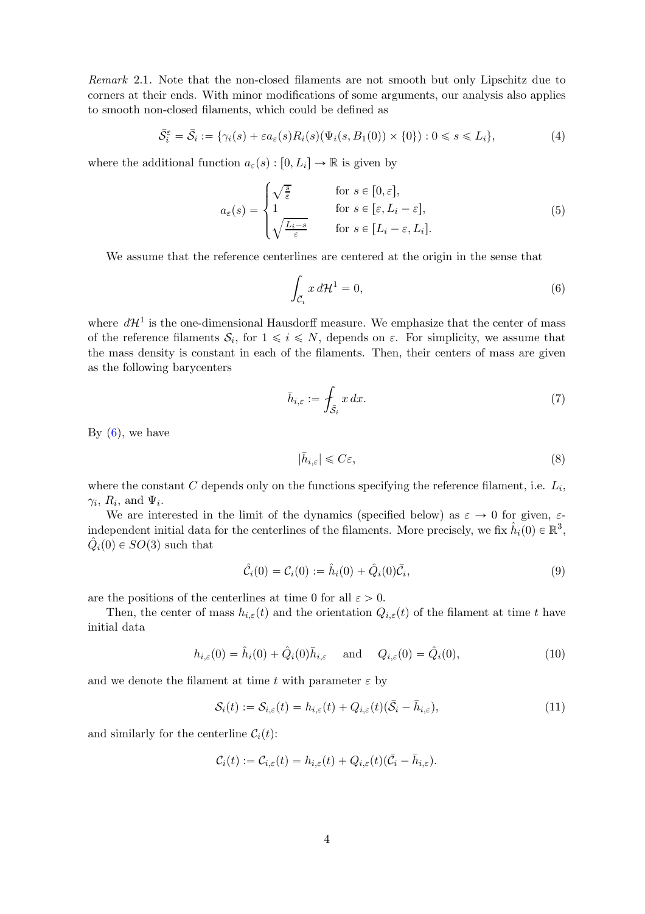*Remark* 2.1. Note that the non-closed filaments are not smooth but only Lipschitz due to corners at their ends. With minor modifications of some arguments, our analysis also applies to smooth non-closed filaments, which could be defined as

$$\bar{\mathcal{S}}_i^\varepsilon = \bar{\mathcal{S}}_i := \{\gamma_i(s) + \varepsilon a_\varepsilon(s) R_i(s)(\Psi_i(s, B_1(0)) \times \{0\}) : 0 \leqslant s \leqslant L_i\}, \tag{4}$$

where the additional function $a_\varepsilon(s) : [0, L_i] \to \mathbb{R}$ is given by

$$a_\varepsilon(s) = \begin{cases} \sqrt{\frac{s}{\varepsilon}} & \text{for } s \in [0, \varepsilon], \\ 1 & \text{for } s \in [\varepsilon, L_i - \varepsilon], \\ \sqrt{\frac{L_i - s}{\varepsilon}} & \text{for } s \in [L_i - \varepsilon, L_i]. \end{cases} \tag{5}$$

We assume that the reference centerlines are centered at the origin in the sense that

$$\int_{\bar{\mathcal{C}}_i} x \, d\mathcal{H}^1 = 0, \tag{6}$$

where $d\mathcal{H}^1$ is the one-dimensional Hausdorff measure. We emphasize that the center of mass of the reference filaments $\mathcal{S}_i$, for $1 \leqslant i \leqslant N$, depends on $\varepsilon$. For simplicity, we assume that the mass density is constant in each of the filaments. Then, their centers of mass are given as the following barycenters

$$\bar{h}_{i,\varepsilon} := \fint_{\bar{\mathcal{S}}_i} x \, dx. \tag{7}$$

By (6), we have

$$|\bar{h}_{i,\varepsilon}| \leqslant C\varepsilon, \tag{8}$$

where the constant $C$ depends only on the functions specifying the reference filament, i.e. $L_i$, $\gamma_i$, $R_i$, and $\Psi_i$.

We are interested in the limit of the dynamics (specified below) as $\varepsilon \to 0$ for given, $\varepsilon$-independent initial data for the centerlines of the filaments. More precisely, we fix $\hat{h}_i(0) \in \mathbb{R}^3$, $\hat{Q}_i(0) \in SO(3)$ such that

$$\hat{\mathcal{C}}_i(0) = \mathcal{C}_i(0) := \hat{h}_i(0) + \hat{Q}_i(0)\bar{\mathcal{C}}_i, \tag{9}$$

are the positions of the centerlines at time 0 for all $\varepsilon > 0$.

Then, the center of mass $h_{i,\varepsilon}(t)$ and the orientation $Q_{i,\varepsilon}(t)$ of the filament at time $t$ have initial data

$$h_{i,\varepsilon}(0) = \hat{h}_i(0) + \hat{Q}_i(0)\bar{h}_{i,\varepsilon} \quad \text{and} \quad Q_{i,\varepsilon}(0) = \hat{Q}_i(0), \tag{10}$$

and we denote the filament at time $t$ with parameter $\varepsilon$ by

$$\mathcal{S}_i(t) := \mathcal{S}_{i,\varepsilon}(t) = h_{i,\varepsilon}(t) + Q_{i,\varepsilon}(t)(\bar{\mathcal{S}}_i - \bar{h}_{i,\varepsilon}), \tag{11}$$

and similarly for the centerline $\mathcal{C}_i(t)$:

$$\mathcal{C}_i(t) := \mathcal{C}_{i,\varepsilon}(t) = h_{i,\varepsilon}(t) + Q_{i,\varepsilon}(t)(\bar{\mathcal{C}}_i - \bar{h}_{i,\varepsilon}).$$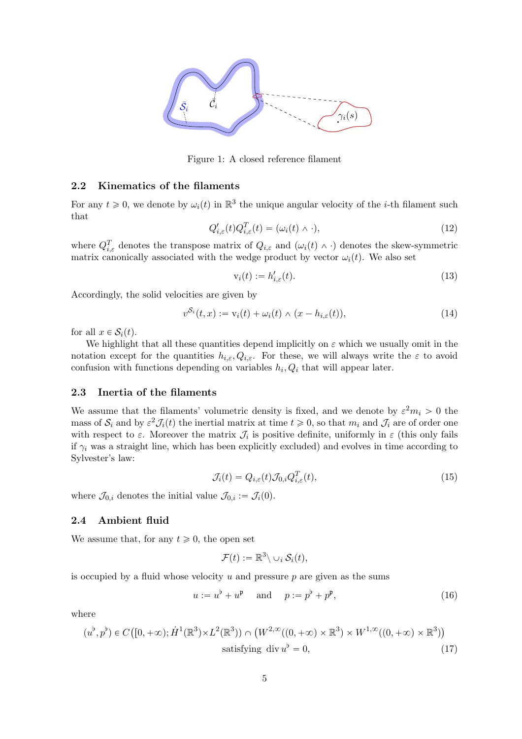Figure 1: A closed reference filament

### 2.2 Kinematics of the filaments

For any $t \geqslant 0$, we denote by $\omega_i(t)$ in $\mathbb{R}^3$ the unique angular velocity of the $i$-th filament such that

$$Q'_{i,\varepsilon}(t)Q^T_{i,\varepsilon}(t) = (\omega_i(t) \wedge \cdot), \tag{12}$$

where $Q^T_{i,\varepsilon}$ denotes the transpose matrix of $Q_{i,\varepsilon}$ and $(\omega_i(t) \wedge \cdot)$ denotes the skew-symmetric matrix canonically associated with the wedge product by vector $\omega_i(t)$. We also set

$$\mathrm{v}_i(t) := h'_{i,\varepsilon}(t). \tag{13}$$

Accordingly, the solid velocities are given by

$$v^{\mathcal{S}_i}(t,x) := \mathrm{v}_i(t) + \omega_i(t) \wedge (x - h_{i,\varepsilon}(t)), \tag{14}$$

for all $x \in \mathcal{S}_i(t)$.

We highlight that all these quantities depend implicitly on $\varepsilon$ which we usually omit in the notation except for the quantities $h_{i,\varepsilon}, Q_{i,\varepsilon}$. For these, we will always write the $\varepsilon$ to avoid confusion with functions depending on variables $h_i, Q_i$ that will appear later.

### 2.3 Inertia of the filaments

We assume that the filaments' volumetric density is fixed, and we denote by $\varepsilon^2 m_i > 0$ the mass of $\mathcal{S}_i$ and by $\varepsilon^2 \mathcal{J}_i(t)$ the inertial matrix at time $t \geqslant 0$, so that $m_i$ and $\mathcal{J}_i$ are of order one with respect to $\varepsilon$. Moreover the matrix $\mathcal{J}_i$ is positive definite, uniformly in $\varepsilon$ (this only fails if $\gamma_i$ was a straight line, which has been explicitly excluded) and evolves in time according to Sylvester's law:

$$\mathcal{J}_i(t) = Q_{i,\varepsilon}(t)\mathcal{J}_{0,i}Q^T_{i,\varepsilon}(t), \tag{15}$$

where $\mathcal{J}_{0,i}$ denotes the initial value $\mathcal{J}_{0,i} := \mathcal{J}_i(0)$.

### 2.4 Ambient fluid

We assume that, for any $t \geqslant 0$, the open set

$$\mathcal{F}(t) := \mathbb{R}^3 \setminus \cup_i \mathcal{S}_i(t),$$

is occupied by a fluid whose velocity $u$ and pressure $p$ are given as the sums

$$u := u^\flat + u^\natural \quad \text{and} \quad p := p^\flat + p^\natural, \tag{16}$$

where

$$(u^\flat, p^\flat) \in C\big([0,+\infty); \dot{H}^1(\mathbb{R}^3) \times L^2(\mathbb{R}^3)\big) \cap \big(W^{2,\infty}((0,+\infty) \times \mathbb{R}^3) \times W^{1,\infty}((0,+\infty) \times \mathbb{R}^3)\big)$$
$$\text{satisfying } \operatorname{div} u^\flat = 0, \tag{17}$$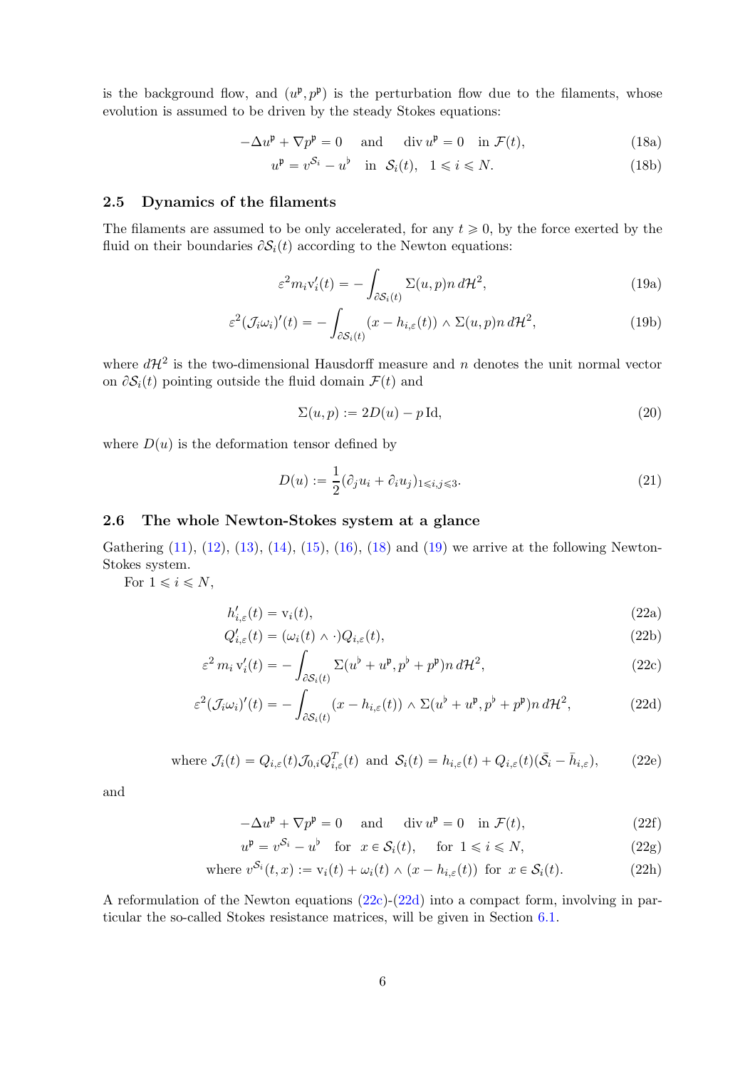is the background flow, and $(u^\mathfrak{p}, p^\mathfrak{p})$ is the perturbation flow due to the filaments, whose evolution is assumed to be driven by the steady Stokes equations:

$$-\Delta u^\mathfrak{p} + \nabla p^\mathfrak{p} = 0 \quad \text{and} \quad \operatorname{div} u^\mathfrak{p} = 0 \quad \text{in } \mathcal{F}(t), \tag{18a}$$

$$u^\mathfrak{p} = v^{\mathcal{S}_i} - u^\flat \quad \text{in } \mathcal{S}_i(t), \quad 1 \leqslant i \leqslant N. \tag{18b}$$

## 2.5 Dynamics of the filaments

The filaments are assumed to be only accelerated, for any $t \geqslant 0$, by the force exerted by the fluid on their boundaries $\partial \mathcal{S}_i(t)$ according to the Newton equations:

$$\varepsilon^2 m_i \mathrm{v}_i'(t) = -\int_{\partial \mathcal{S}_i(t)} \Sigma(u,p) n \, d\mathcal{H}^2, \tag{19a}$$

$$\varepsilon^2 (\mathcal{J}_i \omega_i)'(t) = -\int_{\partial \mathcal{S}_i(t)} (x - h_{i,\varepsilon}(t)) \wedge \Sigma(u,p) n \, d\mathcal{H}^2, \tag{19b}$$

where $d\mathcal{H}^2$ is the two-dimensional Hausdorff measure and $n$ denotes the unit normal vector on $\partial \mathcal{S}_i(t)$ pointing outside the fluid domain $\mathcal{F}(t)$ and

$$\Sigma(u,p) := 2D(u) - p \, \mathrm{Id}, \tag{20}$$

where $D(u)$ is the deformation tensor defined by

$$D(u) := \frac{1}{2} (\partial_j u_i + \partial_i u_j)_{1 \leqslant i,j \leqslant 3}. \tag{21}$$

## 2.6 The whole Newton-Stokes system at a glance

Gathering (11), (12), (13), (14), (15), (16), (18) and (19) we arrive at the following Newton-Stokes system.

For $1 \leqslant i \leqslant N$,

$$h_{i,\varepsilon}'(t) = \mathrm{v}_i(t), \tag{22a}$$

$$Q_{i,\varepsilon}'(t) = (\omega_i(t) \wedge \cdot) Q_{i,\varepsilon}(t), \tag{22b}$$

$$\varepsilon^2 \, m_i \, \mathrm{v}_i'(t) = -\int_{\partial \mathcal{S}_i(t)} \Sigma(u^\flat + u^\mathfrak{p}, p^\flat + p^\mathfrak{p}) n \, d\mathcal{H}^2, \tag{22c}$$

$$\varepsilon^2 (\mathcal{J}_i \omega_i)'(t) = -\int_{\partial \mathcal{S}_i(t)} (x - h_{i,\varepsilon}(t)) \wedge \Sigma(u^\flat + u^\mathfrak{p}, p^\flat + p^\mathfrak{p}) n \, d\mathcal{H}^2, \tag{22d}$$

$$\text{where } \mathcal{J}_i(t) = Q_{i,\varepsilon}(t) \mathcal{J}_{0,i} Q_{i,\varepsilon}^T(t) \text{ and } \mathcal{S}_i(t) = h_{i,\varepsilon}(t) + Q_{i,\varepsilon}(t)(\bar{\mathcal{S}}_i - \bar{h}_{i,\varepsilon}), \tag{22e}$$

and

$$-\Delta u^\mathfrak{p} + \nabla p^\mathfrak{p} = 0 \quad \text{and} \quad \operatorname{div} u^\mathfrak{p} = 0 \quad \text{in } \mathcal{F}(t), \tag{22f}$$

$$u^\mathfrak{p} = v^{\mathcal{S}_i} - u^\flat \quad \text{for } x \in \mathcal{S}_i(t), \quad \text{for } 1 \leqslant i \leqslant N, \tag{22g}$$

$$\text{where } v^{\mathcal{S}_i}(t,x) := \mathrm{v}_i(t) + \omega_i(t) \wedge (x - h_{i,\varepsilon}(t)) \text{ for } x \in \mathcal{S}_i(t). \tag{22h}$$

A reformulation of the Newton equations (22c)-(22d) into a compact form, involving in particular the so-called Stokes resistance matrices, will be given in Section 6.1.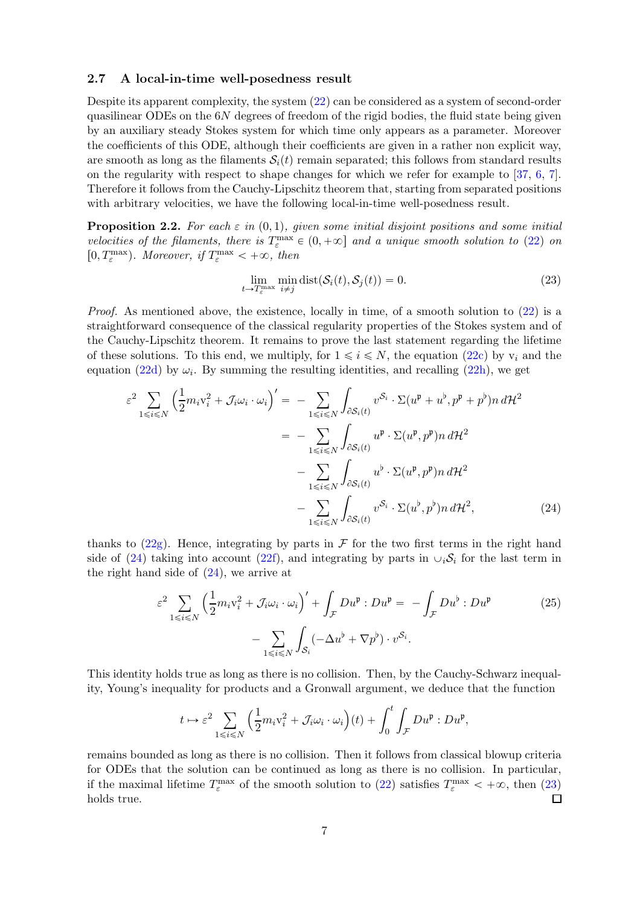### 2.7 A local-in-time well-posedness result

Despite its apparent complexity, the system (22) can be considered as a system of second-order quasilinear ODEs on the $6N$ degrees of freedom of the rigid bodies, the fluid state being given by an auxiliary steady Stokes system for which time only appears as a parameter. Moreover the coefficients of this ODE, although their coefficients are given in a rather non explicit way, are smooth as long as the filaments $\mathcal{S}_i(t)$ remain separated; this follows from standard results on the regularity with respect to shape changes for which we refer for example to [37, 6, 7]. Therefore it follows from the Cauchy-Lipschitz theorem that, starting from separated positions with arbitrary velocities, we have the following local-in-time well-posedness result.

**Proposition 2.2.** *For each $\varepsilon$ in $(0, 1)$, given some initial disjoint positions and some initial velocities of the filaments, there is $T_\varepsilon^{\max} \in (0, +\infty]$ and a unique smooth solution to (22) on $[0, T_\varepsilon^{\max})$. Moreover, if $T_\varepsilon^{\max} < +\infty$, then*

$$\lim_{t \to T_\varepsilon^{\max}} \min_{i \neq j} \operatorname{dist}(\mathcal{S}_i(t), \mathcal{S}_j(t)) = 0. \tag{23}$$

*Proof.* As mentioned above, the existence, locally in time, of a smooth solution to (22) is a straightforward consequence of the classical regularity properties of the Stokes system and of the Cauchy-Lipschitz theorem. It remains to prove the last statement regarding the lifetime of these solutions. To this end, we multiply, for $1 \leqslant i \leqslant N$, the equation (22c) by $\mathrm{v}_i$ and the equation (22d) by $\omega_i$. By summing the resulting identities, and recalling (22h), we get

$$\begin{aligned}
\varepsilon^2 \sum_{1 \leqslant i \leqslant N} \Big( \frac{1}{2} m_i \mathrm{v}_i^2 + \mathcal{J}_i \omega_i \cdot \omega_i \Big)' &= - \sum_{1 \leqslant i \leqslant N} \int_{\partial \mathcal{S}_i(t)} v^{\mathcal{S}_i} \cdot \Sigma(u^{\mathfrak{p}} + u^{\flat}, p^{\mathfrak{p}} + p^{\flat}) n \, d\mathcal{H}^2 \\
&= - \sum_{1 \leqslant i \leqslant N} \int_{\partial \mathcal{S}_i(t)} u^{\mathfrak{p}} \cdot \Sigma(u^{\mathfrak{p}}, p^{\mathfrak{p}}) n \, d\mathcal{H}^2 \\
&\quad - \sum_{1 \leqslant i \leqslant N} \int_{\partial \mathcal{S}_i(t)} u^{\flat} \cdot \Sigma(u^{\mathfrak{p}}, p^{\mathfrak{p}}) n \, d\mathcal{H}^2 \\
&\quad - \sum_{1 \leqslant i \leqslant N} \int_{\partial \mathcal{S}_i(t)} v^{\mathcal{S}_i} \cdot \Sigma(u^{\flat}, p^{\flat}) n \, d\mathcal{H}^2,
\end{aligned} \tag{24}$$

thanks to (22g). Hence, integrating by parts in $\mathcal{F}$ for the two first terms in the right hand side of (24) taking into account (22f), and integrating by parts in $\cup_i \mathcal{S}_i$ for the last term in the right hand side of (24), we arrive at

$$\begin{aligned}
\varepsilon^2 \sum_{1 \leqslant i \leqslant N} \Big( \frac{1}{2} m_i \mathrm{v}_i^2 + \mathcal{J}_i \omega_i \cdot \omega_i \Big)' + \int_{\mathcal{F}} Du^{\mathfrak{p}} : Du^{\mathfrak{p}} &= - \int_{\mathcal{F}} Du^{\flat} : Du^{\mathfrak{p}} \\
&\quad - \sum_{1 \leqslant i \leqslant N} \int_{\mathcal{S}_i} (-\Delta u^{\flat} + \nabla p^{\flat}) \cdot v^{\mathcal{S}_i}.
\end{aligned} \tag{25}$$

This identity holds true as long as there is no collision. Then, by the Cauchy-Schwarz inequality, Young's inequality for products and a Gronwall argument, we deduce that the function

$$t \mapsto \varepsilon^2 \sum_{1 \leqslant i \leqslant N} \Big( \frac{1}{2} m_i \mathrm{v}_i^2 + \mathcal{J}_i \omega_i \cdot \omega_i \Big)(t) + \int_0^t \int_{\mathcal{F}} Du^{\mathfrak{p}} : Du^{\mathfrak{p}},$$

remains bounded as long as there is no collision. Then it follows from classical blowup criteria for ODEs that the solution can be continued as long as there is no collision. In particular, if the maximal lifetime $T_\varepsilon^{\max}$ of the smooth solution to (22) satisfies $T_\varepsilon^{\max} < +\infty$, then (23) holds true. $\square$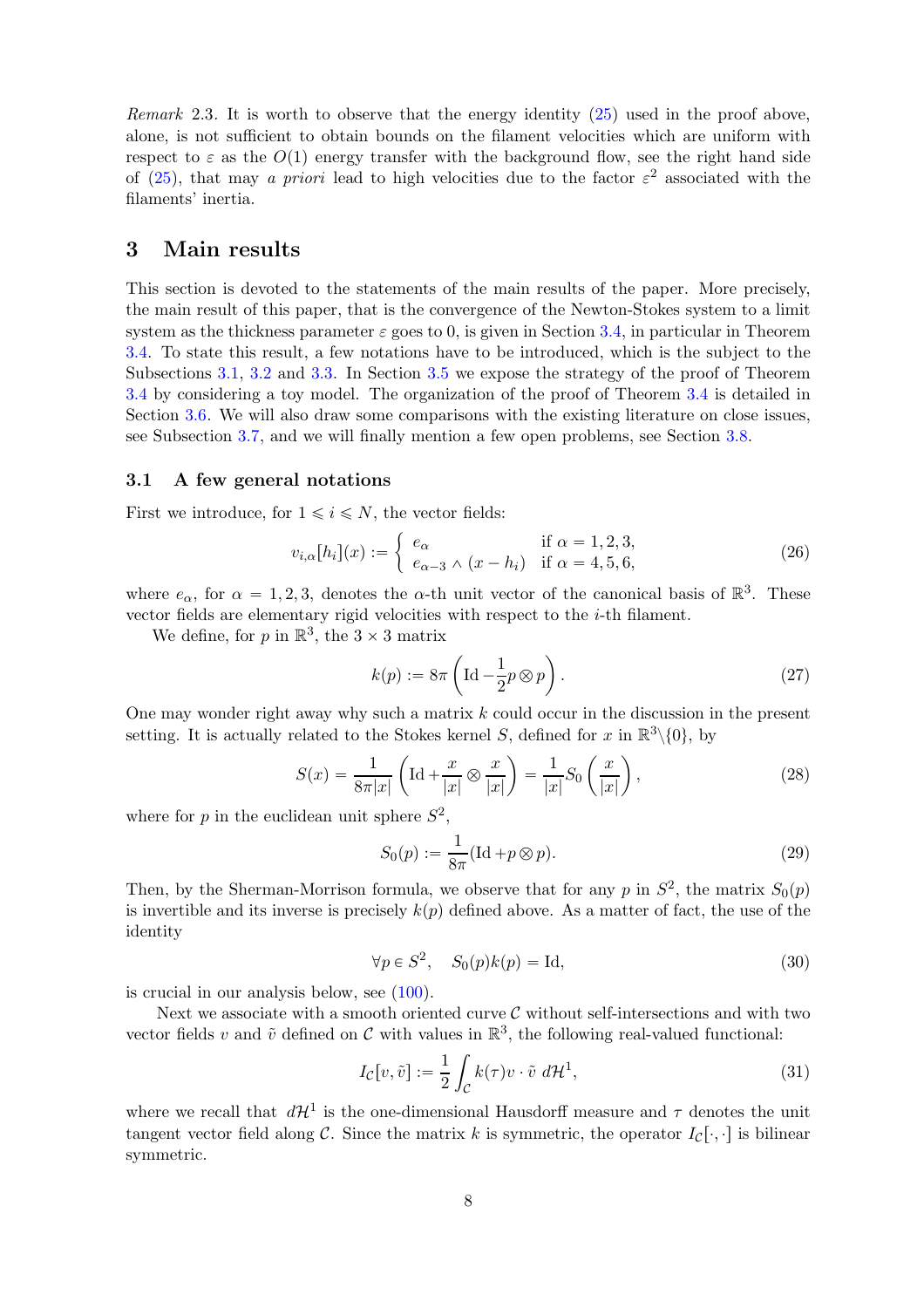*Remark* 2.3. It is worth to observe that the energy identity (25) used in the proof above, alone, is not sufficient to obtain bounds on the filament velocities which are uniform with respect to $\varepsilon$ as the $O(1)$ energy transfer with the background flow, see the right hand side of (25), that may *a priori* lead to high velocities due to the factor $\varepsilon^2$ associated with the filaments' inertia.

# 3 Main results

This section is devoted to the statements of the main results of the paper. More precisely, the main result of this paper, that is the convergence of the Newton-Stokes system to a limit system as the thickness parameter $\varepsilon$ goes to 0, is given in Section 3.4, in particular in Theorem 3.4. To state this result, a few notations have to be introduced, which is the subject to the Subsections 3.1, 3.2 and 3.3. In Section 3.5 we expose the strategy of the proof of Theorem 3.4 by considering a toy model. The organization of the proof of Theorem 3.4 is detailed in Section 3.6. We will also draw some comparisons with the existing literature on close issues, see Subsection 3.7, and we will finally mention a few open problems, see Section 3.8.

## 3.1 A few general notations

First we introduce, for $1 \leqslant i \leqslant N$, the vector fields:

$$v_{i,\alpha}[h_i](x) := \begin{cases} e_\alpha & \text{if } \alpha = 1,2,3, \\ e_{\alpha-3} \wedge (x - h_i) & \text{if } \alpha = 4,5,6, \end{cases} \tag{26}$$

where $e_\alpha$, for $\alpha = 1,2,3$, denotes the $\alpha$-th unit vector of the canonical basis of $\mathbb{R}^3$. These vector fields are elementary rigid velocities with respect to the $i$-th filament.

We define, for $p$ in $\mathbb{R}^3$, the $3 \times 3$ matrix

$$k(p) := 8\pi \left( \mathrm{Id} - \frac{1}{2} p \otimes p \right). \tag{27}$$

One may wonder right away why such a matrix $k$ could occur in the discussion in the present setting. It is actually related to the Stokes kernel $S$, defined for $x$ in $\mathbb{R}^3 \backslash \{0\}$, by

$$S(x) = \frac{1}{8\pi |x|} \left( \mathrm{Id} + \frac{x}{|x|} \otimes \frac{x}{|x|} \right) = \frac{1}{|x|} S_0 \left( \frac{x}{|x|} \right), \tag{28}$$

where for $p$ in the euclidean unit sphere $S^2$,

$$S_0(p) := \frac{1}{8\pi} (\mathrm{Id} + p \otimes p). \tag{29}$$

Then, by the Sherman-Morrison formula, we observe that for any $p$ in $S^2$, the matrix $S_0(p)$ is invertible and its inverse is precisely $k(p)$ defined above. As a matter of fact, the use of the identity

$$\forall p \in S^2, \quad S_0(p) k(p) = \mathrm{Id}, \tag{30}$$

is crucial in our analysis below, see (100).

Next we associate with a smooth oriented curve $\mathcal{C}$ without self-intersections and with two vector fields $v$ and $\tilde{v}$ defined on $\mathcal{C}$ with values in $\mathbb{R}^3$, the following real-valued functional:

$$I_{\mathcal{C}}[v, \tilde{v}] := \frac{1}{2} \int_{\mathcal{C}} k(\tau) v \cdot \tilde{v} \, d\mathcal{H}^1, \tag{31}$$

where we recall that $d\mathcal{H}^1$ is the one-dimensional Hausdorff measure and $\tau$ denotes the unit tangent vector field along $\mathcal{C}$. Since the matrix $k$ is symmetric, the operator $I_{\mathcal{C}}[\cdot, \cdot]$ is bilinear symmetric.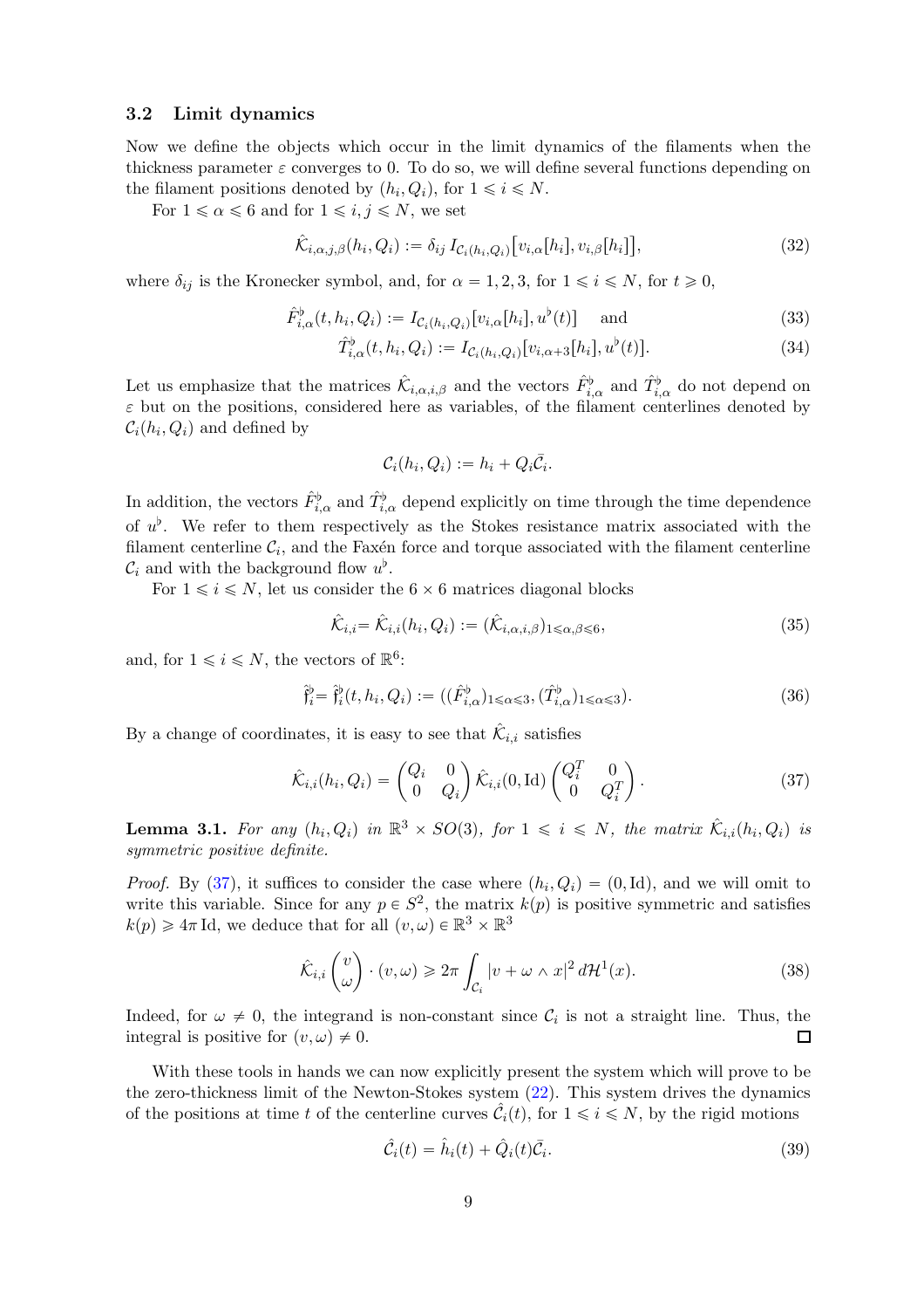### 3.2 Limit dynamics

Now we define the objects which occur in the limit dynamics of the filaments when the thickness parameter $\varepsilon$ converges to 0. To do so, we will define several functions depending on the filament positions denoted by $(h_i, Q_i)$, for $1 \leqslant i \leqslant N$.

For $1 \leqslant \alpha \leqslant 6$ and for $1 \leqslant i, j \leqslant N$, we set

$$\hat{\mathcal{K}}_{i,\alpha,j,\beta}(h_i, Q_i) := \delta_{ij}\, I_{\mathcal{C}_i(h_i,Q_i)}\big[v_{i,\alpha}[h_i], v_{i,\beta}[h_i]\big], \tag{32}$$

where $\delta_{ij}$ is the Kronecker symbol, and, for $\alpha = 1, 2, 3$, for $1 \leqslant i \leqslant N$, for $t \geqslant 0$,

$$\hat{F}^{\flat}_{i,\alpha}(t, h_i, Q_i) := I_{\mathcal{C}_i(h_i,Q_i)}[v_{i,\alpha}[h_i], u^{\flat}(t)] \quad \text{and} \tag{33}$$

$$\hat{T}^{\flat}_{i,\alpha}(t, h_i, Q_i) := I_{\mathcal{C}_i(h_i,Q_i)}[v_{i,\alpha+3}[h_i], u^{\flat}(t)]. \tag{34}$$

Let us emphasize that the matrices $\hat{\mathcal{K}}_{i,\alpha,i,\beta}$ and the vectors $\hat{F}^{\flat}_{i,\alpha}$ and $\hat{T}^{\flat}_{i,\alpha}$ do not depend on $\varepsilon$ but on the positions, considered here as variables, of the filament centerlines denoted by $\mathcal{C}_i(h_i, Q_i)$ and defined by

$$\mathcal{C}_i(h_i, Q_i) := h_i + Q_i \bar{\mathcal{C}}_i.$$

In addition, the vectors $\hat{F}^{\flat}_{i,\alpha}$ and $\hat{T}^{\flat}_{i,\alpha}$ depend explicitly on time through the time dependence of $u^{\flat}$. We refer to them respectively as the Stokes resistance matrix associated with the filament centerline $\mathcal{C}_i$, and the Faxén force and torque associated with the filament centerline $\mathcal{C}_i$ and with the background flow $u^{\flat}$.

For $1 \leqslant i \leqslant N$, let us consider the $6 \times 6$ matrices diagonal blocks

$$\hat{\mathcal{K}}_{i,i} = \hat{\mathcal{K}}_{i,i}(h_i, Q_i) := (\hat{\mathcal{K}}_{i,\alpha,i,\beta})_{1 \leqslant \alpha,\beta \leqslant 6}, \tag{35}$$

and, for $1 \leqslant i \leqslant N$, the vectors of $\mathbb{R}^6$:

$$\hat{\mathfrak{f}}^{\flat}_i = \hat{\mathfrak{f}}^{\flat}_i(t, h_i, Q_i) := ((\hat{F}^{\flat}_{i,\alpha})_{1 \leqslant \alpha \leqslant 3}, (\hat{T}^{\flat}_{i,\alpha})_{1 \leqslant \alpha \leqslant 3}). \tag{36}$$

By a change of coordinates, it is easy to see that $\hat{\mathcal{K}}_{i,i}$ satisfies

$$\hat{\mathcal{K}}_{i,i}(h_i, Q_i) = \begin{pmatrix} Q_i & 0 \\ 0 & Q_i \end{pmatrix} \hat{\mathcal{K}}_{i,i}(0, \mathrm{Id}) \begin{pmatrix} Q_i^T & 0 \\ 0 & Q_i^T \end{pmatrix}. \tag{37}$$

**Lemma 3.1.** *For any $(h_i, Q_i)$ in $\mathbb{R}^3 \times SO(3)$, for $1 \leqslant i \leqslant N$, the matrix $\hat{\mathcal{K}}_{i,i}(h_i, Q_i)$ is symmetric positive definite.*

*Proof.* By (37), it suffices to consider the case where $(h_i, Q_i) = (0, \mathrm{Id})$, and we will omit to write this variable. Since for any $p \in S^2$, the matrix $k(p)$ is positive symmetric and satisfies $k(p) \geqslant 4\pi\,\mathrm{Id}$, we deduce that for all $(v, \omega) \in \mathbb{R}^3 \times \mathbb{R}^3$

$$\hat{\mathcal{K}}_{i,i} \begin{pmatrix} v \\ \omega \end{pmatrix} \cdot (v, \omega) \geqslant 2\pi \int_{\mathcal{C}_i} |v + \omega \wedge x|^2 \, d\mathcal{H}^1(x). \tag{38}$$

Indeed, for $\omega \neq 0$, the integrand is non-constant since $\mathcal{C}_i$ is not a straight line. Thus, the integral is positive for $(v, \omega) \neq 0$. $\square$

With these tools in hands we can now explicitly present the system which will prove to be the zero-thickness limit of the Newton-Stokes system (22). This system drives the dynamics of the positions at time $t$ of the centerline curves $\hat{\mathcal{C}}_i(t)$, for $1 \leqslant i \leqslant N$, by the rigid motions

$$\hat{\mathcal{C}}_i(t) = \hat{h}_i(t) + \hat{Q}_i(t) \bar{\mathcal{C}}_i. \tag{39}$$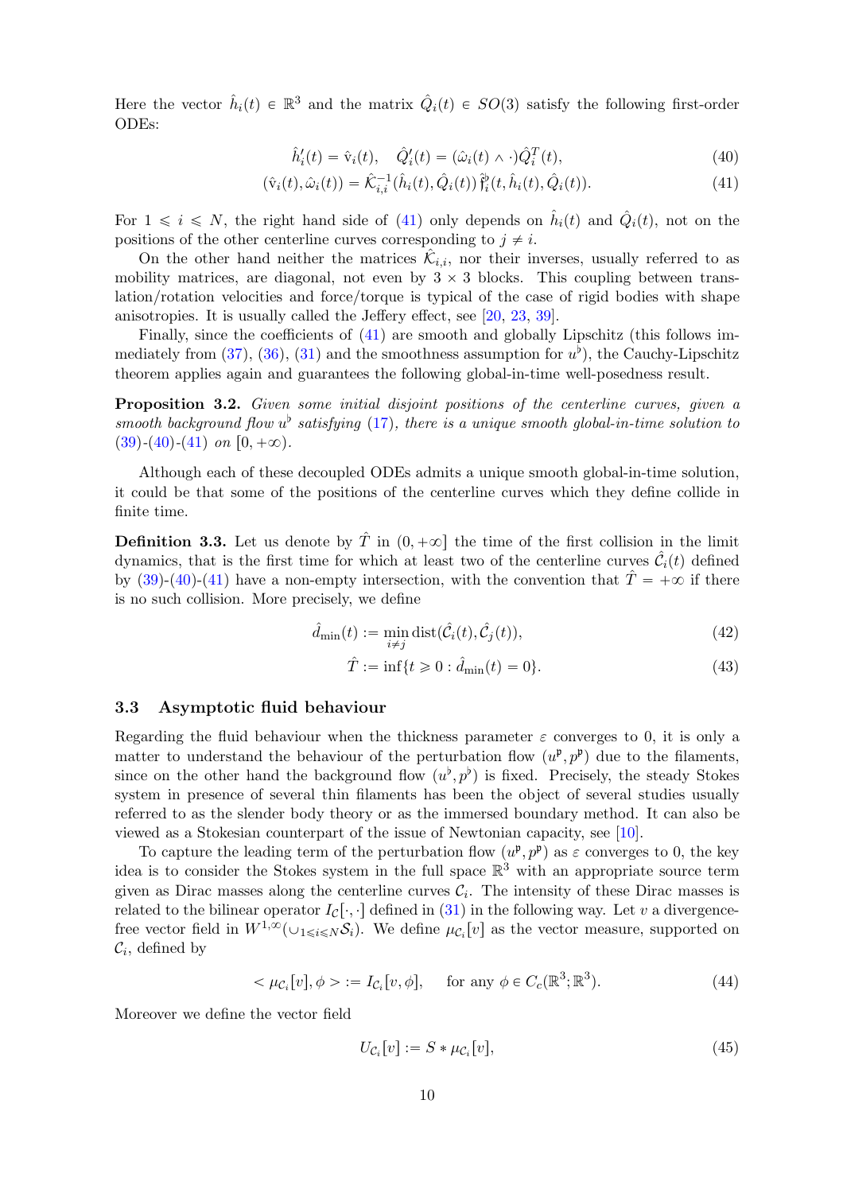Here the vector $\hat{h}_i(t) \in \mathbb{R}^3$ and the matrix $\hat{Q}_i(t) \in SO(3)$ satisfy the following first-order ODEs:

$$\hat{h}_i'(t) = \hat{\mathrm{v}}_i(t), \quad \hat{Q}_i'(t) = (\hat{\omega}_i(t) \wedge \cdot)\hat{Q}_i^T(t), \tag{40}$$

$$(\hat{\mathrm{v}}_i(t), \hat{\omega}_i(t)) = \hat{\mathcal{K}}_{i,i}^{-1}(\hat{h}_i(t), \hat{Q}_i(t))\, \hat{\mathfrak{f}}_i^\flat(t, \hat{h}_i(t), \hat{Q}_i(t)). \tag{41}$$

For $1 \leqslant i \leqslant N$, the right hand side of (41) only depends on $\hat{h}_i(t)$ and $\hat{Q}_i(t)$, not on the positions of the other centerline curves corresponding to $j \neq i$.

On the other hand neither the matrices $\hat{\mathcal{K}}_{i,i}$, nor their inverses, usually referred to as mobility matrices, are diagonal, not even by $3 \times 3$ blocks. This coupling between translation/rotation velocities and force/torque is typical of the case of rigid bodies with shape anisotropies. It is usually called the Jeffery effect, see [20, 23, 39].

Finally, since the coefficients of (41) are smooth and globally Lipschitz (this follows immediately from (37), (36), (31) and the smoothness assumption for $u^\flat$), the Cauchy-Lipschitz theorem applies again and guarantees the following global-in-time well-posedness result.

**Proposition 3.2.** *Given some initial disjoint positions of the centerline curves, given a smooth background flow $u^\flat$ satisfying (17), there is a unique smooth global-in-time solution to (39)-(40)-(41) on $[0, +\infty)$.*

Although each of these decoupled ODEs admits a unique smooth global-in-time solution, it could be that some of the positions of the centerline curves which they define collide in finite time.

**Definition 3.3.** Let us denote by $\hat{T}$ in $(0, +\infty]$ the time of the first collision in the limit dynamics, that is the first time for which at least two of the centerline curves $\hat{\mathcal{C}}_i(t)$ defined by (39)-(40)-(41) have a non-empty intersection, with the convention that $\hat{T} = +\infty$ if there is no such collision. More precisely, we define

$$\hat{d}_{\min}(t) := \min_{i \neq j} \operatorname{dist}(\hat{\mathcal{C}}_i(t), \hat{\mathcal{C}}_j(t)), \tag{42}$$

$$\hat{T} := \inf\{t \geqslant 0 : \hat{d}_{\min}(t) = 0\}. \tag{43}$$

### 3.3 Asymptotic fluid behaviour

Regarding the fluid behaviour when the thickness parameter $\varepsilon$ converges to 0, it is only a matter to understand the behaviour of the perturbation flow $(u^\mathfrak{p}, p^\mathfrak{p})$ due to the filaments, since on the other hand the background flow $(u^\flat, p^\flat)$ is fixed. Precisely, the steady Stokes system in presence of several thin filaments has been the object of several studies usually referred to as the slender body theory or as the immersed boundary method. It can also be viewed as a Stokesian counterpart of the issue of Newtonian capacity, see [10].

To capture the leading term of the perturbation flow $(u^\mathfrak{p}, p^\mathfrak{p})$ as $\varepsilon$ converges to 0, the key idea is to consider the Stokes system in the full space $\mathbb{R}^3$ with an appropriate source term given as Dirac masses along the centerline curves $\mathcal{C}_i$. The intensity of these Dirac masses is related to the bilinear operator $I_\mathcal{C}[\cdot, \cdot]$ defined in (31) in the following way. Let $v$ a divergence-free vector field in $W^{1,\infty}(\cup_{1 \leqslant i \leqslant N} \mathcal{S}_i)$. We define $\mu_{\mathcal{C}_i}[v]$ as the vector measure, supported on $\mathcal{C}_i$, defined by

$$< \mu_{\mathcal{C}_i}[v], \phi > := I_{\mathcal{C}_i}[v, \phi], \quad \text{for any } \phi \in C_c(\mathbb{R}^3; \mathbb{R}^3). \tag{44}$$

Moreover we define the vector field

$$U_{\mathcal{C}_i}[v] := S * \mu_{\mathcal{C}_i}[v], \tag{45}$$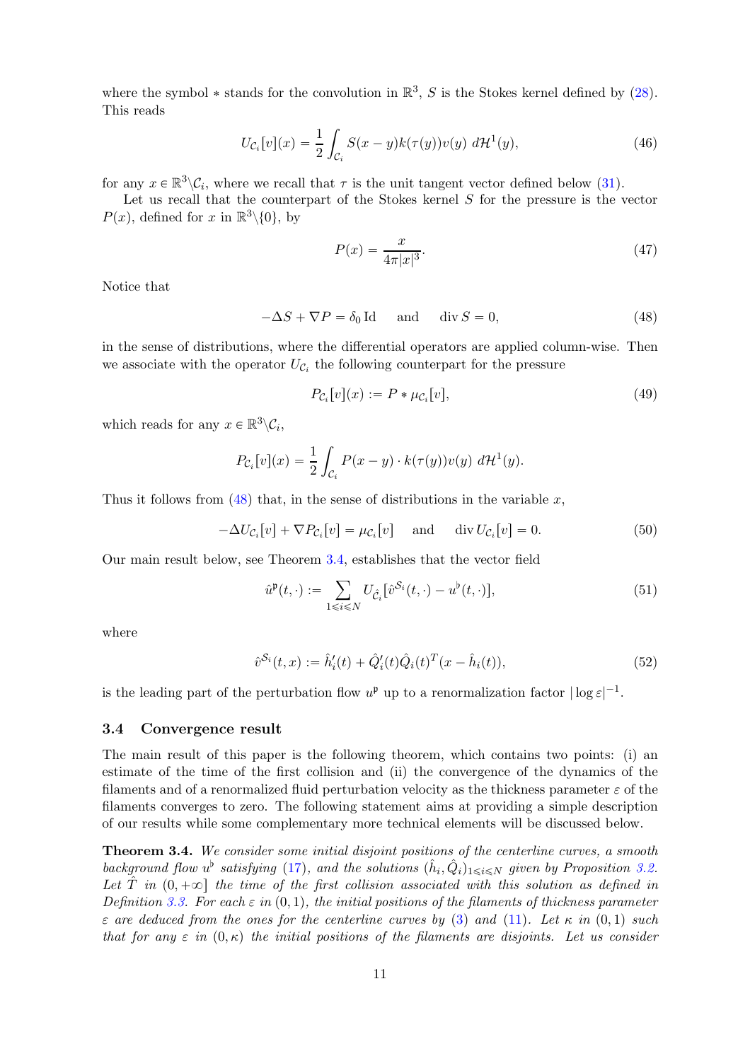where the symbol $*$ stands for the convolution in $\mathbb{R}^3$, $S$ is the Stokes kernel defined by (28). This reads

$$U_{\mathcal{C}_i}[v](x) = \frac{1}{2}\int_{\mathcal{C}_i} S(x-y)k(\tau(y))v(y)\; d\mathcal{H}^1(y), \tag{46}$$

for any $x \in \mathbb{R}^3\backslash\mathcal{C}_i$, where we recall that $\tau$ is the unit tangent vector defined below (31).

Let us recall that the counterpart of the Stokes kernel $S$ for the pressure is the vector $P(x)$, defined for $x$ in $\mathbb{R}^3\backslash\{0\}$, by

$$P(x) = \frac{x}{4\pi|x|^3}. \tag{47}$$

Notice that

$$-\Delta S + \nabla P = \delta_0 \operatorname{Id} \quad \text{ and } \quad \operatorname{div} S = 0, \tag{48}$$

in the sense of distributions, where the differential operators are applied column-wise. Then we associate with the operator $U_{\mathcal{C}_i}$ the following counterpart for the pressure

$$P_{\mathcal{C}_i}[v](x) := P * \mu_{\mathcal{C}_i}[v], \tag{49}$$

which reads for any $x \in \mathbb{R}^3\backslash\mathcal{C}_i$,

$$P_{\mathcal{C}_i}[v](x) = \frac{1}{2}\int_{\mathcal{C}_i} P(x-y)\cdot k(\tau(y))v(y)\; d\mathcal{H}^1(y).$$

Thus it follows from (48) that, in the sense of distributions in the variable $x$,

$$-\Delta U_{\mathcal{C}_i}[v] + \nabla P_{\mathcal{C}_i}[v] = \mu_{\mathcal{C}_i}[v] \quad \text{ and } \quad \operatorname{div} U_{\mathcal{C}_i}[v] = 0. \tag{50}$$

Our main result below, see Theorem 3.4, establishes that the vector field

$$\hat{u}^{\mathfrak{p}}(t,\cdot) := \sum_{1\leqslant i\leqslant N} U_{\hat{\mathcal{C}}_i}[\hat{v}^{\mathcal{S}_i}(t,\cdot) - u^\flat(t,\cdot)], \tag{51}$$

where

$$\hat{v}^{\mathcal{S}_i}(t,x) := \hat{h}_i'(t) + \hat{Q}_i'(t)\hat{Q}_i(t)^T(x - \hat{h}_i(t)), \tag{52}$$

is the leading part of the perturbation flow $u^{\mathfrak{p}}$ up to a renormalization factor $|\log\varepsilon|^{-1}$.

### 3.4 Convergence result

The main result of this paper is the following theorem, which contains two points: (i) an estimate of the time of the first collision and (ii) the convergence of the dynamics of the filaments and of a renormalized fluid perturbation velocity as the thickness parameter $\varepsilon$ of the filaments converges to zero. The following statement aims at providing a simple description of our results while some complementary more technical elements will be discussed below.

**Theorem 3.4.** *We consider some initial disjoint positions of the centerline curves, a smooth background flow $u^\flat$ satisfying (17), and the solutions $(\hat{h}_i, \hat{Q}_i)_{1\leqslant i\leqslant N}$ given by Proposition 3.2. Let $\hat{T}$ in $(0,+\infty]$ the time of the first collision associated with this solution as defined in Definition 3.3. For each $\varepsilon$ in $(0,1)$, the initial positions of the filaments of thickness parameter $\varepsilon$ are deduced from the ones for the centerline curves by (3) and (11). Let $\kappa$ in $(0,1)$ such that for any $\varepsilon$ in $(0,\kappa)$ the initial positions of the filaments are disjoints. Let us consider*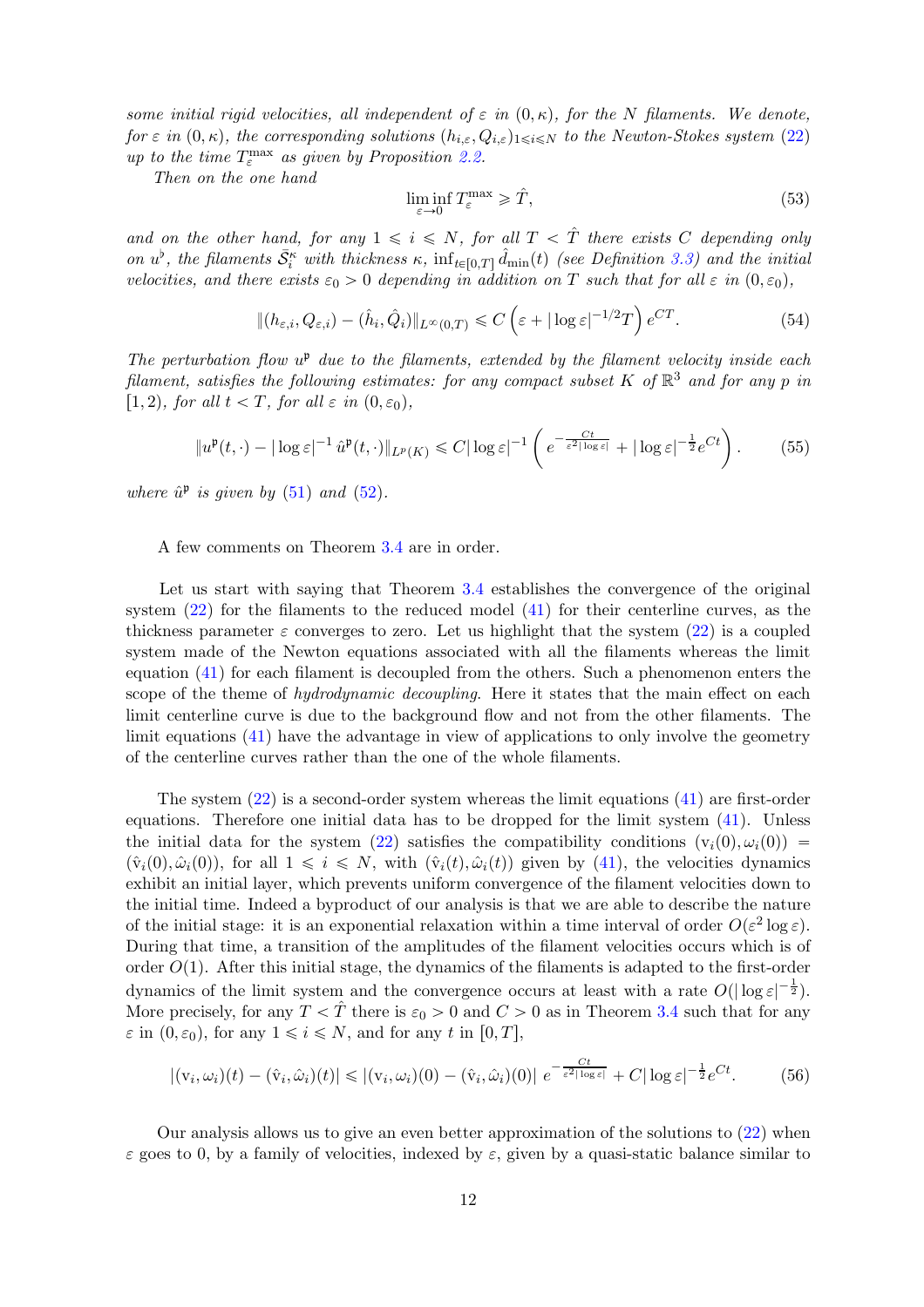*some initial rigid velocities, all independent of $\varepsilon$ in $(0,\kappa)$, for the $N$ filaments. We denote, for $\varepsilon$ in $(0,\kappa)$, the corresponding solutions $(h_{i,\varepsilon}, Q_{i,\varepsilon})_{1\leqslant i\leqslant N}$ to the Newton-Stokes system (22) up to the time $T_\varepsilon^{\max}$ as given by Proposition 2.2.*

*Then on the one hand*

$$\liminf_{\varepsilon\to 0} T_\varepsilon^{\max} \geqslant \hat{T}, \tag{53}$$

*and on the other hand, for any $1 \leqslant i \leqslant N$, for all $T < \hat{T}$ there exists $C$ depending only on $u^\flat$, the filaments $\bar{\mathcal{S}}_i^\kappa$ with thickness $\kappa$, $\inf_{t\in[0,T]} \hat{d}_{\min}(t)$ (see Definition 3.3) and the initial velocities, and there exists $\varepsilon_0 > 0$ depending in addition on $T$ such that for all $\varepsilon$ in $(0,\varepsilon_0)$,*

$$\|(h_{\varepsilon,i}, Q_{\varepsilon,i}) - (\hat{h}_i, \hat{Q}_i)\|_{L^\infty(0,T)} \leqslant C\left(\varepsilon + |\log\varepsilon|^{-1/2} T\right) e^{CT}. \tag{54}$$

*The perturbation flow $u^\mathfrak{p}$ due to the filaments, extended by the filament velocity inside each filament, satisfies the following estimates: for any compact subset $K$ of $\mathbb{R}^3$ and for any $p$ in $[1,2)$, for all $t < T$, for all $\varepsilon$ in $(0,\varepsilon_0)$,*

$$\|u^\mathfrak{p}(t,\cdot) - |\log\varepsilon|^{-1}\,\hat{u}^\mathfrak{p}(t,\cdot)\|_{L^p(K)} \leqslant C|\log\varepsilon|^{-1}\left(e^{-\frac{Ct}{\varepsilon^2|\log\varepsilon|}} + |\log\varepsilon|^{-\frac{1}{2}} e^{Ct}\right). \tag{55}$$

*where $\hat{u}^\mathfrak{p}$ is given by (51) and (52).*

A few comments on Theorem 3.4 are in order.

Let us start with saying that Theorem 3.4 establishes the convergence of the original system (22) for the filaments to the reduced model (41) for their centerline curves, as the thickness parameter $\varepsilon$ converges to zero. Let us highlight that the system (22) is a coupled system made of the Newton equations associated with all the filaments whereas the limit equation (41) for each filament is decoupled from the others. Such a phenomenon enters the scope of the theme of *hydrodynamic decoupling*. Here it states that the main effect on each limit centerline curve is due to the background flow and not from the other filaments. The limit equations (41) have the advantage in view of applications to only involve the geometry of the centerline curves rather than the one of the whole filaments.

The system (22) is a second-order system whereas the limit equations (41) are first-order equations. Therefore one initial data has to be dropped for the limit system (41). Unless the initial data for the system (22) satisfies the compatibility conditions $(\mathrm{v}_i(0), \omega_i(0)) = (\hat{\mathrm{v}}_i(0), \hat{\omega}_i(0))$, for all $1 \leqslant i \leqslant N$, with $(\hat{\mathrm{v}}_i(t), \hat{\omega}_i(t))$ given by (41), the velocities dynamics exhibit an initial layer, which prevents uniform convergence of the filament velocities down to the initial time. Indeed a byproduct of our analysis is that we are able to describe the nature of the initial stage: it is an exponential relaxation within a time interval of order $O(\varepsilon^2 \log\varepsilon)$. During that time, a transition of the amplitudes of the filament velocities occurs which is of order $O(1)$. After this initial stage, the dynamics of the filaments is adapted to the first-order dynamics of the limit system and the convergence occurs at least with a rate $O(|\log\varepsilon|^{-\frac{1}{2}})$. More precisely, for any $T < \hat{T}$ there is $\varepsilon_0 > 0$ and $C > 0$ as in Theorem 3.4 such that for any $\varepsilon$ in $(0,\varepsilon_0)$, for any $1 \leqslant i \leqslant N$, and for any $t$ in $[0,T]$,

$$|(\mathrm{v}_i, \omega_i)(t) - (\hat{\mathrm{v}}_i, \hat{\omega}_i)(t)| \leqslant |(\mathrm{v}_i, \omega_i)(0) - (\hat{\mathrm{v}}_i, \hat{\omega}_i)(0)|\; e^{-\frac{Ct}{\varepsilon^2|\log\varepsilon|}} + C|\log\varepsilon|^{-\frac{1}{2}} e^{Ct}. \tag{56}$$

Our analysis allows us to give an even better approximation of the solutions to (22) when $\varepsilon$ goes to 0, by a family of velocities, indexed by $\varepsilon$, given by a quasi-static balance similar to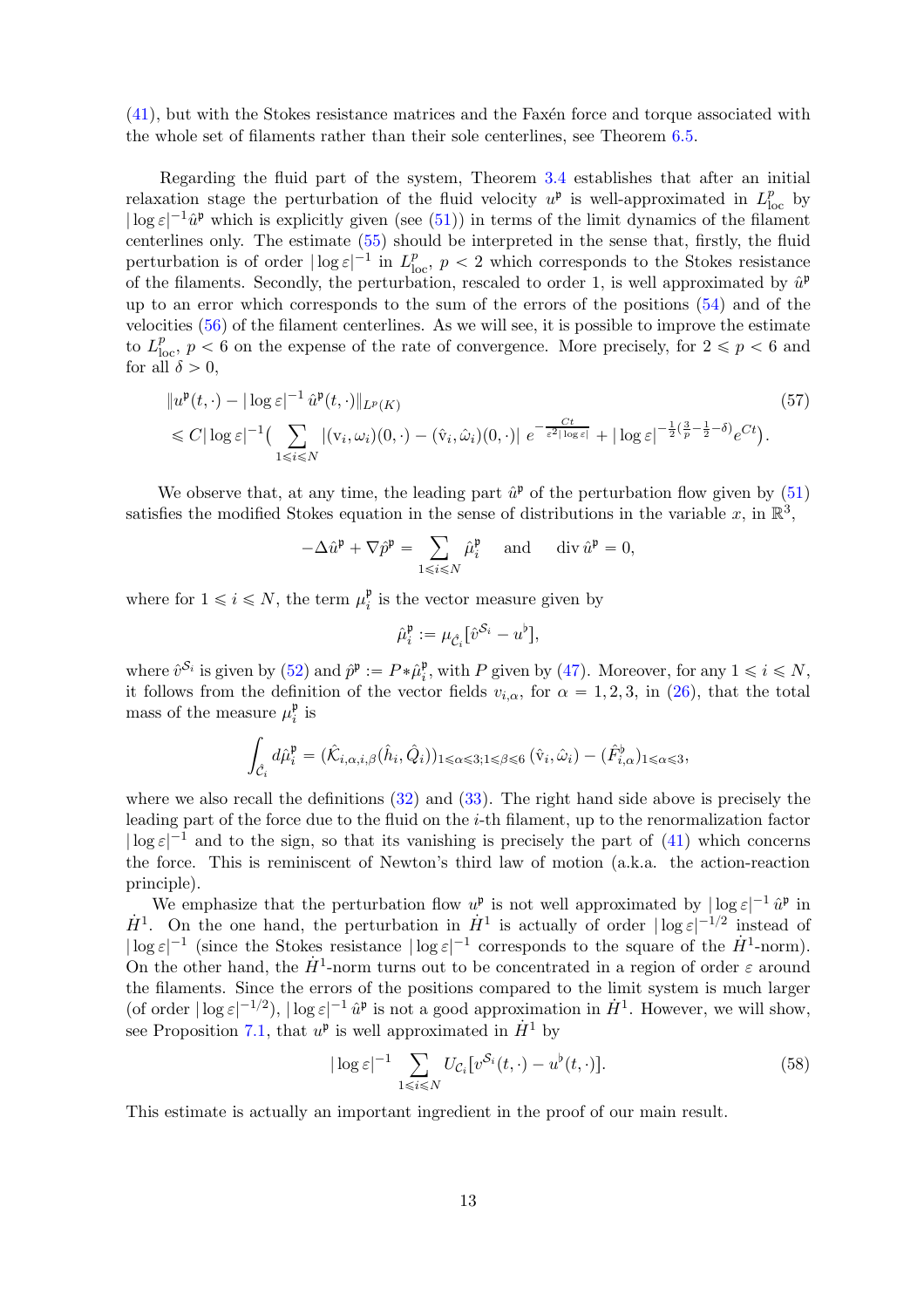(41), but with the Stokes resistance matrices and the Faxén force and torque associated with the whole set of filaments rather than their sole centerlines, see Theorem 6.5.

Regarding the fluid part of the system, Theorem 3.4 establishes that after an initial relaxation stage the perturbation of the fluid velocity $u^{\mathfrak{p}}$ is well-approximated in $L^p_{\text{loc}}$ by $|\log\varepsilon|^{-1}\hat{u}^{\mathfrak{p}}$ which is explicitly given (see (51)) in terms of the limit dynamics of the filament centerlines only. The estimate (55) should be interpreted in the sense that, firstly, the fluid perturbation is of order $|\log\varepsilon|^{-1}$ in $L^p_{\text{loc}}$, $p<2$ which corresponds to the Stokes resistance of the filaments. Secondly, the perturbation, rescaled to order 1, is well approximated by $\hat{u}^{\mathfrak{p}}$ up to an error which corresponds to the sum of the errors of the positions (54) and of the velocities (56) of the filament centerlines. As we will see, it is possible to improve the estimate to $L^p_{\text{loc}}$, $p<6$ on the expense of the rate of convergence. More precisely, for $2\leqslant p<6$ and for all $\delta>0$,

$$
\begin{aligned}
&\|u^{\mathfrak{p}}(t,\cdot)-|\log\varepsilon|^{-1}\hat{u}^{\mathfrak{p}}(t,\cdot)\|_{L^p(K)} \qquad (57)\\
&\leqslant C|\log\varepsilon|^{-1}\Big(\sum_{1\leqslant i\leqslant N}|(\mathrm{v}_i,\omega_i)(0,\cdot)-(\hat{\mathrm{v}}_i,\hat{\omega}_i)(0,\cdot)|\;e^{-\frac{Ct}{\varepsilon^2|\log\varepsilon|}}+|\log\varepsilon|^{-\frac{1}{2}(\frac{3}{p}-\frac{1}{2}-\delta)}e^{Ct}\Big).
\end{aligned}
$$

We observe that, at any time, the leading part $\hat{u}^{\mathfrak{p}}$ of the perturbation flow given by (51) satisfies the modified Stokes equation in the sense of distributions in the variable $x$, in $\mathbb{R}^3$,

$$
-\Delta\hat{u}^{\mathfrak{p}}+\nabla\hat{p}^{\mathfrak{p}}=\sum_{1\leqslant i\leqslant N}\hat{\mu}_i^{\mathfrak{p}}\quad\text{ and }\quad\operatorname{div}\hat{u}^{\mathfrak{p}}=0,
$$

where for $1\leqslant i\leqslant N$, the term $\mu_i^{\mathfrak{p}}$ is the vector measure given by

$$
\hat{\mu}_i^{\mathfrak{p}}:=\mu_{\hat{\mathcal{C}}_i}[\hat{v}^{\mathcal{S}_i}-u^{\flat}],
$$

where $\hat{v}^{\mathcal{S}_i}$ is given by (52) and $\hat{p}^{\mathfrak{p}}:=P*\hat{\mu}_i^{\mathfrak{p}}$, with $P$ given by (47). Moreover, for any $1\leqslant i\leqslant N$, it follows from the definition of the vector fields $v_{i,\alpha}$, for $\alpha=1,2,3$, in (26), that the total mass of the measure $\mu_i^{\mathfrak{p}}$ is

$$
\int_{\hat{\mathcal{C}}_i}d\hat{\mu}_i^{\mathfrak{p}}=(\hat{\mathcal{K}}_{i,\alpha,i,\beta}(\hat{h}_i,\hat{Q}_i))_{1\leqslant\alpha\leqslant3;1\leqslant\beta\leqslant6}\,(\hat{\mathrm{v}}_i,\hat{\omega}_i)-(\hat{F}^{\flat}_{i,\alpha})_{1\leqslant\alpha\leqslant3},
$$

where we also recall the definitions (32) and (33). The right hand side above is precisely the leading part of the force due to the fluid on the $i$-th filament, up to the renormalization factor $|\log\varepsilon|^{-1}$ and to the sign, so that its vanishing is precisely the part of (41) which concerns the force. This is reminiscent of Newton's third law of motion (a.k.a. the action-reaction principle).

We emphasize that the perturbation flow $u^{\mathfrak{p}}$ is not well approximated by $|\log\varepsilon|^{-1}\hat{u}^{\mathfrak{p}}$ in $\dot{H}^1$. On the one hand, the perturbation in $\dot{H}^1$ is actually of order $|\log\varepsilon|^{-1/2}$ instead of $|\log\varepsilon|^{-1}$ (since the Stokes resistance $|\log\varepsilon|^{-1}$ corresponds to the square of the $\dot{H}^1$-norm). On the other hand, the $\dot{H}^1$-norm turns out to be concentrated in a region of order $\varepsilon$ around the filaments. Since the errors of the positions compared to the limit system is much larger (of order $|\log\varepsilon|^{-1/2}$), $|\log\varepsilon|^{-1}\hat{u}^{\mathfrak{p}}$ is not a good approximation in $\dot{H}^1$. However, we will show, see Proposition 7.1, that $u^{\mathfrak{p}}$ is well approximated in $\dot{H}^1$ by

$$
|\log\varepsilon|^{-1}\sum_{1\leqslant i\leqslant N}U_{\mathcal{C}_i}[v^{\mathcal{S}_i}(t,\cdot)-u^{\flat}(t,\cdot)]. \qquad (58)
$$

This estimate is actually an important ingredient in the proof of our main result.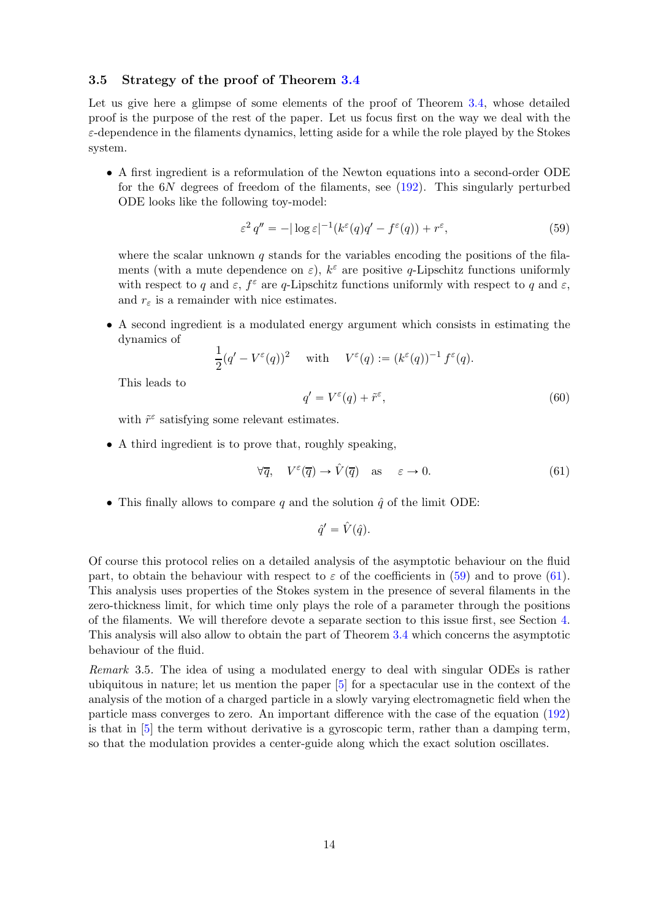### 3.5 Strategy of the proof of Theorem 3.4

Let us give here a glimpse of some elements of the proof of Theorem 3.4, whose detailed proof is the purpose of the rest of the paper. Let us focus first on the way we deal with the $\varepsilon$-dependence in the filaments dynamics, letting aside for a while the role played by the Stokes system.

- A first ingredient is a reformulation of the Newton equations into a second-order ODE for the $6N$ degrees of freedom of the filaments, see (192). This singularly perturbed ODE looks like the following toy-model:

$$\varepsilon^2 q'' = -|\log \varepsilon|^{-1}(k^\varepsilon(q)q' - f^\varepsilon(q)) + r^\varepsilon, \tag{59}$$

  where the scalar unknown $q$ stands for the variables encoding the positions of the filaments (with a mute dependence on $\varepsilon$), $k^\varepsilon$ are positive $q$-Lipschitz functions uniformly with respect to $q$ and $\varepsilon$, $f^\varepsilon$ are $q$-Lipschitz functions uniformly with respect to $q$ and $\varepsilon$, and $r_\varepsilon$ is a remainder with nice estimates.

- A second ingredient is a modulated energy argument which consists in estimating the dynamics of

$$\frac{1}{2}(q' - V^\varepsilon(q))^2 \quad \text{with} \quad V^\varepsilon(q) := (k^\varepsilon(q))^{-1} f^\varepsilon(q).$$

  This leads to

$$q' = V^\varepsilon(q) + \tilde{r}^\varepsilon, \tag{60}$$

  with $\tilde{r}^\varepsilon$ satisfying some relevant estimates.

- A third ingredient is to prove that, roughly speaking,

$$\forall \overline{q}, \quad V^\varepsilon(\overline{q}) \to \hat{V}(\overline{q}) \quad \text{as} \quad \varepsilon \to 0. \tag{61}$$

- This finally allows to compare $q$ and the solution $\hat{q}$ of the limit ODE:

$$\hat{q}' = \hat{V}(\hat{q}).$$

Of course this protocol relies on a detailed analysis of the asymptotic behaviour on the fluid part, to obtain the behaviour with respect to $\varepsilon$ of the coefficients in (59) and to prove (61). This analysis uses properties of the Stokes system in the presence of several filaments in the zero-thickness limit, for which time only plays the role of a parameter through the positions of the filaments. We will therefore devote a separate section to this issue first, see Section 4. This analysis will also allow to obtain the part of Theorem 3.4 which concerns the asymptotic behaviour of the fluid.

*Remark* 3.5. The idea of using a modulated energy to deal with singular ODEs is rather ubiquitous in nature; let us mention the paper [5] for a spectacular use in the context of the analysis of the motion of a charged particle in a slowly varying electromagnetic field when the particle mass converges to zero. An important difference with the case of the equation (192) is that in [5] the term without derivative is a gyroscopic term, rather than a damping term, so that the modulation provides a center-guide along which the exact solution oscillates.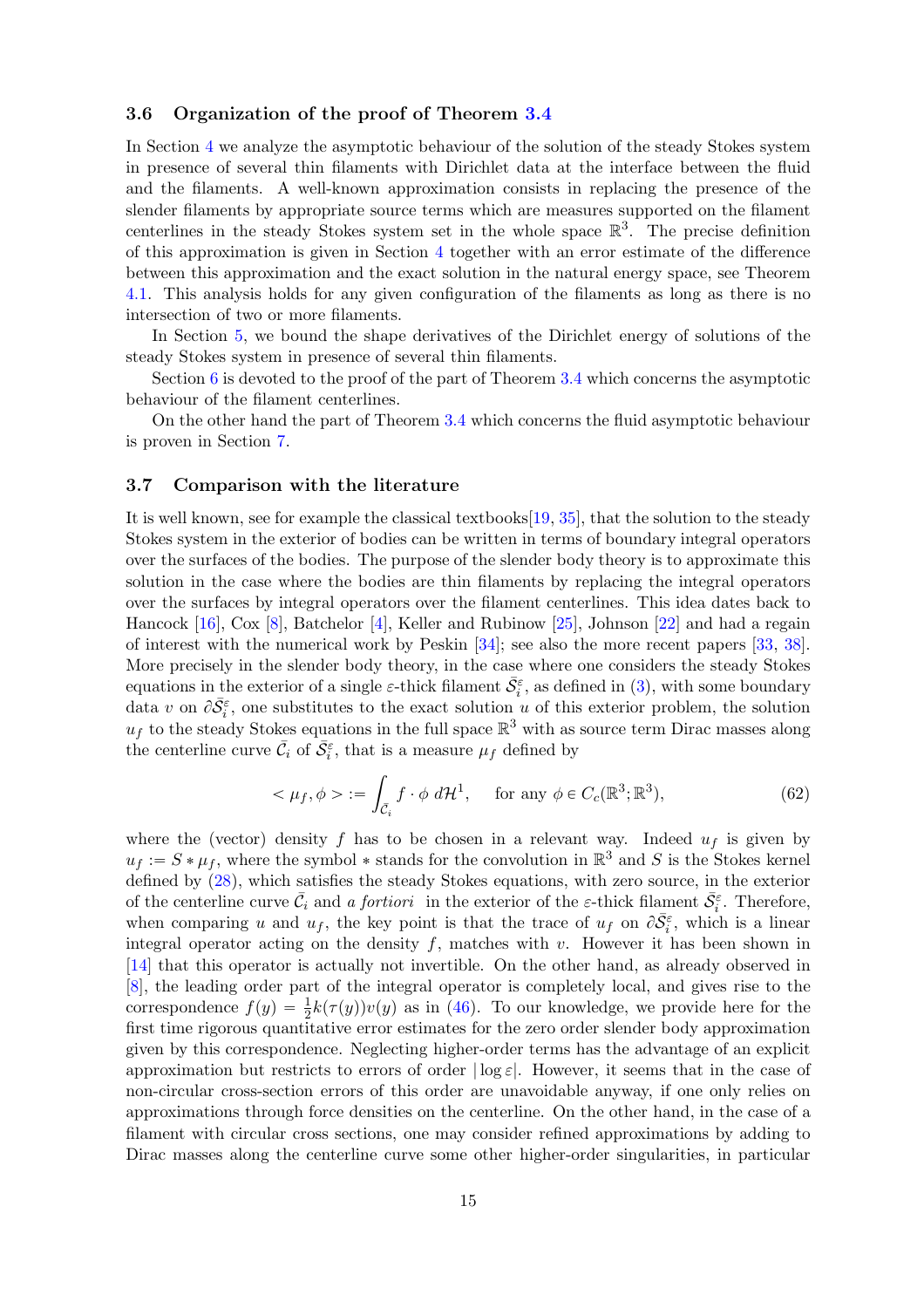### 3.6 Organization of the proof of Theorem 3.4

In Section 4 we analyze the asymptotic behaviour of the solution of the steady Stokes system in presence of several thin filaments with Dirichlet data at the interface between the fluid and the filaments. A well-known approximation consists in replacing the presence of the slender filaments by appropriate source terms which are measures supported on the filament centerlines in the steady Stokes system set in the whole space $\mathbb{R}^3$. The precise definition of this approximation is given in Section 4 together with an error estimate of the difference between this approximation and the exact solution in the natural energy space, see Theorem 4.1. This analysis holds for any given configuration of the filaments as long as there is no intersection of two or more filaments.

In Section 5, we bound the shape derivatives of the Dirichlet energy of solutions of the steady Stokes system in presence of several thin filaments.

Section 6 is devoted to the proof of the part of Theorem 3.4 which concerns the asymptotic behaviour of the filament centerlines.

On the other hand the part of Theorem 3.4 which concerns the fluid asymptotic behaviour is proven in Section 7.

### 3.7 Comparison with the literature

It is well known, see for example the classical textbooks[19, 35], that the solution to the steady Stokes system in the exterior of bodies can be written in terms of boundary integral operators over the surfaces of the bodies. The purpose of the slender body theory is to approximate this solution in the case where the bodies are thin filaments by replacing the integral operators over the surfaces by integral operators over the filament centerlines. This idea dates back to Hancock [16], Cox [8], Batchelor [4], Keller and Rubinow [25], Johnson [22] and had a regain of interest with the numerical work by Peskin [34]; see also the more recent papers [33, 38]. More precisely in the slender body theory, in the case where one considers the steady Stokes equations in the exterior of a single $\varepsilon$-thick filament $\bar{\mathcal{S}}_i^\varepsilon$, as defined in (3), with some boundary data $v$ on $\partial\bar{\mathcal{S}}_i^\varepsilon$, one substitutes to the exact solution $u$ of this exterior problem, the solution $u_f$ to the steady Stokes equations in the full space $\mathbb{R}^3$ with as source term Dirac masses along the centerline curve $\bar{\mathcal{C}}_i$ of $\bar{\mathcal{S}}_i^\varepsilon$, that is a measure $\mu_f$ defined by

$$< \mu_f, \phi > := \int_{\bar{\mathcal{C}}_i} f \cdot \phi \, d\mathcal{H}^1, \quad \text{for any } \phi \in C_c(\mathbb{R}^3; \mathbb{R}^3), \tag{62}$$

where the (vector) density $f$ has to be chosen in a relevant way. Indeed $u_f$ is given by $u_f := S * \mu_f$, where the symbol $*$ stands for the convolution in $\mathbb{R}^3$ and $S$ is the Stokes kernel defined by (28), which satisfies the steady Stokes equations, with zero source, in the exterior of the centerline curve $\bar{\mathcal{C}}_i$ and *a fortiori* in the exterior of the $\varepsilon$-thick filament $\bar{\mathcal{S}}_i^\varepsilon$. Therefore, when comparing $u$ and $u_f$, the key point is that the trace of $u_f$ on $\partial\bar{\mathcal{S}}_i^\varepsilon$, which is a linear integral operator acting on the density $f$, matches with $v$. However it has been shown in [14] that this operator is actually not invertible. On the other hand, as already observed in [8], the leading order part of the integral operator is completely local, and gives rise to the correspondence $f(y) = \frac{1}{2}k(\tau(y))v(y)$ as in (46). To our knowledge, we provide here for the first time rigorous quantitative error estimates for the zero order slender body approximation given by this correspondence. Neglecting higher-order terms has the advantage of an explicit approximation but restricts to errors of order $|\log \varepsilon|$. However, it seems that in the case of non-circular cross-section errors of this order are unavoidable anyway, if one only relies on approximations through force densities on the centerline. On the other hand, in the case of a filament with circular cross sections, one may consider refined approximations by adding to Dirac masses along the centerline curve some other higher-order singularities, in particular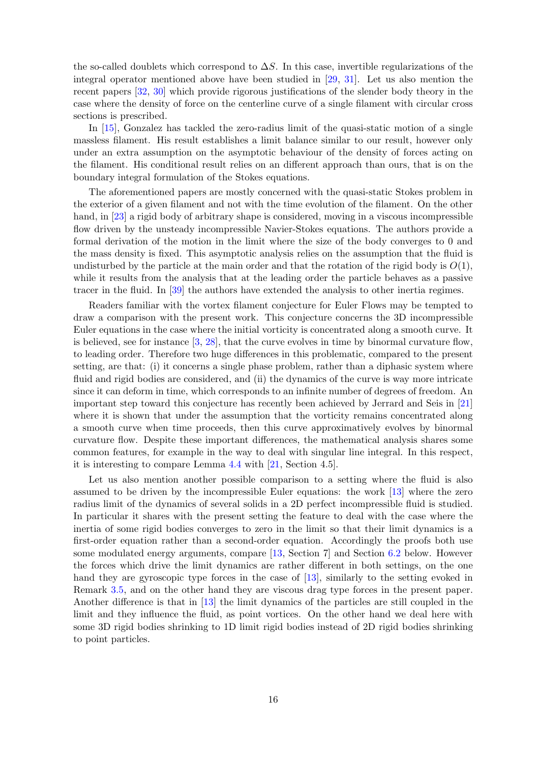the so-called doublets which correspond to $\Delta S$. In this case, invertible regularizations of the integral operator mentioned above have been studied in [29, 31]. Let us also mention the recent papers [32, 30] which provide rigorous justifications of the slender body theory in the case where the density of force on the centerline curve of a single filament with circular cross sections is prescribed.

In [15], Gonzalez has tackled the zero-radius limit of the quasi-static motion of a single massless filament. His result establishes a limit balance similar to our result, however only under an extra assumption on the asymptotic behaviour of the density of forces acting on the filament. His conditional result relies on an different approach than ours, that is on the boundary integral formulation of the Stokes equations.

The aforementioned papers are mostly concerned with the quasi-static Stokes problem in the exterior of a given filament and not with the time evolution of the filament. On the other hand, in [23] a rigid body of arbitrary shape is considered, moving in a viscous incompressible flow driven by the unsteady incompressible Navier-Stokes equations. The authors provide a formal derivation of the motion in the limit where the size of the body converges to 0 and the mass density is fixed. This asymptotic analysis relies on the assumption that the fluid is undisturbed by the particle at the main order and that the rotation of the rigid body is $O(1)$, while it results from the analysis that at the leading order the particle behaves as a passive tracer in the fluid. In [39] the authors have extended the analysis to other inertia regimes.

Readers familiar with the vortex filament conjecture for Euler Flows may be tempted to draw a comparison with the present work. This conjecture concerns the 3D incompressible Euler equations in the case where the initial vorticity is concentrated along a smooth curve. It is believed, see for instance [3, 28], that the curve evolves in time by binormal curvature flow, to leading order. Therefore two huge differences in this problematic, compared to the present setting, are that: (i) it concerns a single phase problem, rather than a diphasic system where fluid and rigid bodies are considered, and (ii) the dynamics of the curve is way more intricate since it can deform in time, which corresponds to an infinite number of degrees of freedom. An important step toward this conjecture has recently been achieved by Jerrard and Seis in [21] where it is shown that under the assumption that the vorticity remains concentrated along a smooth curve when time proceeds, then this curve approximatively evolves by binormal curvature flow. Despite these important differences, the mathematical analysis shares some common features, for example in the way to deal with singular line integral. In this respect, it is interesting to compare Lemma 4.4 with [21, Section 4.5].

Let us also mention another possible comparison to a setting where the fluid is also assumed to be driven by the incompressible Euler equations: the work [13] where the zero radius limit of the dynamics of several solids in a 2D perfect incompressible fluid is studied. In particular it shares with the present setting the feature to deal with the case where the inertia of some rigid bodies converges to zero in the limit so that their limit dynamics is a first-order equation rather than a second-order equation. Accordingly the proofs both use some modulated energy arguments, compare [13, Section 7] and Section 6.2 below. However the forces which drive the limit dynamics are rather different in both settings, on the one hand they are gyroscopic type forces in the case of [13], similarly to the setting evoked in Remark 3.5, and on the other hand they are viscous drag type forces in the present paper. Another difference is that in [13] the limit dynamics of the particles are still coupled in the limit and they influence the fluid, as point vortices. On the other hand we deal here with some 3D rigid bodies shrinking to 1D limit rigid bodies instead of 2D rigid bodies shrinking to point particles.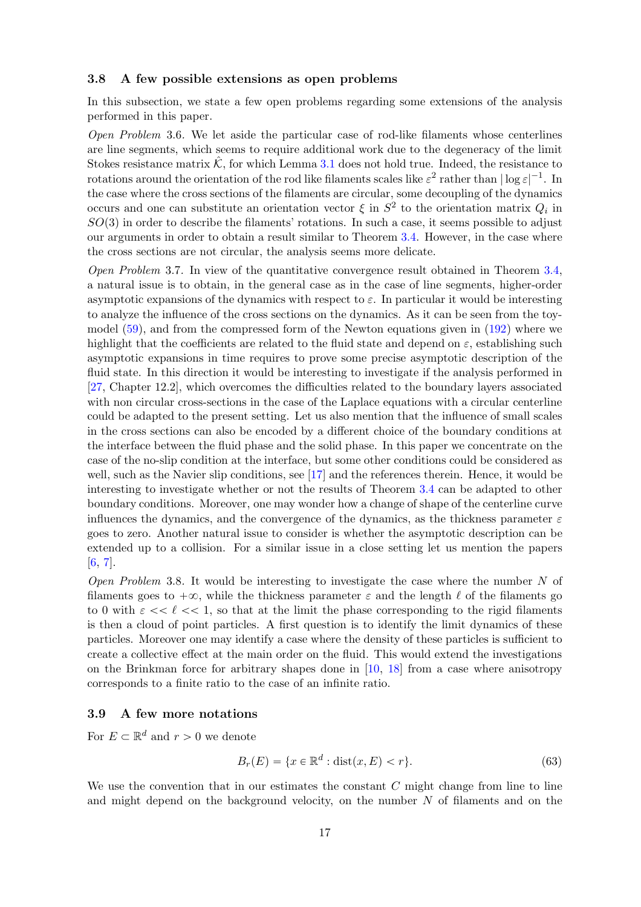### 3.8 A few possible extensions as open problems

In this subsection, we state a few open problems regarding some extensions of the analysis performed in this paper.

*Open Problem* 3.6. We let aside the particular case of rod-like filaments whose centerlines are line segments, which seems to require additional work due to the degeneracy of the limit Stokes resistance matrix $\hat{\mathcal{K}}$, for which Lemma 3.1 does not hold true. Indeed, the resistance to rotations around the orientation of the rod like filaments scales like $\varepsilon^2$ rather than $|\log \varepsilon|^{-1}$. In the case where the cross sections of the filaments are circular, some decoupling of the dynamics occurs and one can substitute an orientation vector $\xi$ in $S^2$ to the orientation matrix $Q_i$ in $SO(3)$ in order to describe the filaments' rotations. In such a case, it seems possible to adjust our arguments in order to obtain a result similar to Theorem 3.4. However, in the case where the cross sections are not circular, the analysis seems more delicate.

*Open Problem* 3.7. In view of the quantitative convergence result obtained in Theorem 3.4, a natural issue is to obtain, in the general case as in the case of line segments, higher-order asymptotic expansions of the dynamics with respect to $\varepsilon$. In particular it would be interesting to analyze the influence of the cross sections on the dynamics. As it can be seen from the toy-model (59), and from the compressed form of the Newton equations given in (192) where we highlight that the coefficients are related to the fluid state and depend on $\varepsilon$, establishing such asymptotic expansions in time requires to prove some precise asymptotic description of the fluid state. In this direction it would be interesting to investigate if the analysis performed in [27, Chapter 12.2], which overcomes the difficulties related to the boundary layers associated with non circular cross-sections in the case of the Laplace equations with a circular centerline could be adapted to the present setting. Let us also mention that the influence of small scales in the cross sections can also be encoded by a different choice of the boundary conditions at the interface between the fluid phase and the solid phase. In this paper we concentrate on the case of the no-slip condition at the interface, but some other conditions could be considered as well, such as the Navier slip conditions, see [17] and the references therein. Hence, it would be interesting to investigate whether or not the results of Theorem 3.4 can be adapted to other boundary conditions. Moreover, one may wonder how a change of shape of the centerline curve influences the dynamics, and the convergence of the dynamics, as the thickness parameter $\varepsilon$ goes to zero. Another natural issue to consider is whether the asymptotic description can be extended up to a collision. For a similar issue in a close setting let us mention the papers [6, 7].

*Open Problem* 3.8. It would be interesting to investigate the case where the number $N$ of filaments goes to $+\infty$, while the thickness parameter $\varepsilon$ and the length $\ell$ of the filaments go to 0 with $\varepsilon << \ell << 1$, so that at the limit the phase corresponding to the rigid filaments is then a cloud of point particles. A first question is to identify the limit dynamics of these particles. Moreover one may identify a case where the density of these particles is sufficient to create a collective effect at the main order on the fluid. This would extend the investigations on the Brinkman force for arbitrary shapes done in [10, 18] from a case where anisotropy corresponds to a finite ratio to the case of an infinite ratio.

### 3.9 A few more notations

For $E \subset \mathbb{R}^d$ and $r > 0$ we denote

$$B_r(E) = \{x \in \mathbb{R}^d : \operatorname{dist}(x, E) < r\}. \tag{63}$$

We use the convention that in our estimates the constant $C$ might change from line to line and might depend on the background velocity, on the number $N$ of filaments and on the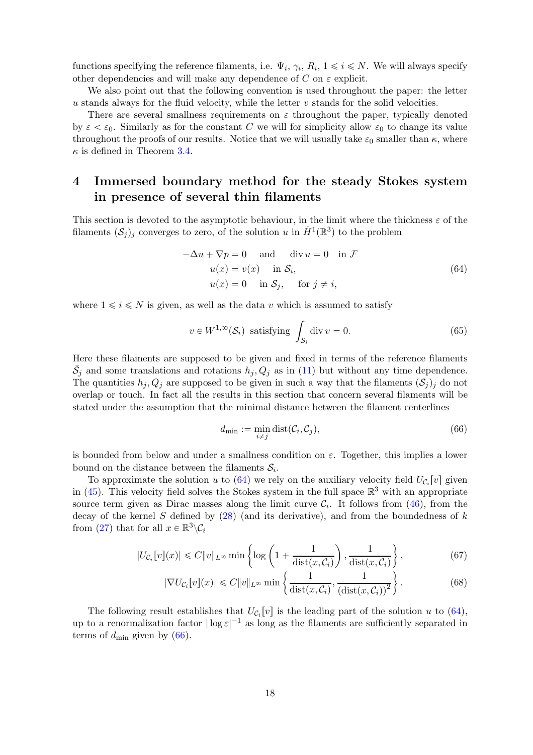functions specifying the reference filaments, i.e. $\Psi_i$, $\gamma_i$, $R_i$, $1 \leqslant i \leqslant N$. We will always specify other dependencies and will make any dependence of $C$ on $\varepsilon$ explicit.

We also point out that the following convention is used throughout the paper: the letter $u$ stands always for the fluid velocity, while the letter $v$ stands for the solid velocities.

There are several smallness requirements on $\varepsilon$ throughout the paper, typically denoted by $\varepsilon < \varepsilon_0$. Similarly as for the constant $C$ we will for simplicity allow $\varepsilon_0$ to change its value throughout the proofs of our results. Notice that we will usually take $\varepsilon_0$ smaller than $\kappa$, where $\kappa$ is defined in Theorem 3.4.

# 4 Immersed boundary method for the steady Stokes system in presence of several thin filaments

This section is devoted to the asymptotic behaviour, in the limit where the thickness $\varepsilon$ of the filaments $(\mathcal{S}_j)_j$ converges to zero, of the solution $u$ in $\dot{H}^1(\mathbb{R}^3)$ to the problem

$$
\begin{aligned}
-\Delta u + \nabla p = 0 \quad &\text{and} \quad \operatorname{div} u = 0 \quad \text{in } \mathcal{F} \\
u(x) = v(x) \quad &\text{in } \mathcal{S}_i, \\
u(x) = 0 \quad &\text{in } \mathcal{S}_j, \quad \text{for } j \neq i,
\end{aligned}
\tag{64}
$$

where $1 \leqslant i \leqslant N$ is given, as well as the data $v$ which is assumed to satisfy

$$
v \in W^{1,\infty}(\mathcal{S}_i) \text{ satisfying } \int_{\mathcal{S}_i} \operatorname{div} v = 0. \tag{65}
$$

Here these filaments are supposed to be given and fixed in terms of the reference filaments $\bar{\mathcal{S}}_j$ and some translations and rotations $h_j, Q_j$ as in (11) but without any time dependence. The quantities $h_j, Q_j$ are supposed to be given in such a way that the filaments $(\mathcal{S}_j)_j$ do not overlap or touch. In fact all the results in this section that concern several filaments will be stated under the assumption that the minimal distance between the filament centerlines

$$
d_{\min} := \min_{i \neq j} \operatorname{dist}(\mathcal{C}_i, \mathcal{C}_j), \tag{66}
$$

is bounded from below and under a smallness condition on $\varepsilon$. Together, this implies a lower bound on the distance between the filaments $\mathcal{S}_i$.

To approximate the solution $u$ to (64) we rely on the auxiliary velocity field $U_{\mathcal{C}_i}[v]$ given in (45). This velocity field solves the Stokes system in the full space $\mathbb{R}^3$ with an appropriate source term given as Dirac masses along the limit curve $\mathcal{C}_i$. It follows from (46), from the decay of the kernel $S$ defined by (28) (and its derivative), and from the boundedness of $k$ from (27) that for all $x \in \mathbb{R}^3 \backslash \mathcal{C}_i$

$$
|U_{\mathcal{C}_i}[v](x)| \leqslant C \|v\|_{L^\infty} \min\left\{ \log\left(1 + \frac{1}{\operatorname{dist}(x, \mathcal{C}_i)}\right), \frac{1}{\operatorname{dist}(x, \mathcal{C}_i)} \right\}, \tag{67}
$$

$$
|\nabla U_{\mathcal{C}_i}[v](x)| \leqslant C \|v\|_{L^\infty} \min\left\{ \frac{1}{\operatorname{dist}(x, \mathcal{C}_i)}, \frac{1}{(\operatorname{dist}(x, \mathcal{C}_i))^2} \right\}. \tag{68}
$$

The following result establishes that $U_{\mathcal{C}_i}[v]$ is the leading part of the solution $u$ to (64), up to a renormalization factor $|\log \varepsilon|^{-1}$ as long as the filaments are sufficiently separated in terms of $d_{\min}$ given by (66).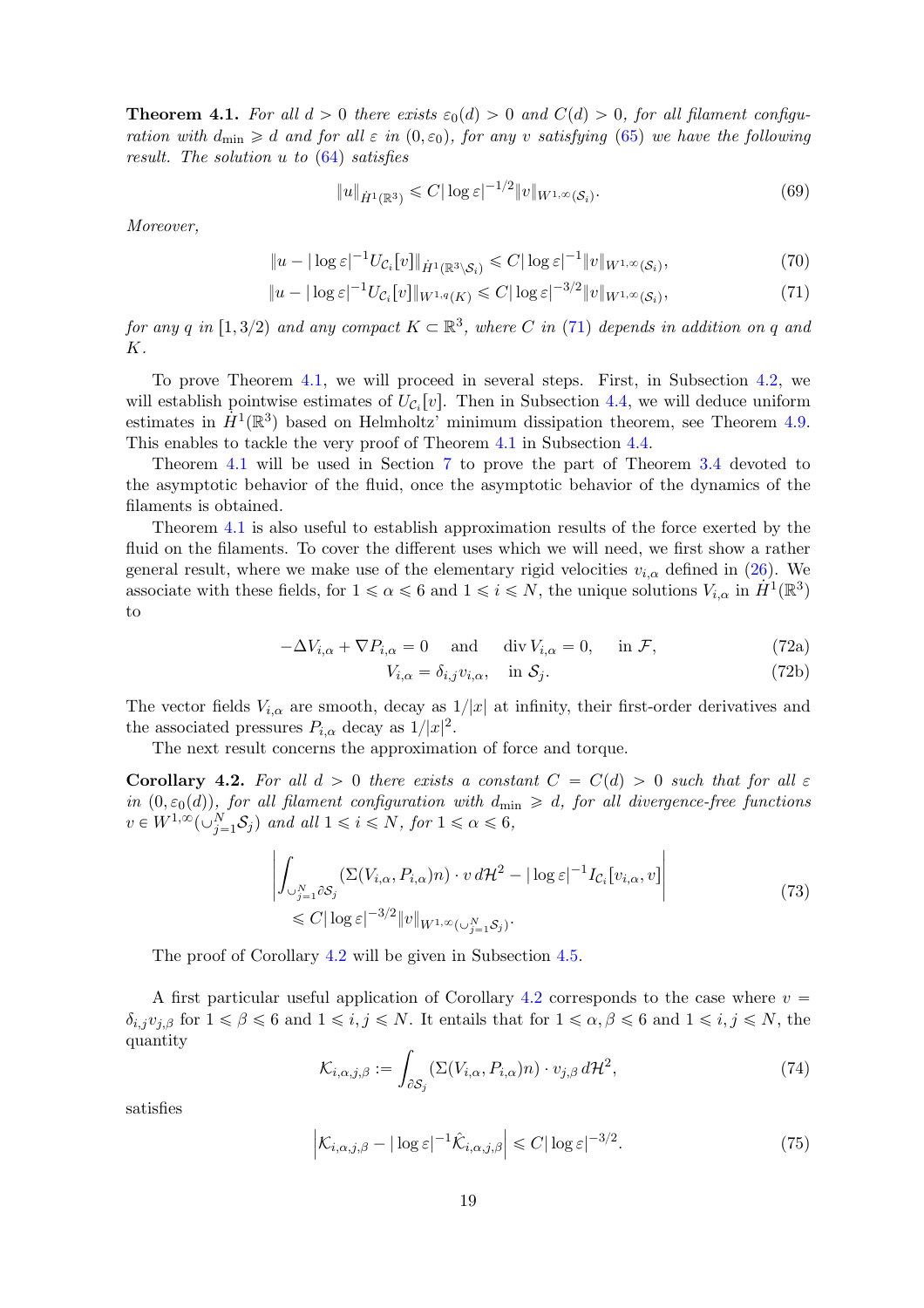**Theorem 4.1.** *For all $d > 0$ there exists $\varepsilon_0(d) > 0$ and $C(d) > 0$, for all filament configuration with $d_{\min} \geqslant d$ and for all $\varepsilon$ in $(0, \varepsilon_0)$, for any $v$ satisfying (65) we have the following result. The solution $u$ to (64) satisfies*

$$\|u\|_{\dot{H}^1(\mathbb{R}^3)} \leqslant C|\log \varepsilon|^{-1/2}\|v\|_{W^{1,\infty}(\mathcal{S}_i)}. \tag{69}$$

*Moreover,*

$$\|u - |\log \varepsilon|^{-1} U_{\mathcal{C}_i}[v]\|_{\dot{H}^1(\mathbb{R}^3 \setminus \mathcal{S}_i)} \leqslant C|\log \varepsilon|^{-1}\|v\|_{W^{1,\infty}(\mathcal{S}_i)}, \tag{70}$$

$$\|u - |\log \varepsilon|^{-1} U_{\mathcal{C}_i}[v]\|_{W^{1,q}(K)} \leqslant C|\log \varepsilon|^{-3/2}\|v\|_{W^{1,\infty}(\mathcal{S}_i)}, \tag{71}$$

*for any $q$ in $[1, 3/2)$ and any compact $K \subset \mathbb{R}^3$, where $C$ in (71) depends in addition on $q$ and $K$.*

To prove Theorem 4.1, we will proceed in several steps. First, in Subsection 4.2, we will establish pointwise estimates of $U_{\mathcal{C}_i}[v]$. Then in Subsection 4.4, we will deduce uniform estimates in $\dot{H}^1(\mathbb{R}^3)$ based on Helmholtz' minimum dissipation theorem, see Theorem 4.9. This enables to tackle the very proof of Theorem 4.1 in Subsection 4.4.

Theorem 4.1 will be used in Section 7 to prove the part of Theorem 3.4 devoted to the asymptotic behavior of the fluid, once the asymptotic behavior of the dynamics of the filaments is obtained.

Theorem 4.1 is also useful to establish approximation results of the force exerted by the fluid on the filaments. To cover the different uses which we will need, we first show a rather general result, where we make use of the elementary rigid velocities $v_{i,\alpha}$ defined in (26). We associate with these fields, for $1 \leqslant \alpha \leqslant 6$ and $1 \leqslant i \leqslant N$, the unique solutions $V_{i,\alpha}$ in $\dot{H}^1(\mathbb{R}^3)$ to

$$-\Delta V_{i,\alpha} + \nabla P_{i,\alpha} = 0 \quad \text{and} \quad \operatorname{div} V_{i,\alpha} = 0, \quad \text{in } \mathcal{F}, \tag{72a}$$

$$V_{i,\alpha} = \delta_{i,j} v_{i,\alpha}, \quad \text{in } \mathcal{S}_j. \tag{72b}$$

The vector fields $V_{i,\alpha}$ are smooth, decay as $1/|x|$ at infinity, their first-order derivatives and the associated pressures $P_{i,\alpha}$ decay as $1/|x|^2$.

The next result concerns the approximation of force and torque.

**Corollary 4.2.** *For all $d > 0$ there exists a constant $C = C(d) > 0$ such that for all $\varepsilon$ in $(0, \varepsilon_0(d))$, for all filament configuration with $d_{\min} \geqslant d$, for all divergence-free functions $v \in W^{1,\infty}(\cup_{j=1}^N \mathcal{S}_j)$ and all $1 \leqslant i \leqslant N$, for $1 \leqslant \alpha \leqslant 6$,*

$$\begin{aligned} &\left| \int_{\cup_{j=1}^N \partial \mathcal{S}_j} (\Sigma(V_{i,\alpha}, P_{i,\alpha})n) \cdot v \, d\mathcal{H}^2 - |\log \varepsilon|^{-1} I_{\mathcal{C}_i}[v_{i,\alpha}, v] \right| \\ &\qquad \leqslant C|\log \varepsilon|^{-3/2}\|v\|_{W^{1,\infty}(\cup_{j=1}^N \mathcal{S}_j)}. \end{aligned} \tag{73}$$

The proof of Corollary 4.2 will be given in Subsection 4.5.

A first particular useful application of Corollary 4.2 corresponds to the case where $v = \delta_{i,j} v_{j,\beta}$ for $1 \leqslant \beta \leqslant 6$ and $1 \leqslant i, j \leqslant N$. It entails that for $1 \leqslant \alpha, \beta \leqslant 6$ and $1 \leqslant i, j \leqslant N$, the quantity

$$\mathcal{K}_{i,\alpha,j,\beta} := \int_{\partial \mathcal{S}_j} (\Sigma(V_{i,\alpha}, P_{i,\alpha})n) \cdot v_{j,\beta} \, d\mathcal{H}^2, \tag{74}$$

satisfies

$$\left| \mathcal{K}_{i,\alpha,j,\beta} - |\log \varepsilon|^{-1} \hat{\mathcal{K}}_{i,\alpha,j,\beta} \right| \leqslant C|\log \varepsilon|^{-3/2}. \tag{75}$$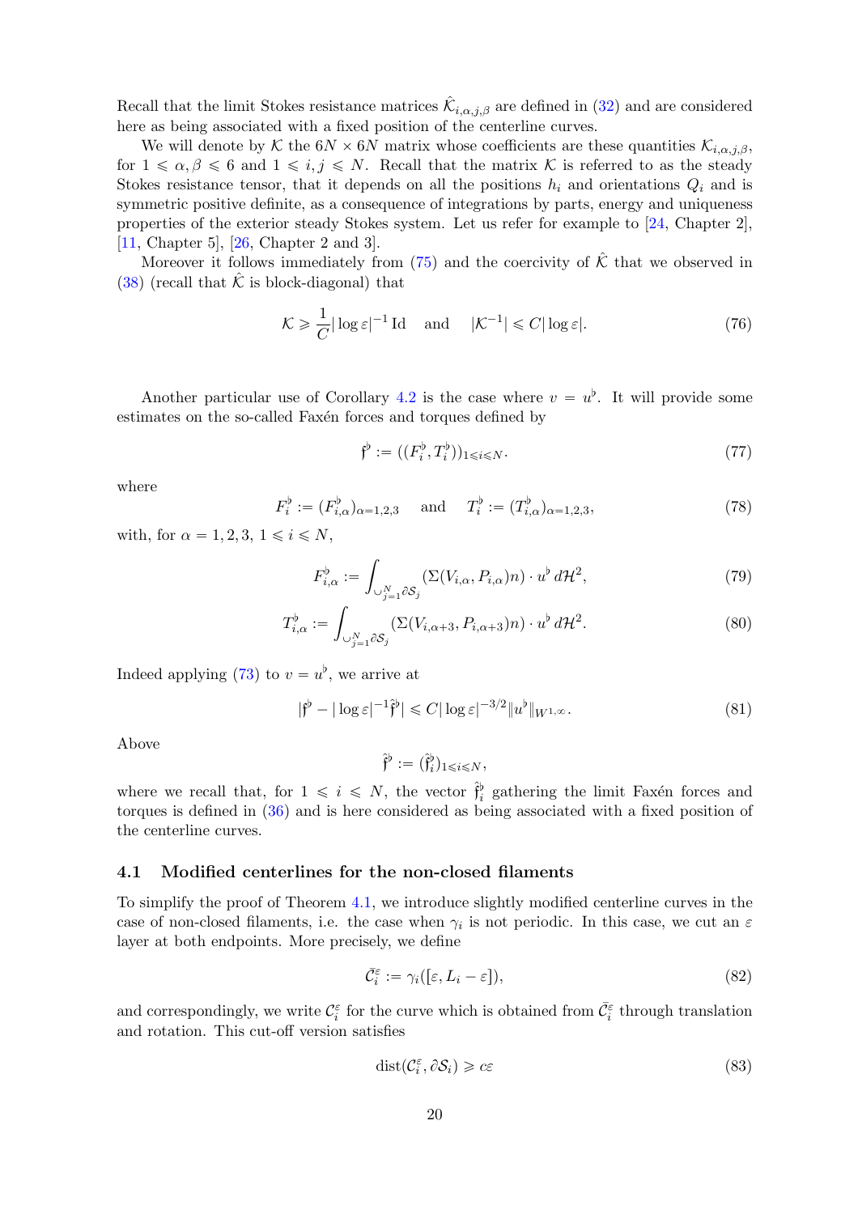Recall that the limit Stokes resistance matrices $\hat{\mathcal{K}}_{i,\alpha,j,\beta}$ are defined in (32) and are considered here as being associated with a fixed position of the centerline curves.

We will denote by $\mathcal{K}$ the $6N \times 6N$ matrix whose coefficients are these quantities $\mathcal{K}_{i,\alpha,j,\beta}$, for $1 \leqslant \alpha, \beta \leqslant 6$ and $1 \leqslant i,j \leqslant N$. Recall that the matrix $\mathcal{K}$ is referred to as the steady Stokes resistance tensor, that it depends on all the positions $h_i$ and orientations $Q_i$ and is symmetric positive definite, as a consequence of integrations by parts, energy and uniqueness properties of the exterior steady Stokes system. Let us refer for example to [24, Chapter 2], [11, Chapter 5], [26, Chapter 2 and 3].

Moreover it follows immediately from (75) and the coercivity of $\hat{\mathcal{K}}$ that we observed in (38) (recall that $\hat{\mathcal{K}}$ is block-diagonal) that

$$\mathcal{K} \geqslant \frac{1}{C} |\log \varepsilon|^{-1} \, \mathrm{Id} \quad \text{ and } \quad |\mathcal{K}^{-1}| \leqslant C |\log \varepsilon|. \tag{76}$$

Another particular use of Corollary 4.2 is the case where $v = u^\flat$. It will provide some estimates on the so-called Faxén forces and torques defined by

$$\mathfrak{f}^\flat := ((F_i^\flat, T_i^\flat))_{1 \leqslant i \leqslant N}. \tag{77}$$

where

$$F_i^\flat := (F_{i,\alpha}^\flat)_{\alpha=1,2,3} \quad \text{ and } \quad T_i^\flat := (T_{i,\alpha}^\flat)_{\alpha=1,2,3}, \tag{78}$$

with, for $\alpha = 1,2,3$, $1 \leqslant i \leqslant N$,

$$F_{i,\alpha}^\flat := \int_{\cup_{j=1}^N \partial \mathcal{S}_j} (\Sigma(V_{i,\alpha}, P_{i,\alpha}) n) \cdot u^\flat \, d\mathcal{H}^2, \tag{79}$$

$$T_{i,\alpha}^\flat := \int_{\cup_{j=1}^N \partial \mathcal{S}_j} (\Sigma(V_{i,\alpha+3}, P_{i,\alpha+3}) n) \cdot u^\flat \, d\mathcal{H}^2. \tag{80}$$

Indeed applying (73) to $v = u^\flat$, we arrive at

$$|\mathfrak{f}^\flat - |\log \varepsilon|^{-1} \hat{\mathfrak{f}}^\flat| \leqslant C |\log \varepsilon|^{-3/2} \|u^\flat\|_{W^{1,\infty}}. \tag{81}$$

Above

$$\hat{\mathfrak{f}}^\flat := (\hat{\mathfrak{f}}_i^\flat)_{1 \leqslant i \leqslant N},$$

where we recall that, for $1 \leqslant i \leqslant N$, the vector $\hat{\mathfrak{f}}_i^\flat$ gathering the limit Faxén forces and torques is defined in (36) and is here considered as being associated with a fixed position of the centerline curves.

### 4.1 Modified centerlines for the non-closed filaments

To simplify the proof of Theorem 4.1, we introduce slightly modified centerline curves in the case of non-closed filaments, i.e. the case when $\gamma_i$ is not periodic. In this case, we cut an $\varepsilon$ layer at both endpoints. More precisely, we define

$$\bar{\mathcal{C}}_i^\varepsilon := \gamma_i([\varepsilon, L_i - \varepsilon]), \tag{82}$$

and correspondingly, we write $\mathcal{C}_i^\varepsilon$ for the curve which is obtained from $\bar{\mathcal{C}}_i^\varepsilon$ through translation and rotation. This cut-off version satisfies

$$\mathrm{dist}(\mathcal{C}_i^\varepsilon, \partial \mathcal{S}_i) \geqslant c\varepsilon \tag{83}$$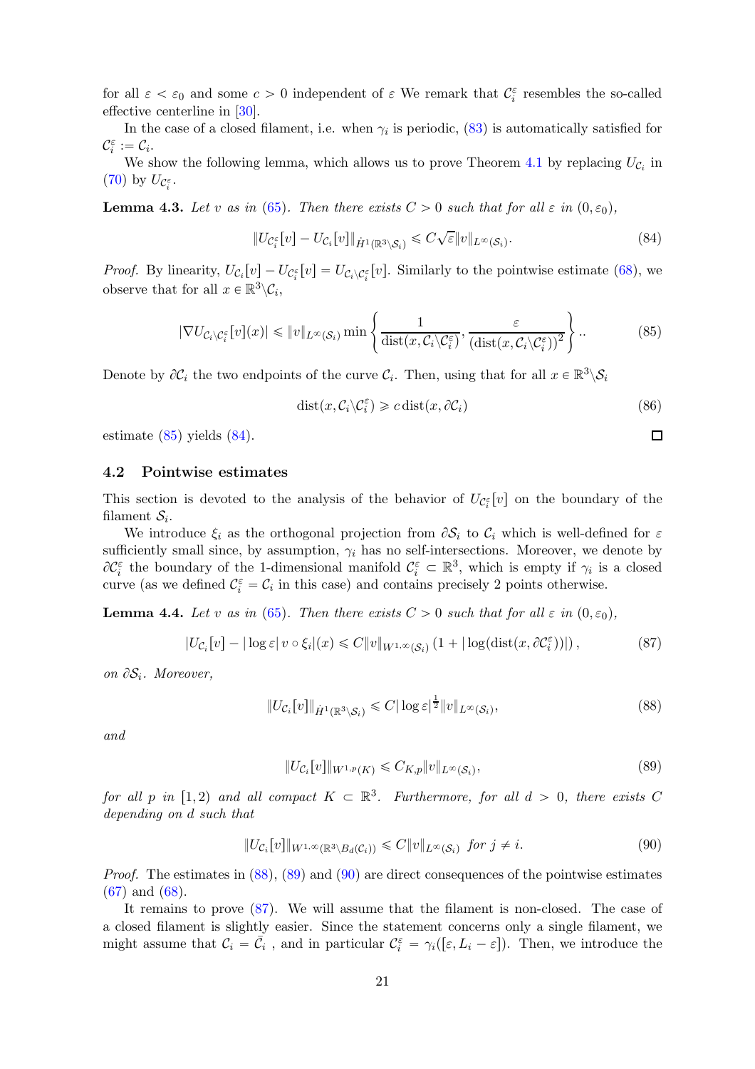for all $\varepsilon < \varepsilon_0$ and some $c > 0$ independent of $\varepsilon$ We remark that $\mathcal{C}_i^\varepsilon$ resembles the so-called effective centerline in [30].

In the case of a closed filament, i.e. when $\gamma_i$ is periodic, (83) is automatically satisfied for $\mathcal{C}_i^\varepsilon := \mathcal{C}_i$.

We show the following lemma, which allows us to prove Theorem 4.1 by replacing $U_{\mathcal{C}_i}$ in (70) by $U_{\mathcal{C}_i^\varepsilon}$.

**Lemma 4.3.** *Let $v$ as in (65). Then there exists $C > 0$ such that for all $\varepsilon$ in $(0, \varepsilon_0)$,*

$$\|U_{\mathcal{C}_i^\varepsilon}[v] - U_{\mathcal{C}_i}[v]\|_{\dot{H}^1(\mathbb{R}^3 \setminus \mathcal{S}_i)} \leqslant C\sqrt{\varepsilon}\|v\|_{L^\infty(\mathcal{S}_i)}. \tag{84}$$

*Proof.* By linearity, $U_{\mathcal{C}_i}[v] - U_{\mathcal{C}_i^\varepsilon}[v] = U_{\mathcal{C}_i \setminus \mathcal{C}_i^\varepsilon}[v]$. Similarly to the pointwise estimate (68), we observe that for all $x \in \mathbb{R}^3 \setminus \mathcal{C}_i$,

$$|\nabla U_{\mathcal{C}_i \setminus \mathcal{C}_i^\varepsilon}[v](x)| \leqslant \|v\|_{L^\infty(\mathcal{S}_i)} \min\left\{\frac{1}{\operatorname{dist}(x, \mathcal{C}_i \setminus \mathcal{C}_i^\varepsilon)}, \frac{\varepsilon}{(\operatorname{dist}(x, \mathcal{C}_i \setminus \mathcal{C}_i^\varepsilon))^2}\right\}.. \tag{85}$$

Denote by $\partial\mathcal{C}_i$ the two endpoints of the curve $\mathcal{C}_i$. Then, using that for all $x \in \mathbb{R}^3 \setminus \mathcal{S}_i$

$$\operatorname{dist}(x, \mathcal{C}_i \setminus \mathcal{C}_i^\varepsilon) \geqslant c \operatorname{dist}(x, \partial\mathcal{C}_i) \tag{86}$$

estimate (85) yields (84). ☐

### 4.2 Pointwise estimates

This section is devoted to the analysis of the behavior of $U_{\mathcal{C}_i^\varepsilon}[v]$ on the boundary of the filament $\mathcal{S}_i$.

We introduce $\xi_i$ as the orthogonal projection from $\partial\mathcal{S}_i$ to $\mathcal{C}_i$ which is well-defined for $\varepsilon$ sufficiently small since, by assumption, $\gamma_i$ has no self-intersections. Moreover, we denote by $\partial\mathcal{C}_i^\varepsilon$ the boundary of the 1-dimensional manifold $\mathcal{C}_i^\varepsilon \subset \mathbb{R}^3$, which is empty if $\gamma_i$ is a closed curve (as we defined $\mathcal{C}_i^\varepsilon = \mathcal{C}_i$ in this case) and contains precisely 2 points otherwise.

**Lemma 4.4.** *Let $v$ as in (65). Then there exists $C > 0$ such that for all $\varepsilon$ in $(0, \varepsilon_0)$,*

$$|U_{\mathcal{C}_i}[v] - |\log\varepsilon|\, v \circ \xi_i|(x) \leqslant C\|v\|_{W^{1,\infty}(\mathcal{S}_i)}\left(1 + |\log(\operatorname{dist}(x, \partial\mathcal{C}_i^\varepsilon))|\right), \tag{87}$$

*on $\partial\mathcal{S}_i$. Moreover,*

$$\|U_{\mathcal{C}_i}[v]\|_{\dot{H}^1(\mathbb{R}^3 \setminus \mathcal{S}_i)} \leqslant C|\log\varepsilon|^{\frac{1}{2}}\|v\|_{L^\infty(\mathcal{S}_i)}, \tag{88}$$

*and*

$$\|U_{\mathcal{C}_i}[v]\|_{W^{1,p}(K)} \leqslant C_{K,p}\|v\|_{L^\infty(\mathcal{S}_i)}, \tag{89}$$

*for all $p$ in $[1, 2)$ and all compact $K \subset \mathbb{R}^3$. Furthermore, for all $d > 0$, there exists $C$ depending on $d$ such that*

$$\|U_{\mathcal{C}_i}[v]\|_{W^{1,\infty}(\mathbb{R}^3 \setminus B_d(\mathcal{C}_i))} \leqslant C\|v\|_{L^\infty(\mathcal{S}_i)} \text{ for } j \neq i. \tag{90}$$

*Proof.* The estimates in (88), (89) and (90) are direct consequences of the pointwise estimates (67) and (68).

It remains to prove (87). We will assume that the filament is non-closed. The case of a closed filament is slightly easier. Since the statement concerns only a single filament, we might assume that $\mathcal{C}_i = \bar{\mathcal{C}}_i$ , and in particular $\mathcal{C}_i^\varepsilon = \gamma_i([\varepsilon, L_i - \varepsilon])$. Then, we introduce the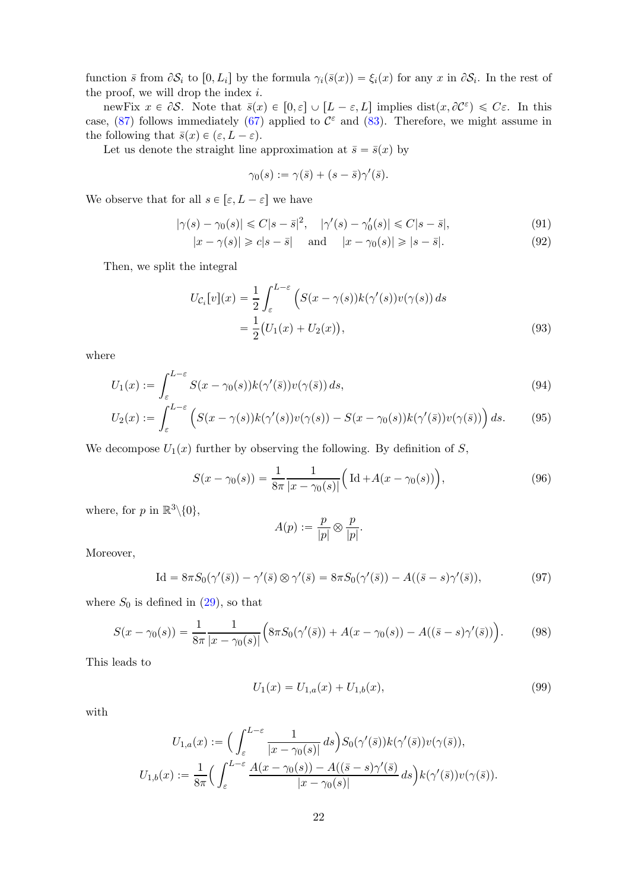function $\bar{s}$ from $\partial\mathcal{S}_i$ to $[0, L_i]$ by the formula $\gamma_i(\bar{s}(x)) = \xi_i(x)$ for any $x$ in $\partial\mathcal{S}_i$. In the rest of the proof, we will drop the index $i$.

newFix $x \in \partial\mathcal{S}$. Note that $\bar{s}(x) \in [0, \varepsilon] \cup [L - \varepsilon, L]$ implies $\operatorname{dist}(x, \partial\mathcal{C}^\varepsilon) \leqslant C\varepsilon$. In this case, (87) follows immediately (67) applied to $\mathcal{C}^\varepsilon$ and (83). Therefore, we might assume in the following that $\bar{s}(x) \in (\varepsilon, L - \varepsilon)$.

Let us denote the straight line approximation at $\bar{s} = \bar{s}(x)$ by

$$\gamma_0(s) := \gamma(\bar{s}) + (s - \bar{s})\gamma'(\bar{s}).$$

We observe that for all $s \in [\varepsilon, L - \varepsilon]$ we have

$$|\gamma(s) - \gamma_0(s)| \leqslant C|s - \bar{s}|^2, \quad |\gamma'(s) - \gamma_0'(s)| \leqslant C|s - \bar{s}|, \tag{91}$$

$$|x - \gamma(s)| \geqslant c|s - \bar{s}| \quad \text{ and } \quad |x - \gamma_0(s)| \geqslant |s - \bar{s}|. \tag{92}$$

Then, we split the integral

$$\begin{aligned} U_{\mathcal{C}_i}[v](x) &= \frac{1}{2}\int_\varepsilon^{L-\varepsilon} \Big( S(x - \gamma(s))k(\gamma'(s))v(\gamma(s))\, ds \\ &= \frac{1}{2}\big(U_1(x) + U_2(x)\big), \end{aligned} \tag{93}$$

where

$$U_1(x) := \int_\varepsilon^{L-\varepsilon} S(x - \gamma_0(s))k(\gamma'(\bar{s}))v(\gamma(\bar{s}))\, ds, \tag{94}$$

$$U_2(x) := \int_\varepsilon^{L-\varepsilon} \Big( S(x - \gamma(s))k(\gamma'(s))v(\gamma(s)) - S(x - \gamma_0(s))k(\gamma'(\bar{s}))v(\gamma(\bar{s}))\Big)\, ds. \tag{95}$$

We decompose $U_1(x)$ further by observing the following. By definition of $S$,

$$S(x - \gamma_0(s)) = \frac{1}{8\pi}\frac{1}{|x - \gamma_0(s)|}\Big(\operatorname{Id} + A(x - \gamma_0(s))\Big), \tag{96}$$

where, for $p$ in $\mathbb{R}^3\backslash\{0\}$,

$$A(p) := \frac{p}{|p|} \otimes \frac{p}{|p|}.$$

Moreover,

$$\operatorname{Id} = 8\pi S_0(\gamma'(\bar{s})) - \gamma'(\bar{s}) \otimes \gamma'(\bar{s}) = 8\pi S_0(\gamma'(\bar{s})) - A((\bar{s} - s)\gamma'(\bar{s})), \tag{97}$$

where $S_0$ is defined in (29), so that

$$S(x - \gamma_0(s)) = \frac{1}{8\pi}\frac{1}{|x - \gamma_0(s)|}\Big(8\pi S_0(\gamma'(\bar{s})) + A(x - \gamma_0(s)) - A((\bar{s} - s)\gamma'(\bar{s}))\Big). \tag{98}$$

This leads to

$$U_1(x) = U_{1,a}(x) + U_{1,b}(x), \tag{99}$$

with

$$U_{1,a}(x) := \Big(\int_\varepsilon^{L-\varepsilon} \frac{1}{|x - \gamma_0(s)|}\, ds\Big) S_0(\gamma'(\bar{s}))k(\gamma'(\bar{s}))v(\gamma(\bar{s})),$$

$$U_{1,b}(x) := \frac{1}{8\pi}\Big(\int_\varepsilon^{L-\varepsilon} \frac{A(x - \gamma_0(s)) - A((\bar{s} - s)\gamma'(\bar{s})}{|x - \gamma_0(s)|}\, ds\Big) k(\gamma'(\bar{s}))v(\gamma(\bar{s})).$$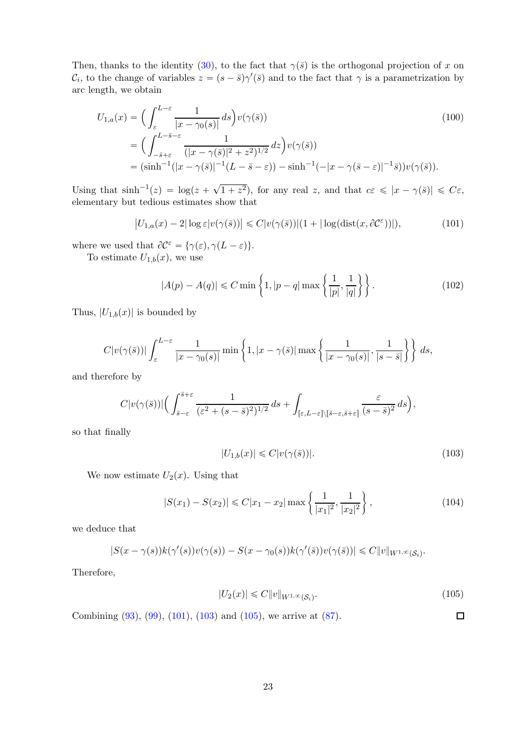Then, thanks to the identity (30), to the fact that $\gamma(\bar{s})$ is the orthogonal projection of $x$ on $\mathcal{C}_i$, to the change of variables $z = (s - \bar{s})\gamma'(\bar{s})$ and to the fact that $\gamma$ is a parametrization by arc length, we obtain

$$
\begin{aligned}
U_{1,a}(x) &= \Big( \int_{\varepsilon}^{L-\varepsilon} \frac{1}{|x - \gamma_0(s)|} \, ds \Big) v(\gamma(\bar{s})) \\
&= \Big( \int_{-\bar{s}+\varepsilon}^{L-\bar{s}-\varepsilon} \frac{1}{(|x - \gamma(\bar{s})|^2 + z^2)^{1/2}} \, dz \Big) v(\gamma(\bar{s})) \\
&= (\sinh^{-1}(|x - \gamma(\bar{s})|^{-1}(L - \bar{s} - \varepsilon)) - \sinh^{-1}(-|x - \gamma(\bar{s} - \varepsilon)|^{-1}\bar{s})) v(\gamma(\bar{s})).
\end{aligned} \tag{100}
$$

Using that $\sinh^{-1}(z) = \log(z + \sqrt{1 + z^2})$, for any real $z$, and that $c\varepsilon \leqslant |x - \gamma(\bar{s})| \leqslant C\varepsilon$, elementary but tedious estimates show that

$$
\big| U_{1,a}(x) - 2|\log \varepsilon| v(\gamma(\bar{s})) \big| \leqslant C|v(\gamma(\bar{s}))|(1 + |\log(\mathrm{dist}(x, \partial\mathcal{C}^{\varepsilon}))|), \tag{101}
$$

where we used that $\partial\mathcal{C}^{\varepsilon} = \{\gamma(\varepsilon), \gamma(L - \varepsilon)\}$.

To estimate $U_{1,b}(x)$, we use

$$
|A(p) - A(q)| \leqslant C \min\left\{1, |p - q| \max\left\{\frac{1}{|p|}, \frac{1}{|q|}\right\}\right\}. \tag{102}
$$

Thus, $|U_{1,b}(x)|$ is bounded by

$$
C|v(\gamma(\bar{s}))| \int_{\varepsilon}^{L-\varepsilon} \frac{1}{|x - \gamma_0(s)|} \min\left\{1, |x - \gamma(\bar{s})| \max\left\{\frac{1}{|x - \gamma_0(s)|}, \frac{1}{|s - \bar{s}|}\right\}\right\} ds,
$$

and therefore by

$$
C|v(\gamma(\bar{s}))| \Big( \int_{\bar{s}-\varepsilon}^{\bar{s}+\varepsilon} \frac{1}{(\varepsilon^2 + (s - \bar{s})^2)^{1/2}} \, ds + \int_{[\varepsilon, L-\varepsilon] \setminus [\bar{s}-\varepsilon, \bar{s}+\varepsilon]} \frac{\varepsilon}{(s - \bar{s})^2} \, ds \Big),
$$

so that finally

$$
|U_{1,b}(x)| \leqslant C|v(\gamma(\bar{s}))|. \tag{103}
$$

We now estimate $U_2(x)$. Using that

$$
|S(x_1) - S(x_2)| \leqslant C|x_1 - x_2| \max\left\{\frac{1}{|x_1|^2}, \frac{1}{|x_2|^2}\right\}, \tag{104}
$$

we deduce that

$$
|S(x - \gamma(s))k(\gamma'(s))v(\gamma(s)) - S(x - \gamma_0(s))k(\gamma'(\bar{s}))v(\gamma(\bar{s}))| \leqslant C\|v\|_{W^{1,\infty}(\mathcal{S}_i)}.
$$

Therefore,

$$
|U_2(x)| \leqslant C\|v\|_{W^{1,\infty}(\mathcal{S}_i)}. \tag{105}
$$

Combining (93), (99), (101), (103) and (105), we arrive at (87). □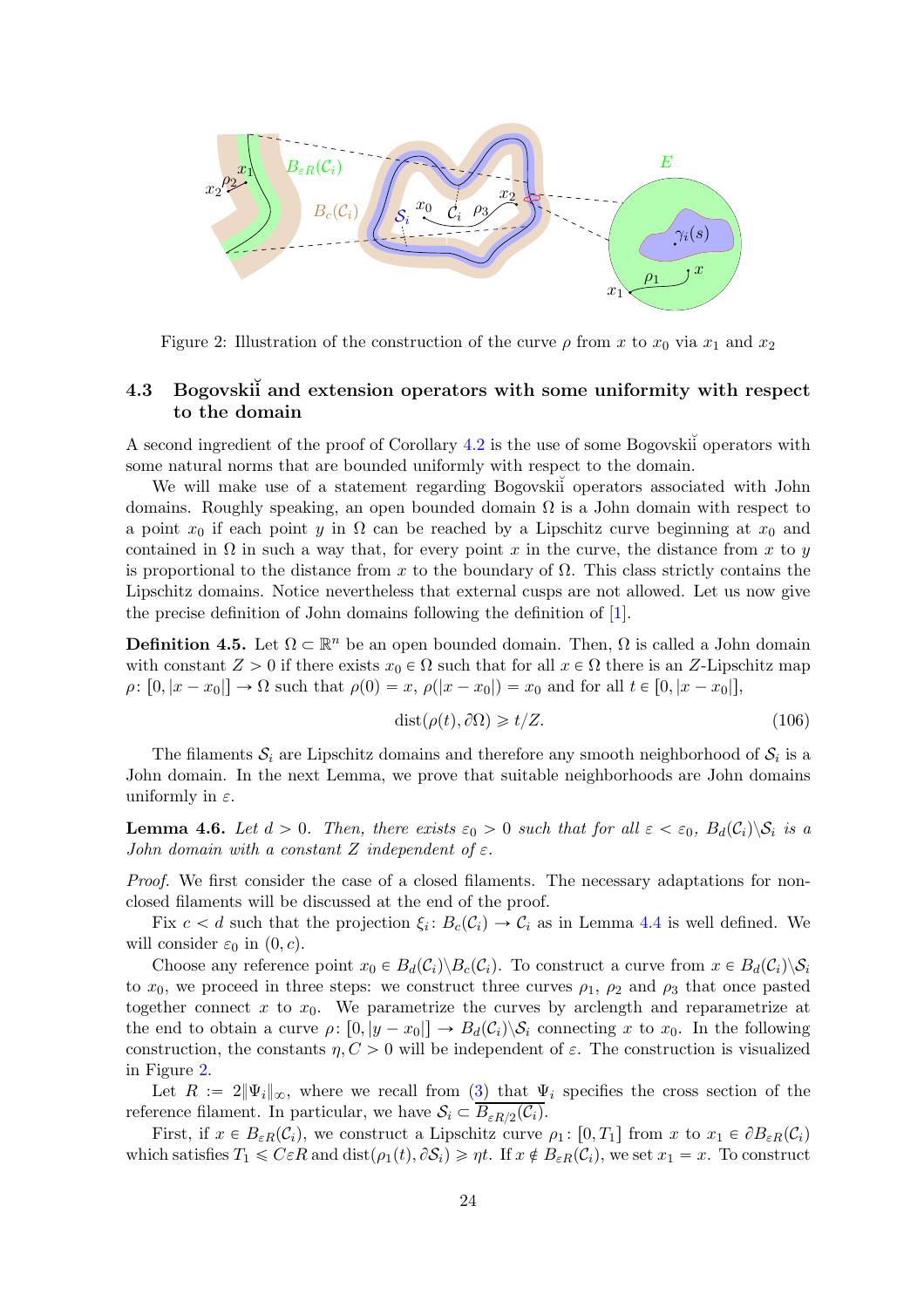Figure 2: Illustration of the construction of the curve $\rho$ from $x$ to $x_0$ via $x_1$ and $x_2$

### 4.3 Bogovskiĭ and extension operators with some uniformity with respect to the domain

A second ingredient of the proof of Corollary 4.2 is the use of some Bogovskiĭ operators with some natural norms that are bounded uniformly with respect to the domain.

We will make use of a statement regarding Bogovskiĭ operators associated with John domains. Roughly speaking, an open bounded domain $\Omega$ is a John domain with respect to a point $x_0$ if each point $y$ in $\Omega$ can be reached by a Lipschitz curve beginning at $x_0$ and contained in $\Omega$ in such a way that, for every point $x$ in the curve, the distance from $x$ to $y$ is proportional to the distance from $x$ to the boundary of $\Omega$. This class strictly contains the Lipschitz domains. Notice nevertheless that external cusps are not allowed. Let us now give the precise definition of John domains following the definition of [1].

**Definition 4.5.** Let $\Omega \subset \mathbb{R}^n$ be an open bounded domain. Then, $\Omega$ is called a John domain with constant $Z > 0$ if there exists $x_0 \in \Omega$ such that for all $x \in \Omega$ there is an $Z$-Lipschitz map $\rho\colon [0, |x - x_0|] \to \Omega$ such that $\rho(0) = x$, $\rho(|x - x_0|) = x_0$ and for all $t \in [0, |x - x_0|]$,

$$\operatorname{dist}(\rho(t), \partial\Omega) \geqslant t/Z. \tag{106}$$

The filaments $\mathcal{S}_i$ are Lipschitz domains and therefore any smooth neighborhood of $\mathcal{S}_i$ is a John domain. In the next Lemma, we prove that suitable neighborhoods are John domains uniformly in $\varepsilon$.

**Lemma 4.6.** *Let $d > 0$. Then, there exists $\varepsilon_0 > 0$ such that for all $\varepsilon < \varepsilon_0$, $B_d(\mathcal{C}_i)\backslash\mathcal{S}_i$ is a John domain with a constant $Z$ independent of $\varepsilon$.*

*Proof.* We first consider the case of a closed filaments. The necessary adaptations for non-closed filaments will be discussed at the end of the proof.

Fix $c < d$ such that the projection $\xi_i\colon B_c(\mathcal{C}_i) \to \mathcal{C}_i$ as in Lemma 4.4 is well defined. We will consider $\varepsilon_0$ in $(0, c)$.

Choose any reference point $x_0 \in B_d(\mathcal{C}_i)\backslash B_c(\mathcal{C}_i)$. To construct a curve from $x \in B_d(\mathcal{C}_i)\backslash\mathcal{S}_i$ to $x_0$, we proceed in three steps: we construct three curves $\rho_1$, $\rho_2$ and $\rho_3$ that once pasted together connect $x$ to $x_0$. We parametrize the curves by arclength and reparametrize at the end to obtain a curve $\rho\colon [0, |y - x_0|] \to B_d(\mathcal{C}_i)\backslash\mathcal{S}_i$ connecting $x$ to $x_0$. In the following construction, the constants $\eta, C > 0$ will be independent of $\varepsilon$. The construction is visualized in Figure 2.

Let $R := 2\|\Psi_i\|_\infty$, where we recall from (3) that $\Psi_i$ specifies the cross section of the reference filament. In particular, we have $\mathcal{S}_i \subset \overline{B_{\varepsilon R/2}(\mathcal{C}_i)}$.

First, if $x \in B_{\varepsilon R}(\mathcal{C}_i)$, we construct a Lipschitz curve $\rho_1\colon [0, T_1]$ from $x$ to $x_1 \in \partial B_{\varepsilon R}(\mathcal{C}_i)$ which satisfies $T_1 \leqslant C\varepsilon R$ and $\operatorname{dist}(\rho_1(t), \partial\mathcal{S}_i) \geqslant \eta t$. If $x \notin B_{\varepsilon R}(\mathcal{C}_i)$, we set $x_1 = x$. To construct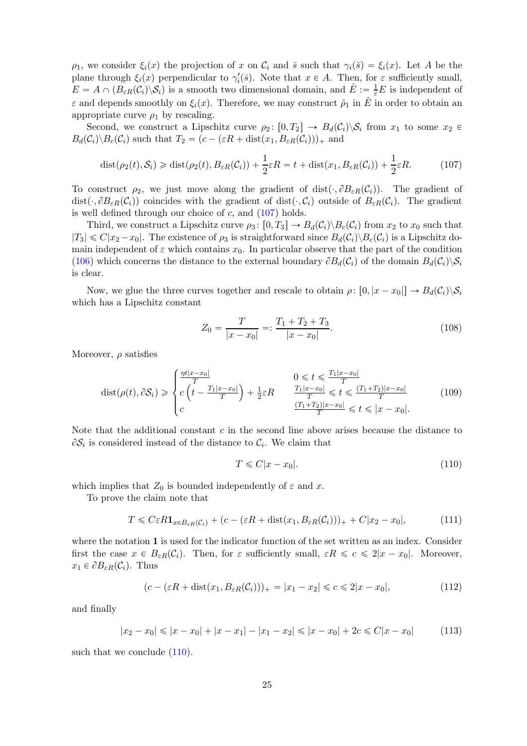$\rho_1$, we consider $\xi_i(x)$ the projection of $x$ on $\mathcal{C}_i$ and $\bar{s}$ such that $\gamma_i(\bar{s}) = \xi_i(x)$. Let $A$ be the plane through $\xi_i(x)$ perpendicular to $\gamma_i'(\bar{s})$. Note that $x \in A$. Then, for $\varepsilon$ sufficiently small, $E = A \cap (B_{\varepsilon R}(\mathcal{C}_i) \backslash \mathcal{S}_i)$ is a smooth two dimensional domain, and $\hat{E} := \frac{1}{\varepsilon} E$ is independent of $\varepsilon$ and depends smoothly on $\xi_i(x)$. Therefore, we may construct $\hat{\rho}_1$ in $\hat{E}$ in order to obtain an appropriate curve $\rho_1$ by rescaling.

Second, we construct a Lipschitz curve $\rho_2 \colon [0, T_2] \to B_d(\mathcal{C}_i) \backslash \mathcal{S}_i$ from $x_1$ to some $x_2 \in B_d(\mathcal{C}_i) \backslash B_c(\mathcal{C}_i)$ such that $T_2 = (c - (\varepsilon R + \operatorname{dist}(x_1, B_{\varepsilon R}(\mathcal{C}_i)))_+$ and

$$\operatorname{dist}(\rho_2(t), \mathcal{S}_i) \geqslant \operatorname{dist}(\rho_2(t), B_{\varepsilon R}(\mathcal{C}_i)) + \frac{1}{2}\varepsilon R = t + \operatorname{dist}(x_1, B_{\varepsilon R}(\mathcal{C}_i)) + \frac{1}{2}\varepsilon R. \tag{107}$$

To construct $\rho_2$, we just move along the gradient of $\operatorname{dist}(\cdot, \partial B_{\varepsilon R}(\mathcal{C}_i))$. The gradient of $\operatorname{dist}(\cdot, \partial B_{\varepsilon R}(\mathcal{C}_i))$ coincides with the gradient of $\operatorname{dist}(\cdot, \mathcal{C}_i)$ outside of $B_{\varepsilon R}(\mathcal{C}_i)$. The gradient is well defined through our choice of $c$, and (107) holds.

Third, we construct a Lipschitz curve $\rho_3 \colon [0, T_3] \to B_d(\mathcal{C}_i) \backslash B_c(\mathcal{C}_i)$ from $x_2$ to $x_0$ such that $|T_3| \leqslant C|x_2 - x_0|$. The existence of $\rho_3$ is straightforward since $B_d(\mathcal{C}_i) \backslash B_c(\mathcal{C}_i)$ is a Lipschitz domain independent of $\varepsilon$ which contains $x_0$. In particular observe that the part of the condition (106) which concerns the distance to the external boundary $\partial B_d(\mathcal{C}_i)$ of the domain $B_d(\mathcal{C}_i) \backslash \mathcal{S}_i$ is clear.

Now, we glue the three curves together and rescale to obtain $\rho \colon [0, |x - x_0|] \to B_d(\mathcal{C}_i) \backslash \mathcal{S}_i$ which has a Lipschitz constant

$$Z_0 = \frac{T}{|x - x_0|} =: \frac{T_1 + T_2 + T_3}{|x - x_0|}. \tag{108}$$

Moreover, $\rho$ satisfies

$$\operatorname{dist}(\rho(t), \partial \mathcal{S}_i) \geqslant \begin{cases} \frac{\eta t |x - x_0|}{T} & 0 \leqslant t \leqslant \frac{T_1 |x - x_0|}{T} \\ c\left(t - \frac{T_1 |x - x_0|}{T}\right) + \frac{1}{2}\varepsilon R & \frac{T_1 |x - x_0|}{T} \leqslant t \leqslant \frac{(T_1 + T_2)|x - x_0|}{T} \\ c & \frac{(T_1 + T_2)|x - x_0|}{T} \leqslant t \leqslant |x - x_0|. \end{cases} \tag{109}$$

Note that the additional constant $c$ in the second line above arises because the distance to $\partial \mathcal{S}_i$ is considered instead of the distance to $\mathcal{C}_i$. We claim that

$$T \leqslant C|x - x_0|. \tag{110}$$

which implies that $Z_0$ is bounded independently of $\varepsilon$ and $x$.

To prove the claim note that

$$T \leqslant C\varepsilon R \mathbf{1}_{x \in B_{\varepsilon R}(\mathcal{C}_i)} + (c - (\varepsilon R + \operatorname{dist}(x_1, B_{\varepsilon R}(\mathcal{C}_i)))_+ + C|x_2 - x_0|, \tag{111}$$

where the notation $\mathbf{1}$ is used for the indicator function of the set written as an index. Consider first the case $x \in B_{\varepsilon R}(\mathcal{C}_i)$. Then, for $\varepsilon$ sufficiently small, $\varepsilon R \leqslant c \leqslant 2|x - x_0|$. Moreover, $x_1 \in \partial B_{\varepsilon R}(\mathcal{C}_i)$. Thus

$$(c - (\varepsilon R + \operatorname{dist}(x_1, B_{\varepsilon R}(\mathcal{C}_i)))_+ = |x_1 - x_2| \leqslant c \leqslant 2|x - x_0|, \tag{112}$$

and finally

$$|x_2 - x_0| \leqslant |x - x_0| + |x - x_1| - |x_1 - x_2| \leqslant |x - x_0| + 2c \leqslant C|x - x_0| \tag{113}$$

such that we conclude (110).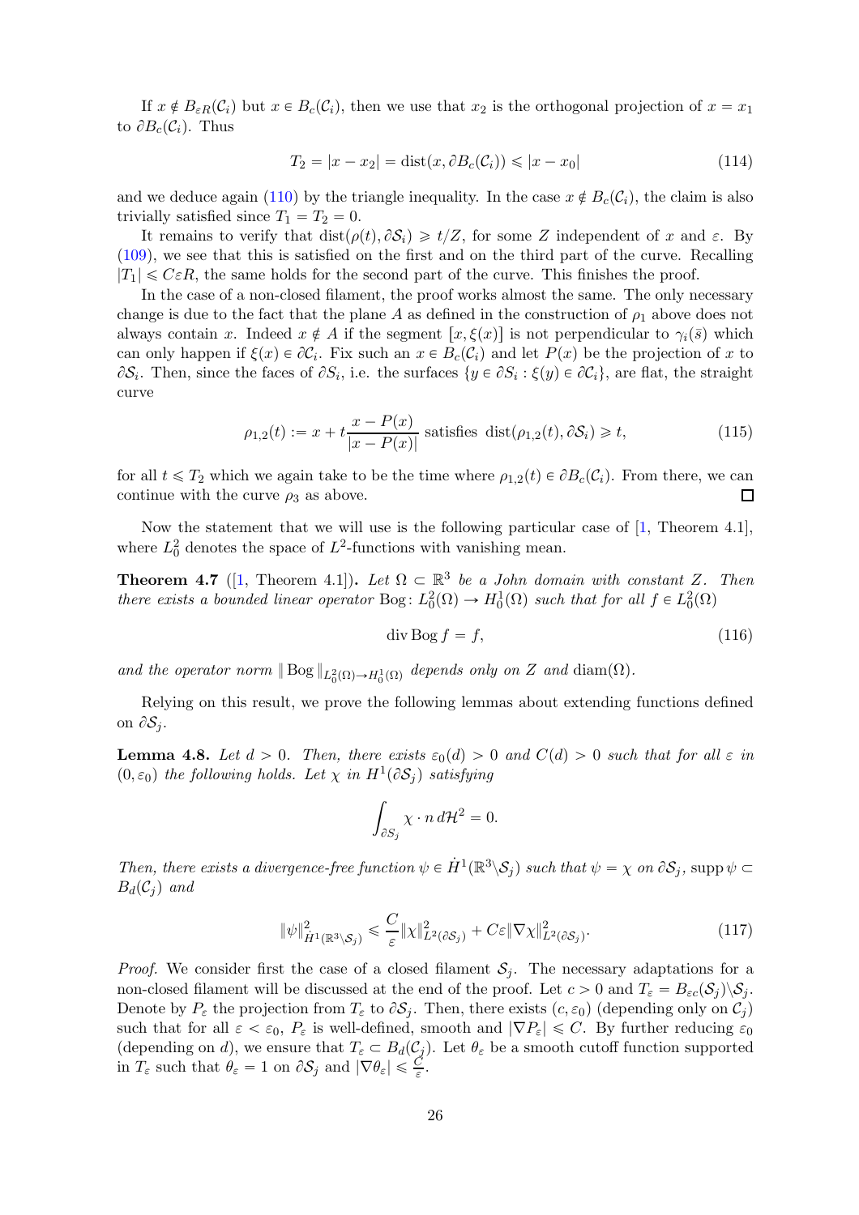If $x \notin B_{\varepsilon R}(\mathcal{C}_i)$ but $x \in B_c(\mathcal{C}_i)$, then we use that $x_2$ is the orthogonal projection of $x = x_1$ to $\partial B_c(\mathcal{C}_i)$. Thus

$$T_2 = |x - x_2| = \operatorname{dist}(x, \partial B_c(\mathcal{C}_i)) \leqslant |x - x_0| \tag{114}$$

and we deduce again (110) by the triangle inequality. In the case $x \notin B_c(\mathcal{C}_i)$, the claim is also trivially satisfied since $T_1 = T_2 = 0$.

It remains to verify that $\operatorname{dist}(\rho(t), \partial \mathcal{S}_i) \geqslant t/Z$, for some $Z$ independent of $x$ and $\varepsilon$. By (109), we see that this is satisfied on the first and on the third part of the curve. Recalling $|T_1| \leqslant C\varepsilon R$, the same holds for the second part of the curve. This finishes the proof.

In the case of a non-closed filament, the proof works almost the same. The only necessary change is due to the fact that the plane $A$ as defined in the construction of $\rho_1$ above does not always contain $x$. Indeed $x \notin A$ if the segment $[x, \xi(x)]$ is not perpendicular to $\gamma_i(\bar{s})$ which can only happen if $\xi(x) \in \partial \mathcal{C}_i$. Fix such an $x \in B_c(\mathcal{C}_i)$ and let $P(x)$ be the projection of $x$ to $\partial \mathcal{S}_i$. Then, since the faces of $\partial S_i$, i.e. the surfaces $\{y \in \partial S_i : \xi(y) \in \partial \mathcal{C}_i\}$, are flat, the straight curve

$$\rho_{1,2}(t) := x + t\frac{x - P(x)}{|x - P(x)|} \text{ satisfies } \operatorname{dist}(\rho_{1,2}(t), \partial \mathcal{S}_i) \geqslant t, \tag{115}$$

for all $t \leqslant T_2$ which we again take to be the time where $\rho_{1,2}(t) \in \partial B_c(\mathcal{C}_i)$. From there, we can continue with the curve $\rho_3$ as above. $\square$

Now the statement that we will use is the following particular case of [1, Theorem 4.1], where $L^2_0$ denotes the space of $L^2$-functions with vanishing mean.

**Theorem 4.7** ([1, Theorem 4.1]). *Let $\Omega \subset \mathbb{R}^3$ be a John domain with constant $Z$. Then there exists a bounded linear operator $\operatorname{Bog}\colon L^2_0(\Omega) \to H^1_0(\Omega)$ such that for all $f \in L^2_0(\Omega)$*

$$\operatorname{div} \operatorname{Bog} f = f, \tag{116}$$

*and the operator norm $\|\operatorname{Bog}\|_{L^2_0(\Omega) \to H^1_0(\Omega)}$ depends only on $Z$ and $\operatorname{diam}(\Omega)$.*

Relying on this result, we prove the following lemmas about extending functions defined on $\partial \mathcal{S}_j$.

**Lemma 4.8.** *Let $d > 0$. Then, there exists $\varepsilon_0(d) > 0$ and $C(d) > 0$ such that for all $\varepsilon$ in $(0, \varepsilon_0)$ the following holds. Let $\chi$ in $H^1(\partial \mathcal{S}_j)$ satisfying*

$$\int_{\partial S_j} \chi \cdot n \, d\mathcal{H}^2 = 0.$$

*Then, there exists a divergence-free function $\psi \in \dot{H}^1(\mathbb{R}^3 \backslash \mathcal{S}_j)$ such that $\psi = \chi$ on $\partial \mathcal{S}_j$, $\operatorname{supp} \psi \subset B_d(\mathcal{C}_j)$ and*

$$\|\psi\|^2_{\dot{H}^1(\mathbb{R}^3 \backslash \mathcal{S}_j)} \leqslant \frac{C}{\varepsilon} \|\chi\|^2_{L^2(\partial \mathcal{S}_j)} + C\varepsilon \|\nabla \chi\|^2_{L^2(\partial \mathcal{S}_j)}. \tag{117}$$

*Proof.* We consider first the case of a closed filament $\mathcal{S}_j$. The necessary adaptations for a non-closed filament will be discussed at the end of the proof. Let $c > 0$ and $T_\varepsilon = B_{\varepsilon c}(\mathcal{S}_j) \backslash \mathcal{S}_j$. Denote by $P_\varepsilon$ the projection from $T_\varepsilon$ to $\partial \mathcal{S}_j$. Then, there exists $(c, \varepsilon_0)$ (depending only on $\mathcal{C}_j$) such that for all $\varepsilon < \varepsilon_0$, $P_\varepsilon$ is well-defined, smooth and $|\nabla P_\varepsilon| \leqslant C$. By further reducing $\varepsilon_0$ (depending on $d$), we ensure that $T_\varepsilon \subset B_d(\mathcal{C}_j)$. Let $\theta_\varepsilon$ be a smooth cutoff function supported in $T_\varepsilon$ such that $\theta_\varepsilon = 1$ on $\partial \mathcal{S}_j$ and $|\nabla \theta_\varepsilon| \leqslant \frac{C}{\varepsilon}$.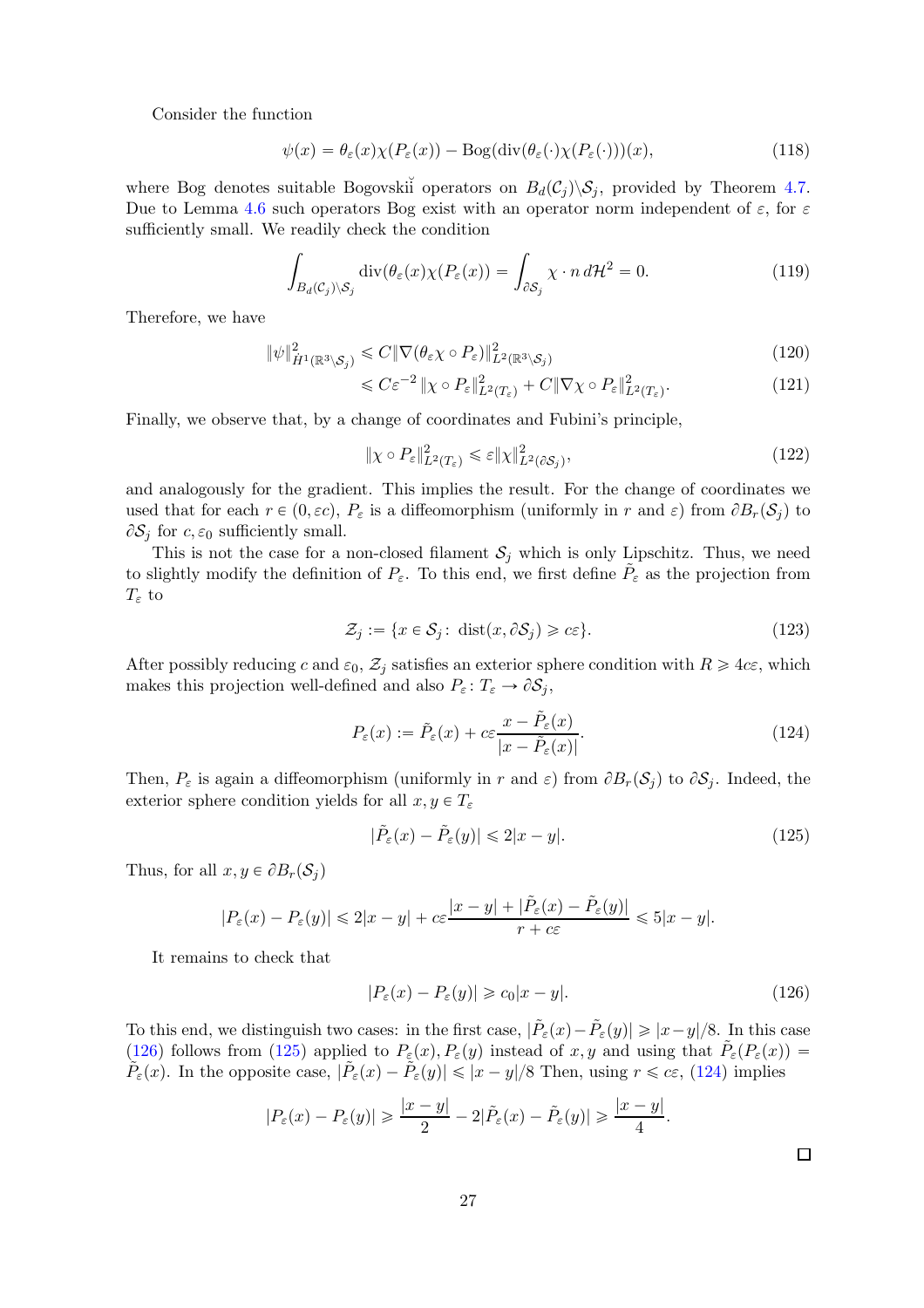Consider the function

$$
\psi(x) = \theta_\varepsilon(x)\chi(P_\varepsilon(x)) - \mathrm{Bog}(\mathrm{div}(\theta_\varepsilon(\cdot)\chi(P_\varepsilon(\cdot)))(x), \tag{118}
$$

where Bog denotes suitable Bogovskiĭ operators on $B_d(\mathcal{C}_j)\backslash\mathcal{S}_j$, provided by Theorem 4.7. Due to Lemma 4.6 such operators Bog exist with an operator norm independent of $\varepsilon$, for $\varepsilon$ sufficiently small. We readily check the condition

$$
\int_{B_d(\mathcal{C}_j)\backslash\mathcal{S}_j} \mathrm{div}(\theta_\varepsilon(x)\chi(P_\varepsilon(x)) = \int_{\partial\mathcal{S}_j} \chi\cdot n\, d\mathcal{H}^2 = 0. \tag{119}
$$

Therefore, we have

$$
\begin{aligned}
\|\psi\|^2_{\dot H^1(\mathbb{R}^3\backslash\mathcal{S}_j)} &\leqslant C\|\nabla(\theta_\varepsilon\chi\circ P_\varepsilon)\|^2_{L^2(\mathbb{R}^3\backslash\mathcal{S}_j)} && (120)\\
&\leqslant C\varepsilon^{-2}\|\chi\circ P_\varepsilon\|^2_{L^2(T_\varepsilon)} + C\|\nabla\chi\circ P_\varepsilon\|^2_{L^2(T_\varepsilon)}. && (121)
\end{aligned}
$$

Finally, we observe that, by a change of coordinates and Fubini's principle,

$$
\|\chi\circ P_\varepsilon\|^2_{L^2(T_\varepsilon)} \leqslant \varepsilon\|\chi\|^2_{L^2(\partial\mathcal{S}_j)}, \tag{122}
$$

and analogously for the gradient. This implies the result. For the change of coordinates we used that for each $r\in(0,\varepsilon c)$, $P_\varepsilon$ is a diffeomorphism (uniformly in $r$ and $\varepsilon$) from $\partial B_r(\mathcal{S}_j)$ to $\partial\mathcal{S}_j$ for $c,\varepsilon_0$ sufficiently small.

This is not the case for a non-closed filament $\mathcal{S}_j$ which is only Lipschitz. Thus, we need to slightly modify the definition of $P_\varepsilon$. To this end, we first define $\tilde P_\varepsilon$ as the projection from $T_\varepsilon$ to

$$
\mathcal{Z}_j := \{x\in\mathcal{S}_j\colon\ \mathrm{dist}(x,\partial\mathcal{S}_j)\geqslant c\varepsilon\}. \tag{123}
$$

After possibly reducing $c$ and $\varepsilon_0$, $\mathcal{Z}_j$ satisfies an exterior sphere condition with $R\geqslant 4c\varepsilon$, which makes this projection well-defined and also $P_\varepsilon\colon T_\varepsilon\to\partial\mathcal{S}_j$,

$$
P_\varepsilon(x) := \tilde P_\varepsilon(x) + c\varepsilon\frac{x-\tilde P_\varepsilon(x)}{|x-\tilde P_\varepsilon(x)|}. \tag{124}
$$

Then, $P_\varepsilon$ is again a diffeomorphism (uniformly in $r$ and $\varepsilon$) from $\partial B_r(\mathcal{S}_j)$ to $\partial\mathcal{S}_j$. Indeed, the exterior sphere condition yields for all $x,y\in T_\varepsilon$

$$
|\tilde P_\varepsilon(x)-\tilde P_\varepsilon(y)|\leqslant 2|x-y|. \tag{125}
$$

Thus, for all $x,y\in\partial B_r(\mathcal{S}_j)$

$$
|P_\varepsilon(x)-P_\varepsilon(y)|\leqslant 2|x-y| + c\varepsilon\frac{|x-y|+|\tilde P_\varepsilon(x)-\tilde P_\varepsilon(y)|}{r+c\varepsilon}\leqslant 5|x-y|.
$$

It remains to check that

$$
|P_\varepsilon(x)-P_\varepsilon(y)|\geqslant c_0|x-y|. \tag{126}
$$

To this end, we distinguish two cases: in the first case, $|\tilde P_\varepsilon(x)-\tilde P_\varepsilon(y)|\geqslant|x-y|/8$. In this case (126) follows from (125) applied to $P_\varepsilon(x),P_\varepsilon(y)$ instead of $x,y$ and using that $\tilde P_\varepsilon(P_\varepsilon(x)) = \tilde P_\varepsilon(x)$. In the opposite case, $|\tilde P_\varepsilon(x)-\tilde P_\varepsilon(y)|\leqslant|x-y|/8$ Then, using $r\leqslant c\varepsilon$, (124) implies

$$
|P_\varepsilon(x)-P_\varepsilon(y)|\geqslant\frac{|x-y|}{2} - 2|\tilde P_\varepsilon(x)-\tilde P_\varepsilon(y)|\geqslant\frac{|x-y|}{4}.
$$

□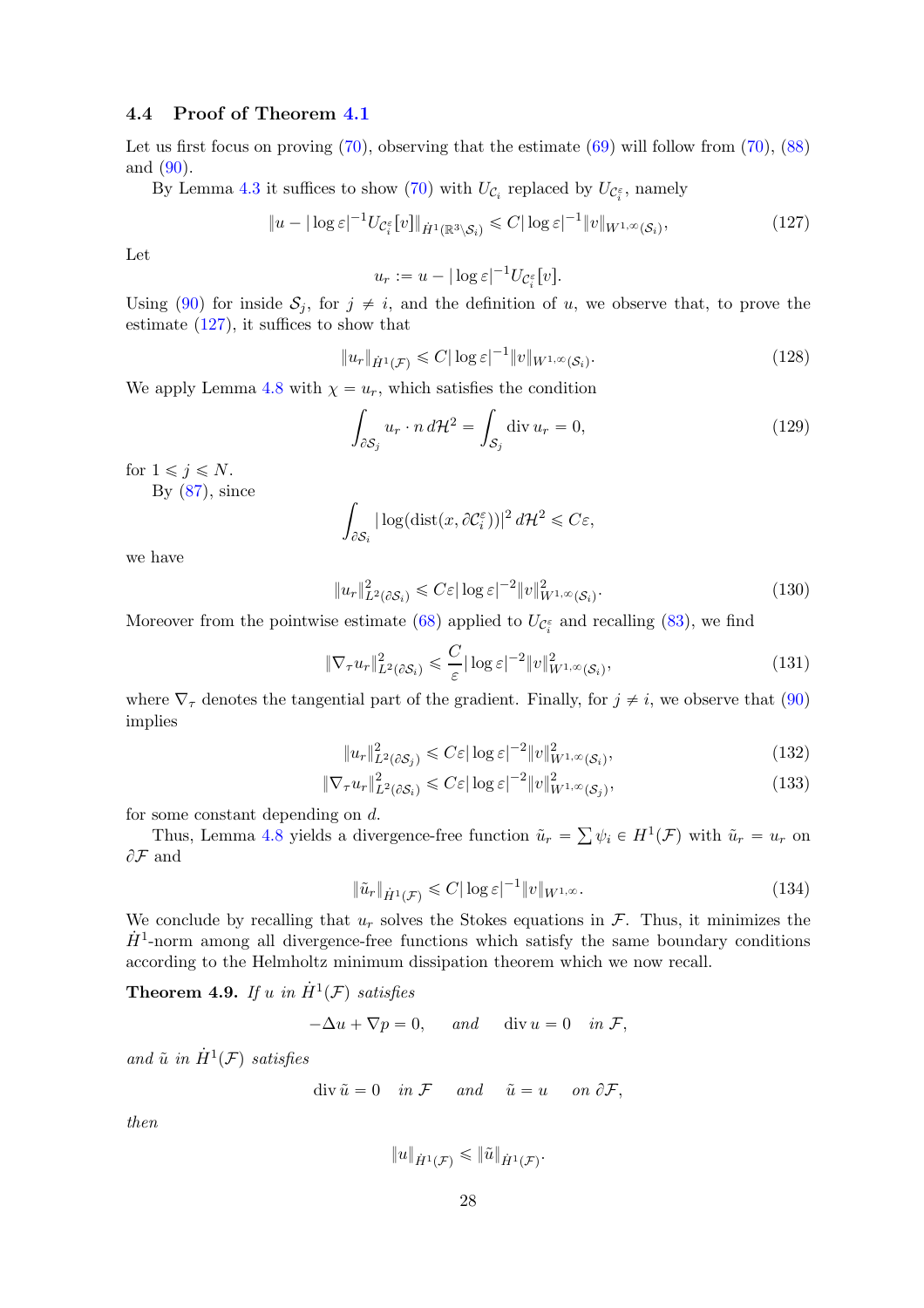### 4.4 Proof of Theorem 4.1

Let us first focus on proving (70), observing that the estimate (69) will follow from (70), (88) and (90).

By Lemma 4.3 it suffices to show (70) with $U_{\mathcal{C}_i}$ replaced by $U_{\mathcal{C}_i^\varepsilon}$, namely

$$\|u - |\log \varepsilon|^{-1} U_{\mathcal{C}_i^\varepsilon}[v]\|_{\dot{H}^1(\mathbb{R}^3 \setminus \mathcal{S}_i)} \leqslant C |\log \varepsilon|^{-1} \|v\|_{W^{1,\infty}(\mathcal{S}_i)}, \tag{127}$$

Let

$$u_r := u - |\log \varepsilon|^{-1} U_{\mathcal{C}_i^\varepsilon}[v].$$

Using (90) for inside $\mathcal{S}_j$, for $j \neq i$, and the definition of $u$, we observe that, to prove the estimate (127), it suffices to show that

$$\|u_r\|_{\dot{H}^1(\mathcal{F})} \leqslant C |\log \varepsilon|^{-1} \|v\|_{W^{1,\infty}(\mathcal{S}_i)}. \tag{128}$$

We apply Lemma 4.8 with $\chi = u_r$, which satisfies the condition

$$\int_{\partial \mathcal{S}_j} u_r \cdot n \, d\mathcal{H}^2 = \int_{\mathcal{S}_j} \operatorname{div} u_r = 0, \tag{129}$$

for $1 \leqslant j \leqslant N$.

By (87), since

$$\int_{\partial \mathcal{S}_i} |\log(\operatorname{dist}(x, \partial \mathcal{C}_i^\varepsilon))|^2 \, d\mathcal{H}^2 \leqslant C\varepsilon,$$

we have

$$\|u_r\|^2_{L^2(\partial \mathcal{S}_i)} \leqslant C\varepsilon |\log \varepsilon|^{-2} \|v\|^2_{W^{1,\infty}(\mathcal{S}_i)}. \tag{130}$$

Moreover from the pointwise estimate (68) applied to $U_{\mathcal{C}_i^\varepsilon}$ and recalling (83), we find

$$\|\nabla_\tau u_r\|^2_{L^2(\partial \mathcal{S}_i)} \leqslant \frac{C}{\varepsilon} |\log \varepsilon|^{-2} \|v\|^2_{W^{1,\infty}(\mathcal{S}_i)}, \tag{131}$$

where $\nabla_\tau$ denotes the tangential part of the gradient. Finally, for $j \neq i$, we observe that (90) implies

$$\|u_r\|^2_{L^2(\partial \mathcal{S}_j)} \leqslant C\varepsilon |\log \varepsilon|^{-2} \|v\|^2_{W^{1,\infty}(\mathcal{S}_i)}, \tag{132}$$

$$\|\nabla_\tau u_r\|^2_{L^2(\partial \mathcal{S}_i)} \leqslant C\varepsilon |\log \varepsilon|^{-2} \|v\|^2_{W^{1,\infty}(\mathcal{S}_j)}, \tag{133}$$

for some constant depending on $d$.

Thus, Lemma 4.8 yields a divergence-free function $\tilde{u}_r = \sum \psi_i \in H^1(\mathcal{F})$ with $\tilde{u}_r = u_r$ on $\partial \mathcal{F}$ and

$$\|\tilde{u}_r\|_{\dot{H}^1(\mathcal{F})} \leqslant C |\log \varepsilon|^{-1} \|v\|_{W^{1,\infty}}. \tag{134}$$

We conclude by recalling that $u_r$ solves the Stokes equations in $\mathcal{F}$. Thus, it minimizes the $\dot{H}^1$-norm among all divergence-free functions which satisfy the same boundary conditions according to the Helmholtz minimum dissipation theorem which we now recall.

**Theorem 4.9.** *If $u$ in $\dot{H}^1(\mathcal{F})$ satisfies*

$$-\Delta u + \nabla p = 0, \quad \text{and} \quad \operatorname{div} u = 0 \quad \text{in } \mathcal{F},$$

*and $\tilde{u}$ in $\dot{H}^1(\mathcal{F})$ satisfies*

$$\operatorname{div} \tilde{u} = 0 \quad \text{in } \mathcal{F} \quad \text{and} \quad \tilde{u} = u \quad \text{on } \partial \mathcal{F},$$

*then*

$$\|u\|_{\dot{H}^1(\mathcal{F})} \leqslant \|\tilde{u}\|_{\dot{H}^1(\mathcal{F})}.$$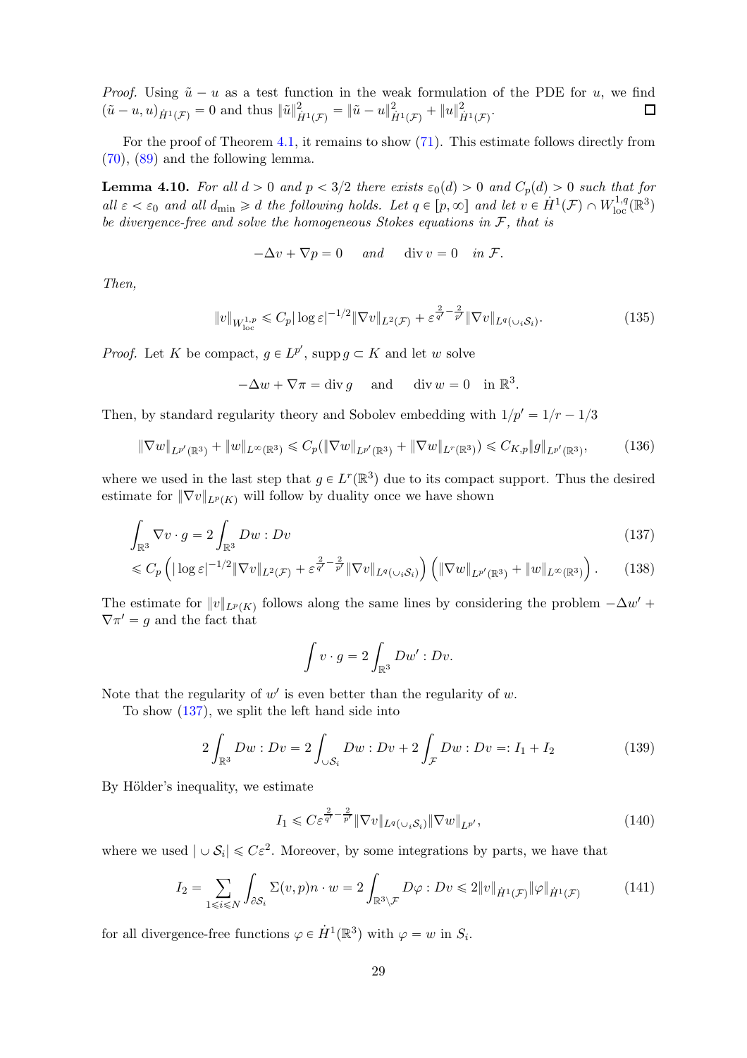*Proof.* Using $\tilde u - u$ as a test function in the weak formulation of the PDE for $u$, we find $(\tilde u - u, u)_{\dot H^1(\mathcal F)} = 0$ and thus $\|\tilde u\|^2_{\dot H^1(\mathcal F)} = \|\tilde u - u\|^2_{\dot H^1(\mathcal F)} + \|u\|^2_{\dot H^1(\mathcal F)}$. ◻

For the proof of Theorem 4.1, it remains to show (71). This estimate follows directly from (70), (89) and the following lemma.

**Lemma 4.10.** *For all $d > 0$ and $p < 3/2$ there exists $\varepsilon_0(d) > 0$ and $C_p(d) > 0$ such that for all $\varepsilon < \varepsilon_0$ and all $d_{\min} \geqslant d$ the following holds. Let $q \in [p, \infty]$ and let $v \in \dot H^1(\mathcal F) \cap W^{1,q}_{\mathrm{loc}}(\mathbb R^3)$ be divergence-free and solve the homogeneous Stokes equations in $\mathcal F$, that is*

$$-\Delta v + \nabla p = 0 \quad \text{and} \quad \operatorname{div} v = 0 \quad \text{in } \mathcal F.$$

*Then,*

$$\|v\|_{W^{1,p}_{\mathrm{loc}}} \leqslant C_p |\log \varepsilon|^{-1/2} \|\nabla v\|_{L^2(\mathcal F)} + \varepsilon^{\frac{2}{q'} - \frac{2}{p'}} \|\nabla v\|_{L^q(\cup_i \mathcal S_i)}. \tag{135}$$

*Proof.* Let $K$ be compact, $g \in L^{p'}$, $\operatorname{supp} g \subset K$ and let $w$ solve

$$-\Delta w + \nabla \pi = \operatorname{div} g \quad \text{and} \quad \operatorname{div} w = 0 \quad \text{in } \mathbb R^3.$$

Then, by standard regularity theory and Sobolev embedding with $1/p' = 1/r - 1/3$

$$\|\nabla w\|_{L^{p'}(\mathbb R^3)} + \|w\|_{L^\infty(\mathbb R^3)} \leqslant C_p(\|\nabla w\|_{L^{p'}(\mathbb R^3)} + \|\nabla w\|_{L^r(\mathbb R^3)}) \leqslant C_{K,p} \|g\|_{L^{p'}(\mathbb R^3)}, \tag{136}$$

where we used in the last step that $g \in L^r(\mathbb R^3)$ due to its compact support. Thus the desired estimate for $\|\nabla v\|_{L^p(K)}$ will follow by duality once we have shown

$$\int_{\mathbb R^3} \nabla v \cdot g = 2 \int_{\mathbb R^3} Dw : Dv \tag{137}$$

$$\leqslant C_p \left( |\log \varepsilon|^{-1/2} \|\nabla v\|_{L^2(\mathcal F)} + \varepsilon^{\frac{2}{q'} - \frac{2}{p'}} \|\nabla v\|_{L^q(\cup_i \mathcal S_i)} \right) \left( \|\nabla w\|_{L^{p'}(\mathbb R^3)} + \|w\|_{L^\infty(\mathbb R^3)} \right). \tag{138}$$

The estimate for $\|v\|_{L^p(K)}$ follows along the same lines by considering the problem $-\Delta w' + \nabla \pi' = g$ and the fact that

$$\int v \cdot g = 2 \int_{\mathbb R^3} Dw' : Dv.$$

Note that the regularity of $w'$ is even better than the regularity of $w$.

To show (137), we split the left hand side into

$$2 \int_{\mathbb R^3} Dw : Dv = 2 \int_{\cup \mathcal S_i} Dw : Dv + 2 \int_{\mathcal F} Dw : Dv =: I_1 + I_2 \tag{139}$$

By Hölder's inequality, we estimate

$$I_1 \leqslant C \varepsilon^{\frac{2}{q'} - \frac{2}{p'}} \|\nabla v\|_{L^q(\cup_i \mathcal S_i)} \|\nabla w\|_{L^{p'}}, \tag{140}$$

where we used $|\cup \mathcal S_i| \leqslant C\varepsilon^2$. Moreover, by some integrations by parts, we have that

$$I_2 = \sum_{1 \leqslant i \leqslant N} \int_{\partial \mathcal S_i} \Sigma(v, p) n \cdot w = 2 \int_{\mathbb R^3 \setminus \mathcal F} D\varphi : Dv \leqslant 2 \|v\|_{\dot H^1(\mathcal F)} \|\varphi\|_{\dot H^1(\mathcal F)} \tag{141}$$

for all divergence-free functions $\varphi \in \dot H^1(\mathbb R^3)$ with $\varphi = w$ in $S_i$.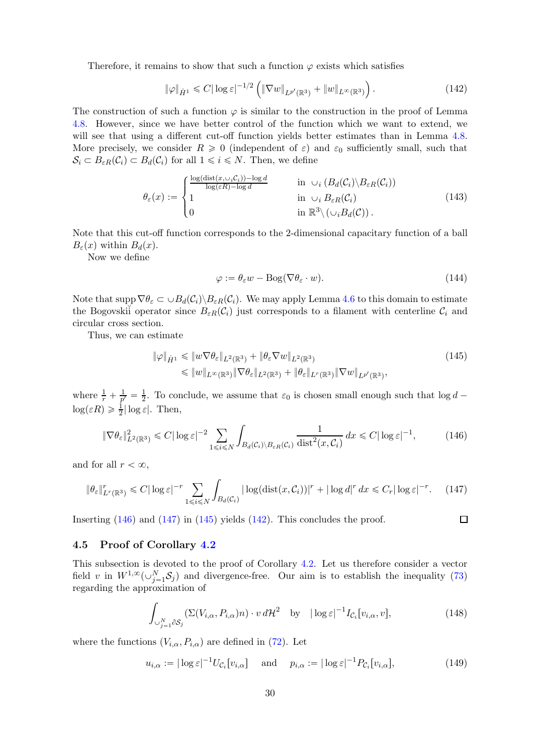Therefore, it remains to show that such a function $\varphi$ exists which satisfies

$$\|\varphi\|_{\dot{H}^1} \leqslant C|\log \varepsilon|^{-1/2} \left( \|\nabla w\|_{L^{p'}(\mathbb{R}^3)} + \|w\|_{L^\infty(\mathbb{R}^3)} \right). \tag{142}$$

The construction of such a function $\varphi$ is similar to the construction in the proof of Lemma 4.8. However, since we have better control of the function which we want to extend, we will see that using a different cut-off function yields better estimates than in Lemma 4.8. More precisely, we consider $R \geqslant 0$ (independent of $\varepsilon$) and $\varepsilon_0$ sufficiently small, such that $\mathcal{S}_i \subset B_{\varepsilon R}(\mathcal{C}_i) \subset B_d(\mathcal{C}_i)$ for all $1 \leqslant i \leqslant N$. Then, we define

$$\theta_\varepsilon(x) := \begin{cases} \frac{\log(\mathrm{dist}(x, \cup_i \mathcal{C}_i)) - \log d}{\log(\varepsilon R) - \log d} & \text{in } \cup_i \left(B_d(\mathcal{C}_i) \backslash B_{\varepsilon R}(\mathcal{C}_i)\right) \\ 1 & \text{in } \cup_i B_{\varepsilon R}(\mathcal{C}_i) \\ 0 & \text{in } \mathbb{R}^3 \backslash \left(\cup_i B_d(\mathcal{C})\right). \end{cases} \tag{143}$$

Note that this cut-off function corresponds to the 2-dimensional capacitary function of a ball $B_\varepsilon(x)$ within $B_d(x)$.

Now we define

$$\varphi := \theta_\varepsilon w - \mathrm{Bog}(\nabla \theta_\varepsilon \cdot w). \tag{144}$$

Note that $\operatorname{supp} \nabla \theta_\varepsilon \subset \cup B_d(\mathcal{C}_i) \backslash B_{\varepsilon R}(\mathcal{C}_i)$. We may apply Lemma 4.6 to this domain to estimate the Bogovskiĭ operator since $B_{\varepsilon R}(\mathcal{C}_i)$ just corresponds to a filament with centerline $\mathcal{C}_i$ and circular cross section.

Thus, we can estimate

$$\begin{aligned} \|\varphi\|_{\dot{H}^1} &\leqslant \|w \nabla \theta_\varepsilon\|_{L^2(\mathbb{R}^3)} + \|\theta_\varepsilon \nabla w\|_{L^2(\mathbb{R}^3)} \\ &\leqslant \|w\|_{L^\infty(\mathbb{R}^3)} \|\nabla \theta_\varepsilon\|_{L^2(\mathbb{R}^3)} + \|\theta_\varepsilon\|_{L^r(\mathbb{R}^3)} \|\nabla w\|_{L^{p'}(\mathbb{R}^3)}, \end{aligned} \tag{145}$$

where $\frac{1}{r} + \frac{1}{p'} = \frac{1}{2}$. To conclude, we assume that $\varepsilon_0$ is chosen small enough such that $\log d - \log(\varepsilon R) \geqslant \frac{1}{2}|\log \varepsilon|$. Then,

$$\|\nabla \theta_\varepsilon\|^2_{L^2(\mathbb{R}^3)} \leqslant C|\log \varepsilon|^{-2} \sum_{1 \leqslant i \leqslant N} \int_{B_d(\mathcal{C}_i) \backslash B_{\varepsilon R}(\mathcal{C}_i)} \frac{1}{\mathrm{dist}^2(x, \mathcal{C}_i)} \, dx \leqslant C|\log \varepsilon|^{-1}, \tag{146}$$

and for all $r < \infty$,

$$\|\theta_\varepsilon\|^r_{L^r(\mathbb{R}^3)} \leqslant C|\log \varepsilon|^{-r} \sum_{1 \leqslant i \leqslant N} \int_{B_d(\mathcal{C}_i)} |\log(\mathrm{dist}(x, \mathcal{C}_i))|^r + |\log d|^r \, dx \leqslant C_r |\log \varepsilon|^{-r}. \tag{147}$$

Inserting (146) and (147) in (145) yields (142). This concludes the proof. ◻

### 4.5 Proof of Corollary 4.2

This subsection is devoted to the proof of Corollary 4.2. Let us therefore consider a vector field $v$ in $W^{1,\infty}(\cup_{j=1}^N \mathcal{S}_j)$ and divergence-free. Our aim is to establish the inequality (73) regarding the approximation of

$$\int_{\cup_{j=1}^N \partial \mathcal{S}_j} (\Sigma(V_{i,\alpha}, P_{i,\alpha}) n) \cdot v \, d\mathcal{H}^2 \quad \text{by} \quad |\log \varepsilon|^{-1} I_{\mathcal{C}_i}[v_{i,\alpha}, v], \tag{148}$$

where the functions $(V_{i,\alpha}, P_{i,\alpha})$ are defined in (72). Let

$$u_{i,\alpha} := |\log \varepsilon|^{-1} U_{\mathcal{C}_i}[v_{i,\alpha}] \quad \text{and} \quad p_{i,\alpha} := |\log \varepsilon|^{-1} P_{\mathcal{C}_i}[v_{i,\alpha}], \tag{149}$$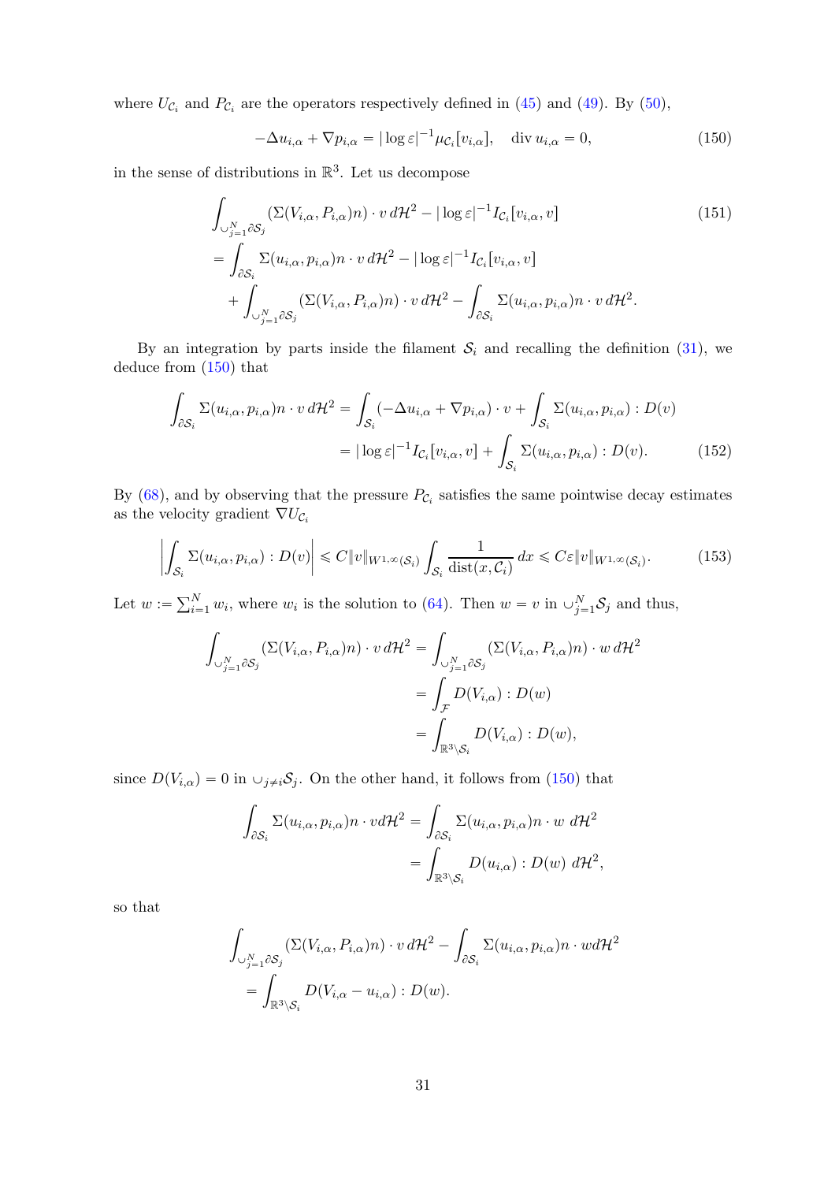where $U_{\mathcal{C}_i}$ and $P_{\mathcal{C}_i}$ are the operators respectively defined in (45) and (49). By (50),

$$-\Delta u_{i,\alpha} + \nabla p_{i,\alpha} = |\log \varepsilon|^{-1} \mu_{\mathcal{C}_i}[v_{i,\alpha}], \quad \operatorname{div} u_{i,\alpha} = 0, \tag{150}$$

in the sense of distributions in $\mathbb{R}^3$. Let us decompose

$$\begin{aligned}
&\int_{\cup_{j=1}^N \partial \mathcal{S}_j} (\Sigma(V_{i,\alpha}, P_{i,\alpha})n) \cdot v \, d\mathcal{H}^2 - |\log \varepsilon|^{-1} I_{\mathcal{C}_i}[v_{i,\alpha}, v] \qquad (151)\\
&= \int_{\partial \mathcal{S}_i} \Sigma(u_{i,\alpha}, p_{i,\alpha})n \cdot v \, d\mathcal{H}^2 - |\log \varepsilon|^{-1} I_{\mathcal{C}_i}[v_{i,\alpha}, v] \\
&\quad + \int_{\cup_{j=1}^N \partial \mathcal{S}_j} (\Sigma(V_{i,\alpha}, P_{i,\alpha})n) \cdot v \, d\mathcal{H}^2 - \int_{\partial \mathcal{S}_i} \Sigma(u_{i,\alpha}, p_{i,\alpha})n \cdot v \, d\mathcal{H}^2.
\end{aligned}$$

By an integration by parts inside the filament $\mathcal{S}_i$ and recalling the definition (31), we deduce from (150) that

$$\begin{aligned}
\int_{\partial \mathcal{S}_i} \Sigma(u_{i,\alpha}, p_{i,\alpha})n \cdot v \, d\mathcal{H}^2 &= \int_{\mathcal{S}_i} (-\Delta u_{i,\alpha} + \nabla p_{i,\alpha}) \cdot v + \int_{\mathcal{S}_i} \Sigma(u_{i,\alpha}, p_{i,\alpha}) : D(v) \\
&= |\log \varepsilon|^{-1} I_{\mathcal{C}_i}[v_{i,\alpha}, v] + \int_{\mathcal{S}_i} \Sigma(u_{i,\alpha}, p_{i,\alpha}) : D(v). \qquad (152)
\end{aligned}$$

By (68), and by observing that the pressure $P_{\mathcal{C}_i}$ satisfies the same pointwise decay estimates as the velocity gradient $\nabla U_{\mathcal{C}_i}$

$$\left| \int_{\mathcal{S}_i} \Sigma(u_{i,\alpha}, p_{i,\alpha}) : D(v) \right| \leqslant C \|v\|_{W^{1,\infty}(\mathcal{S}_i)} \int_{\mathcal{S}_i} \frac{1}{\operatorname{dist}(x, \mathcal{C}_i)} \, dx \leqslant C\varepsilon \|v\|_{W^{1,\infty}(\mathcal{S}_i)}. \tag{153}$$

Let $w := \sum_{i=1}^N w_i$, where $w_i$ is the solution to (64). Then $w = v$ in $\cup_{j=1}^N \mathcal{S}_j$ and thus,

$$\begin{aligned}
\int_{\cup_{j=1}^N \partial \mathcal{S}_j} (\Sigma(V_{i,\alpha}, P_{i,\alpha})n) \cdot v \, d\mathcal{H}^2 &= \int_{\cup_{j=1}^N \partial \mathcal{S}_j} (\Sigma(V_{i,\alpha}, P_{i,\alpha})n) \cdot w \, d\mathcal{H}^2 \\
&= \int_{\mathcal{F}} D(V_{i,\alpha}) : D(w) \\
&= \int_{\mathbb{R}^3 \setminus \mathcal{S}_i} D(V_{i,\alpha}) : D(w),
\end{aligned}$$

since $D(V_{i,\alpha}) = 0$ in $\cup_{j \neq i} \mathcal{S}_j$. On the other hand, it follows from (150) that

$$\begin{aligned}
\int_{\partial \mathcal{S}_i} \Sigma(u_{i,\alpha}, p_{i,\alpha})n \cdot v d\mathcal{H}^2 &= \int_{\partial \mathcal{S}_i} \Sigma(u_{i,\alpha}, p_{i,\alpha})n \cdot w \; d\mathcal{H}^2 \\
&= \int_{\mathbb{R}^3 \setminus \mathcal{S}_i} D(u_{i,\alpha}) : D(w) \; d\mathcal{H}^2,
\end{aligned}$$

so that

$$\begin{aligned}
&\int_{\cup_{j=1}^N \partial \mathcal{S}_j} (\Sigma(V_{i,\alpha}, P_{i,\alpha})n) \cdot v \, d\mathcal{H}^2 - \int_{\partial \mathcal{S}_i} \Sigma(u_{i,\alpha}, p_{i,\alpha})n \cdot w d\mathcal{H}^2 \\
&= \int_{\mathbb{R}^3 \setminus \mathcal{S}_i} D(V_{i,\alpha} - u_{i,\alpha}) : D(w).
\end{aligned}$$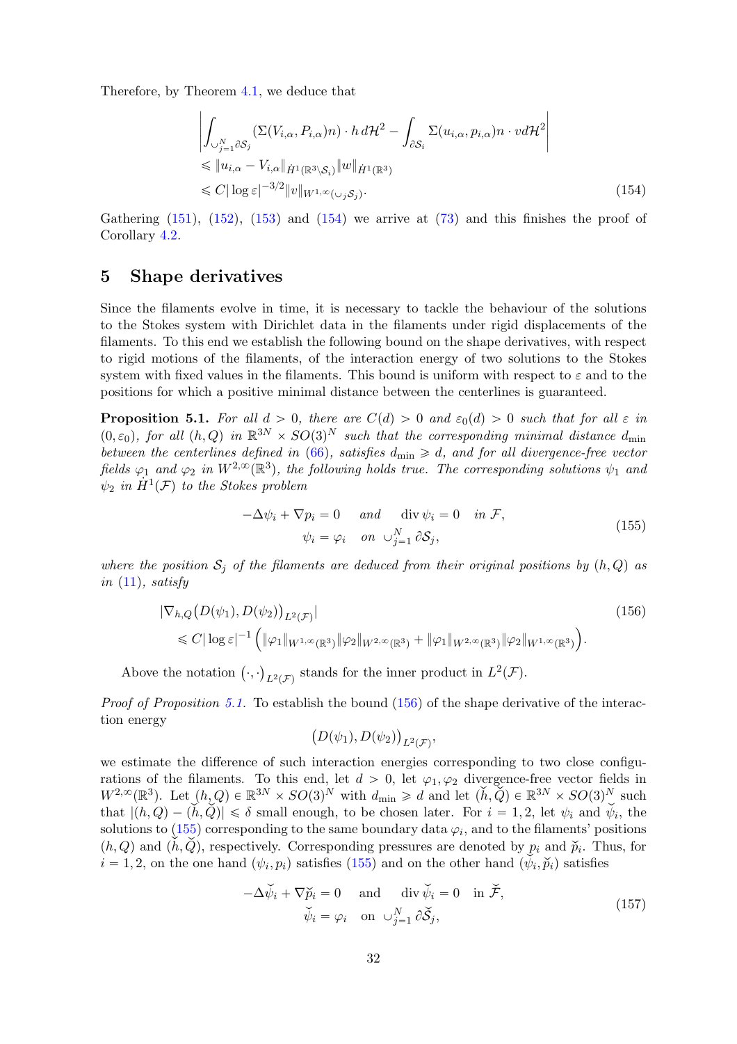Therefore, by Theorem 4.1, we deduce that

$$
\begin{aligned}
&\left| \int_{\cup_{j=1}^N \partial \mathcal{S}_j} (\Sigma(V_{i,\alpha}, P_{i,\alpha}) n) \cdot h \, d\mathcal{H}^2 - \int_{\partial \mathcal{S}_i} \Sigma(u_{i,\alpha}, p_{i,\alpha}) n \cdot v d\mathcal{H}^2 \right| \\
&\leqslant \| u_{i,\alpha} - V_{i,\alpha} \|_{\dot{H}^1(\mathbb{R}^3 \setminus \mathcal{S}_i)} \| w \|_{\dot{H}^1(\mathbb{R}^3)} \\
&\leqslant C |\log \varepsilon|^{-3/2} \| v \|_{W^{1,\infty}(\cup_j \mathcal{S}_j)}.
\end{aligned} \tag{154}
$$

Gathering (151), (152), (153) and (154) we arrive at (73) and this finishes the proof of Corollary 4.2.

## 5 Shape derivatives

Since the filaments evolve in time, it is necessary to tackle the behaviour of the solutions to the Stokes system with Dirichlet data in the filaments under rigid displacements of the filaments. To this end we establish the following bound on the shape derivatives, with respect to rigid motions of the filaments, of the interaction energy of two solutions to the Stokes system with fixed values in the filaments. This bound is uniform with respect to $\varepsilon$ and to the positions for which a positive minimal distance between the centerlines is guaranteed.

**Proposition 5.1.** *For all $d > 0$, there are $C(d) > 0$ and $\varepsilon_0(d) > 0$ such that for all $\varepsilon$ in $(0, \varepsilon_0)$, for all $(h, Q)$ in $\mathbb{R}^{3N} \times SO(3)^N$ such that the corresponding minimal distance $d_{\min}$ between the centerlines defined in (66), satisfies $d_{\min} \geqslant d$, and for all divergence-free vector fields $\varphi_1$ and $\varphi_2$ in $W^{2,\infty}(\mathbb{R}^3)$, the following holds true. The corresponding solutions $\psi_1$ and $\psi_2$ in $\dot{H}^1(\mathcal{F})$ to the Stokes problem*

$$
\begin{aligned}
-\Delta \psi_i + \nabla p_i = 0 \quad &\text{and} \quad \operatorname{div} \psi_i = 0 \quad \text{in } \mathcal{F}, \\
\psi_i = \varphi_i \quad &\text{on } \cup_{j=1}^N \partial \mathcal{S}_j,
\end{aligned} \tag{155}
$$

*where the position $\mathcal{S}_j$ of the filaments are deduced from their original positions by $(h, Q)$ as in (11), satisfy*

$$
\begin{aligned}
&|\nabla_{h,Q} \big( D(\psi_1), D(\psi_2) \big)_{L^2(\mathcal{F})}| \\
&\quad \leqslant C |\log \varepsilon|^{-1} \Big( \| \varphi_1 \|_{W^{1,\infty}(\mathbb{R}^3)} \| \varphi_2 \|_{W^{2,\infty}(\mathbb{R}^3)} + \| \varphi_1 \|_{W^{2,\infty}(\mathbb{R}^3)} \| \varphi_2 \|_{W^{1,\infty}(\mathbb{R}^3)} \Big).
\end{aligned} \tag{156}
$$

Above the notation $(\cdot, \cdot)_{L^2(\mathcal{F})}$ stands for the inner product in $L^2(\mathcal{F})$.

*Proof of Proposition 5.1.* To establish the bound (156) of the shape derivative of the interaction energy

$$
\big( D(\psi_1), D(\psi_2) \big)_{L^2(\mathcal{F})},
$$

we estimate the difference of such interaction energies corresponding to two close configurations of the filaments. To this end, let $d > 0$, let $\varphi_1, \varphi_2$ divergence-free vector fields in $W^{2,\infty}(\mathbb{R}^3)$. Let $(h, Q) \in \mathbb{R}^{3N} \times SO(3)^N$ with $d_{\min} \geqslant d$ and let $(\breve{h}, \breve{Q}) \in \mathbb{R}^{3N} \times SO(3)^N$ such that $|(h, Q) - (\breve{h}, \breve{Q})| \leqslant \delta$ small enough, to be chosen later. For $i = 1, 2$, let $\psi_i$ and $\breve{\psi}_i$, the solutions to (155) corresponding to the same boundary data $\varphi_i$, and to the filaments' positions $(h, Q)$ and $(\breve{h}, \breve{Q})$, respectively. Corresponding pressures are denoted by $p_i$ and $\breve{p}_i$. Thus, for $i = 1, 2$, on the one hand $(\psi_i, p_i)$ satisfies (155) and on the other hand $(\breve{\psi}_i, \breve{p}_i)$ satisfies

$$
\begin{aligned}
-\Delta \breve{\psi}_i + \nabla \breve{p}_i = 0 \quad &\text{and} \quad \operatorname{div} \breve{\psi}_i = 0 \quad \text{in } \breve{\mathcal{F}}, \\
\breve{\psi}_i = \varphi_i \quad &\text{on } \cup_{j=1}^N \partial \breve{\mathcal{S}}_j,
\end{aligned} \tag{157}
$$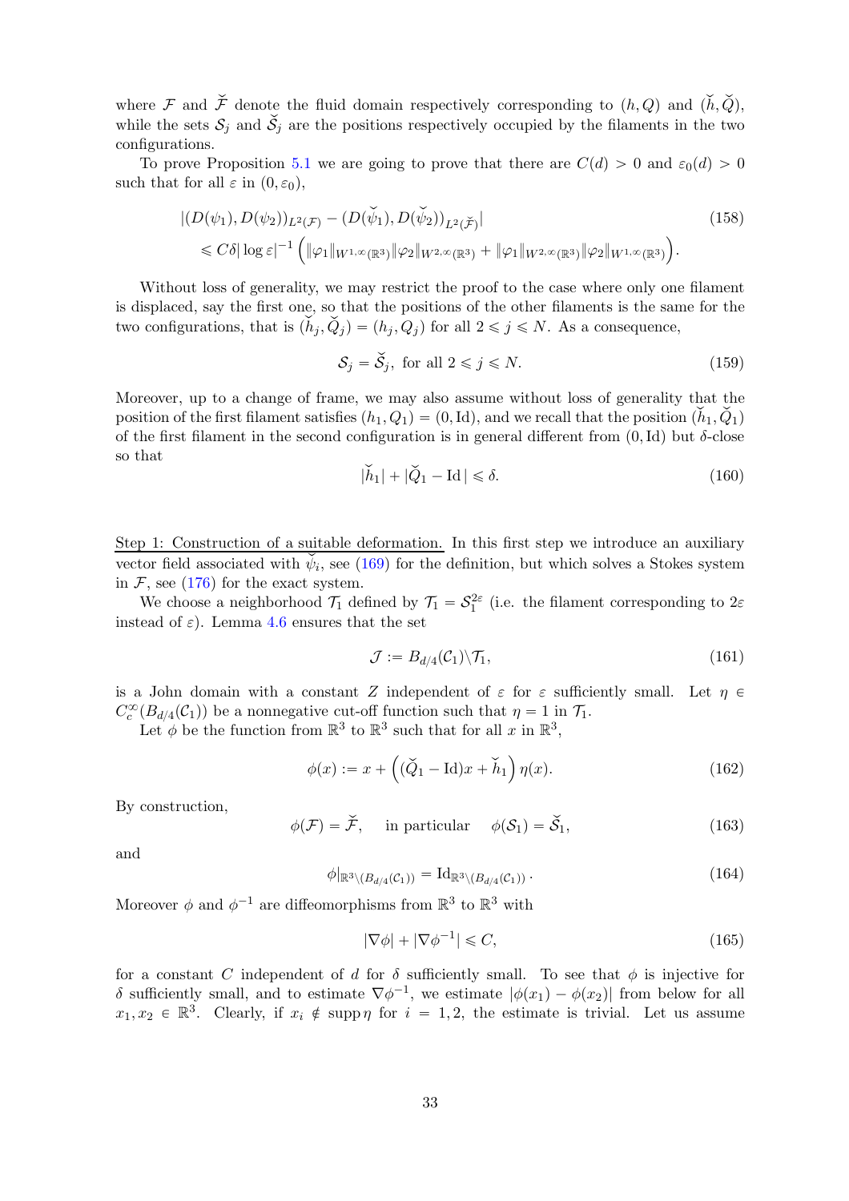where $\mathcal{F}$ and $\check{\mathcal{F}}$ denote the fluid domain respectively corresponding to $(h, Q)$ and $(\check{h}, \check{Q})$, while the sets $\mathcal{S}_j$ and $\check{\mathcal{S}}_j$ are the positions respectively occupied by the filaments in the two configurations.

To prove Proposition 5.1 we are going to prove that there are $C(d) > 0$ and $\varepsilon_0(d) > 0$ such that for all $\varepsilon$ in $(0, \varepsilon_0)$,

$$
\begin{aligned}
&|(D(\psi_1), D(\psi_2))_{L^2(\mathcal{F})} - (D(\check{\psi}_1), D(\check{\psi}_2))_{L^2(\check{\mathcal{F}})}| \\
&\quad \leqslant C\delta |\log \varepsilon|^{-1} \Big( \|\varphi_1\|_{W^{1,\infty}(\mathbb{R}^3)} \|\varphi_2\|_{W^{2,\infty}(\mathbb{R}^3)} + \|\varphi_1\|_{W^{2,\infty}(\mathbb{R}^3)} \|\varphi_2\|_{W^{1,\infty}(\mathbb{R}^3)} \Big).
\end{aligned} \tag{158}
$$

Without loss of generality, we may restrict the proof to the case where only one filament is displaced, say the first one, so that the positions of the other filaments is the same for the two configurations, that is $(\check{h}_j, \check{Q}_j) = (h_j, Q_j)$ for all $2 \leqslant j \leqslant N$. As a consequence,

$$
\mathcal{S}_j = \check{\mathcal{S}}_j, \text{ for all } 2 \leqslant j \leqslant N. \tag{159}
$$

Moreover, up to a change of frame, we may also assume without loss of generality that the position of the first filament satisfies $(h_1, Q_1) = (0, \mathrm{Id})$, and we recall that the position $(\check{h}_1, \check{Q}_1)$ of the first filament in the second configuration is in general different from $(0, \mathrm{Id})$ but $\delta$-close so that

$$
|\check{h}_1| + |\check{Q}_1 - \mathrm{Id}\,| \leqslant \delta. \tag{160}
$$

<u>Step 1: Construction of a suitable deformation.</u> In this first step we introduce an auxiliary vector field associated with $\check{\psi}_i$, see (169) for the definition, but which solves a Stokes system in $\mathcal{F}$, see (176) for the exact system.

We choose a neighborhood $\mathcal{T}_1$ defined by $\mathcal{T}_1 = \mathcal{S}_1^{2\varepsilon}$ (i.e. the filament corresponding to $2\varepsilon$ instead of $\varepsilon$). Lemma 4.6 ensures that the set

$$
\mathcal{J} := B_{d/4}(\mathcal{C}_1) \backslash \mathcal{T}_1, \tag{161}
$$

is a John domain with a constant $Z$ independent of $\varepsilon$ for $\varepsilon$ sufficiently small. Let $\eta \in C_c^\infty(B_{d/4}(\mathcal{C}_1))$ be a nonnegative cut-off function such that $\eta = 1$ in $\mathcal{T}_1$.

Let $\phi$ be the function from $\mathbb{R}^3$ to $\mathbb{R}^3$ such that for all $x$ in $\mathbb{R}^3$,

$$
\phi(x) := x + \Big( (\check{Q}_1 - \mathrm{Id}) x + \check{h}_1 \Big) \eta(x). \tag{162}
$$

By construction,

$$
\phi(\mathcal{F}) = \check{\mathcal{F}}, \quad \text{ in particular } \quad \phi(\mathcal{S}_1) = \check{\mathcal{S}}_1, \tag{163}
$$

and

$$
\phi|_{\mathbb{R}^3 \backslash (B_{d/4}(\mathcal{C}_1))} = \mathrm{Id}_{\mathbb{R}^3 \backslash (B_{d/4}(\mathcal{C}_1))}. \tag{164}
$$

Moreover $\phi$ and $\phi^{-1}$ are diffeomorphisms from $\mathbb{R}^3$ to $\mathbb{R}^3$ with

$$
|\nabla \phi| + |\nabla \phi^{-1}| \leqslant C, \tag{165}
$$

for a constant $C$ independent of $d$ for $\delta$ sufficiently small. To see that $\phi$ is injective for $\delta$ sufficiently small, and to estimate $\nabla \phi^{-1}$, we estimate $|\phi(x_1) - \phi(x_2)|$ from below for all $x_1, x_2 \in \mathbb{R}^3$. Clearly, if $x_i \notin \operatorname{supp} \eta$ for $i = 1, 2$, the estimate is trivial. Let us assume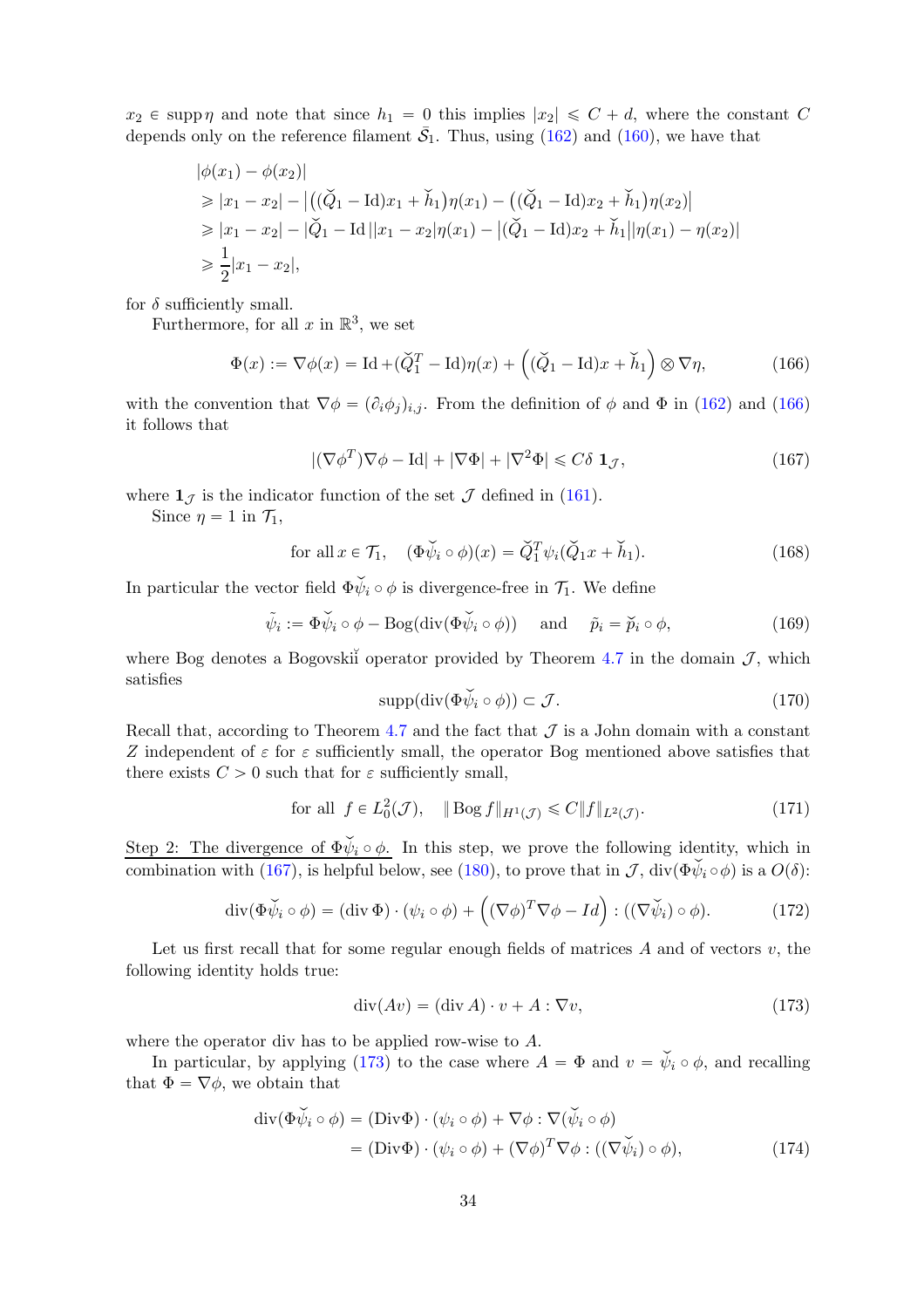$x_2 \in \operatorname{supp} \eta$ and note that since $h_1 = 0$ this implies $|x_2| \leqslant C + d$, where the constant $C$ depends only on the reference filament $\bar{\mathcal{S}}_1$. Thus, using (162) and (160), we have that

$$
\begin{aligned}
&|\phi(x_1) - \phi(x_2)| \\
&\geqslant |x_1 - x_2| - \left| \left( (\breve{Q}_1 - \mathrm{Id}) x_1 + \breve{h}_1 \right) \eta(x_1) - \left( (\breve{Q}_1 - \mathrm{Id}) x_2 + \breve{h}_1 \right) \eta(x_2) \right| \\
&\geqslant |x_1 - x_2| - |\breve{Q}_1 - \mathrm{Id}\,||x_1 - x_2| \eta(x_1) - |(\breve{Q}_1 - \mathrm{Id}) x_2 + \breve{h}_1||\eta(x_1) - \eta(x_2)| \\
&\geqslant \frac{1}{2} |x_1 - x_2|,
\end{aligned}
$$

for $\delta$ sufficiently small.

Furthermore, for all $x$ in $\mathbb{R}^3$, we set

$$
\Phi(x) := \nabla \phi(x) = \mathrm{Id} + (\breve{Q}_1^T - \mathrm{Id}) \eta(x) + \left( (\breve{Q}_1 - \mathrm{Id}) x + \breve{h}_1 \right) \otimes \nabla \eta, \tag{166}
$$

with the convention that $\nabla \phi = (\partial_i \phi_j)_{i,j}$. From the definition of $\phi$ and $\Phi$ in (162) and (166) it follows that

$$
|(\nabla \phi^T) \nabla \phi - \mathrm{Id}| + |\nabla \Phi| + |\nabla^2 \Phi| \leqslant C \delta \, \mathbf{1}_{\mathcal{J}}, \tag{167}
$$

where $\mathbf{1}_{\mathcal{J}}$ is the indicator function of the set $\mathcal{J}$ defined in (161).

Since $\eta = 1$ in $\mathcal{T}_1$,

$$
\text{for all } x \in \mathcal{T}_1, \quad (\Phi \breve{\psi}_i \circ \phi)(x) = \breve{Q}_1^T \psi_i(\breve{Q}_1 x + \breve{h}_1). \tag{168}
$$

In particular the vector field $\Phi \breve{\psi}_i \circ \phi$ is divergence-free in $\mathcal{T}_1$. We define

$$
\tilde{\psi}_i := \Phi \breve{\psi}_i \circ \phi - \mathrm{Bog}(\operatorname{div}(\Phi \breve{\psi}_i \circ \phi)) \quad \text{and} \quad \tilde{p}_i = \breve{p}_i \circ \phi, \tag{169}
$$

where Bog denotes a Bogovskiĭ operator provided by Theorem 4.7 in the domain $\mathcal{J}$, which satisfies

$$
\operatorname{supp}(\operatorname{div}(\Phi \breve{\psi}_i \circ \phi)) \subset \mathcal{J}. \tag{170}
$$

Recall that, according to Theorem 4.7 and the fact that $\mathcal{J}$ is a John domain with a constant $Z$ independent of $\varepsilon$ for $\varepsilon$ sufficiently small, the operator Bog mentioned above satisfies that there exists $C > 0$ such that for $\varepsilon$ sufficiently small,

$$
\text{for all } f \in L^2_0(\mathcal{J}), \quad \| \mathrm{Bog}\, f \|_{H^1(\mathcal{J})} \leqslant C \| f \|_{L^2(\mathcal{J})}. \tag{171}
$$

Step 2: The divergence of $\Phi \breve{\psi}_i \circ \phi$. In this step, we prove the following identity, which in combination with (167), is helpful below, see (180), to prove that in $\mathcal{J}$, $\operatorname{div}(\Phi \breve{\psi}_i \circ \phi)$ is a $O(\delta)$:

$$
\operatorname{div}(\Phi \breve{\psi}_i \circ \phi) = (\operatorname{div} \Phi) \cdot (\psi_i \circ \phi) + \left( (\nabla \phi)^T \nabla \phi - Id \right) : ((\nabla \breve{\psi}_i) \circ \phi). \tag{172}
$$

Let us first recall that for some regular enough fields of matrices $A$ and of vectors $v$, the following identity holds true:

$$
\operatorname{div}(A v) = (\operatorname{div} A) \cdot v + A : \nabla v, \tag{173}
$$

where the operator div has to be applied row-wise to $A$.

In particular, by applying (173) to the case where $A = \Phi$ and $v = \breve{\psi}_i \circ \phi$, and recalling that $\Phi = \nabla \phi$, we obtain that

$$
\begin{aligned}
\operatorname{div}(\Phi \breve{\psi}_i \circ \phi) &= (\mathrm{Div} \Phi) \cdot (\psi_i \circ \phi) + \nabla \phi : \nabla (\breve{\psi}_i \circ \phi) \\
&= (\mathrm{Div} \Phi) \cdot (\psi_i \circ \phi) + (\nabla \phi)^T \nabla \phi : ((\nabla \breve{\psi}_i) \circ \phi),
\end{aligned} \tag{174}
$$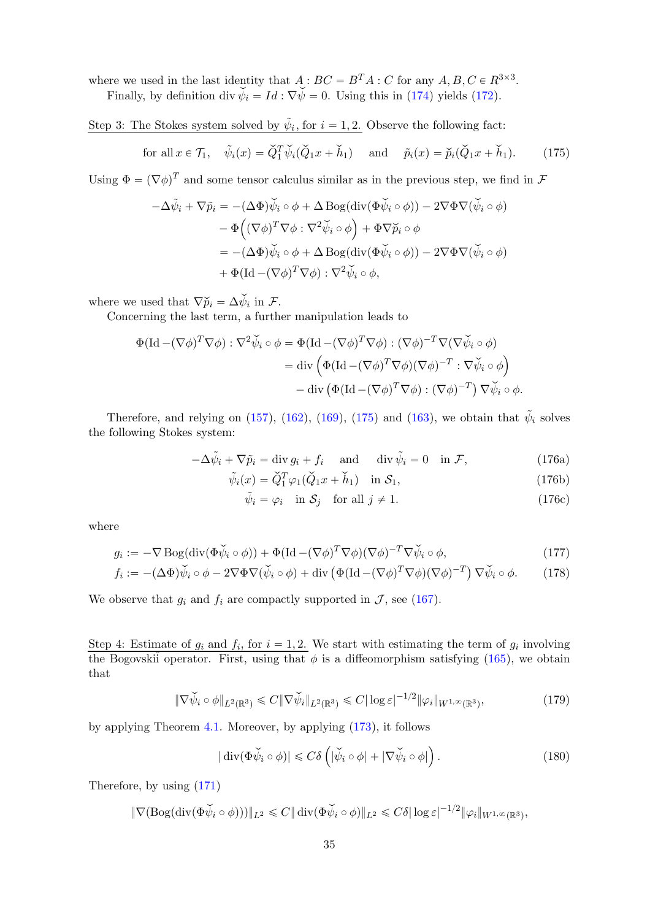where we used in the last identity that $A : BC = B^T A : C$ for any $A, B, C \in R^{3\times 3}$.

Finally, by definition $\operatorname{div} \breve{\psi}_i = Id : \nabla \breve{\psi} = 0$. Using this in (174) yields (172).

Step 3: The Stokes system solved by $\tilde{\psi}_i$, for $i = 1, 2$. Observe the following fact:

$$\text{for all } x \in \mathcal{T}_1, \quad \tilde{\psi}_i(x) = \breve{Q}_1^T \breve{\psi}_i(\breve{Q}_1 x + \breve{h}_1) \quad \text{and} \quad \tilde{p}_i(x) = \breve{p}_i(\breve{Q}_1 x + \breve{h}_1). \tag{175}$$

Using $\Phi = (\nabla\phi)^T$ and some tensor calculus similar as in the previous step, we find in $\mathcal{F}$

$$\begin{aligned}
-\Delta\tilde{\psi}_i + \nabla\tilde{p}_i &= -(\Delta\Phi)\breve{\psi}_i \circ \phi + \Delta \operatorname{Bog}(\operatorname{div}(\Phi\breve{\psi}_i \circ \phi)) - 2\nabla\Phi\nabla(\breve{\psi}_i \circ \phi) \\
&\quad - \Phi\Big((\nabla\phi)^T\nabla\phi : \nabla^2\breve{\psi}_i \circ \phi\Big) + \Phi\nabla\breve{p}_i \circ \phi \\
&= -(\Delta\Phi)\breve{\psi}_i \circ \phi + \Delta \operatorname{Bog}(\operatorname{div}(\Phi\breve{\psi}_i \circ \phi)) - 2\nabla\Phi\nabla(\breve{\psi}_i \circ \phi) \\
&\quad + \Phi(\operatorname{Id} - (\nabla\phi)^T\nabla\phi) : \nabla^2\breve{\psi}_i \circ \phi,
\end{aligned}$$

where we used that $\nabla\breve{p}_i = \Delta\breve{\psi}_i$ in $\mathcal{F}$.

Concerning the last term, a further manipulation leads to

$$\begin{aligned}
\Phi(\operatorname{Id} - (\nabla\phi)^T\nabla\phi) : \nabla^2\breve{\psi}_i \circ \phi &= \Phi(\operatorname{Id} - (\nabla\phi)^T\nabla\phi) : (\nabla\phi)^{-T}\nabla(\nabla\breve{\psi}_i \circ \phi) \\
&= \operatorname{div}\Big(\Phi(\operatorname{Id} - (\nabla\phi)^T\nabla\phi)(\nabla\phi)^{-T} : \nabla\breve{\psi}_i \circ \phi\Big) \\
&\quad - \operatorname{div}\big(\Phi(\operatorname{Id} - (\nabla\phi)^T\nabla\phi) : (\nabla\phi)^{-T}\big)\nabla\breve{\psi}_i \circ \phi.
\end{aligned}$$

Therefore, and relying on (157), (162), (169), (175) and (163), we obtain that $\tilde{\psi}_i$ solves the following Stokes system:

$$-\Delta\tilde{\psi}_i + \nabla\tilde{p}_i = \operatorname{div} g_i + f_i \quad \text{and} \quad \operatorname{div}\tilde{\psi}_i = 0 \quad \text{in } \mathcal{F}, \tag{176a}$$

$$\tilde{\psi}_i(x) = \breve{Q}_1^T\varphi_1(\breve{Q}_1 x + \breve{h}_1) \quad \text{in } \mathcal{S}_1, \tag{176b}$$

$$\tilde{\psi}_i = \varphi_i \quad \text{in } \mathcal{S}_j \quad \text{for all } j \neq 1. \tag{176c}$$

where

$$g_i := -\nabla\operatorname{Bog}(\operatorname{div}(\Phi\breve{\psi}_i \circ \phi)) + \Phi(\operatorname{Id} - (\nabla\phi)^T\nabla\phi)(\nabla\phi)^{-T}\nabla\breve{\psi}_i \circ \phi, \tag{177}$$

$$f_i := -(\Delta\Phi)\breve{\psi}_i \circ \phi - 2\nabla\Phi\nabla(\breve{\psi}_i \circ \phi) + \operatorname{div}\big(\Phi(\operatorname{Id} - (\nabla\phi)^T\nabla\phi)(\nabla\phi)^{-T}\big)\nabla\breve{\psi}_i \circ \phi. \tag{178}$$

We observe that $g_i$ and $f_i$ are compactly supported in $\mathcal{J}$, see (167).

Step 4: Estimate of $g_i$ and $f_i$, for $i = 1, 2$. We start with estimating the term of $g_i$ involving the Bogovskii operator. First, using that $\phi$ is a diffeomorphism satisfying (165), we obtain that

$$\|\nabla\breve{\psi}_i \circ \phi\|_{L^2(\mathbb{R}^3)} \leqslant C\|\nabla\breve{\psi}_i\|_{L^2(\mathbb{R}^3)} \leqslant C|\log\varepsilon|^{-1/2}\|\varphi_i\|_{W^{1,\infty}(\mathbb{R}^3)}, \tag{179}$$

by applying Theorem 4.1. Moreover, by applying (173), it follows

$$|\operatorname{div}(\Phi\breve{\psi}_i \circ \phi)| \leqslant C\delta\left(|\breve{\psi}_i \circ \phi| + |\nabla\breve{\psi}_i \circ \phi|\right). \tag{180}$$

Therefore, by using (171)

$$\|\nabla(\operatorname{Bog}(\operatorname{div}(\Phi\breve{\psi}_i \circ \phi)))\|_{L^2} \leqslant C\|\operatorname{div}(\Phi\breve{\psi}_i \circ \phi)\|_{L^2} \leqslant C\delta|\log\varepsilon|^{-1/2}\|\varphi_i\|_{W^{1,\infty}(\mathbb{R}^3)},$$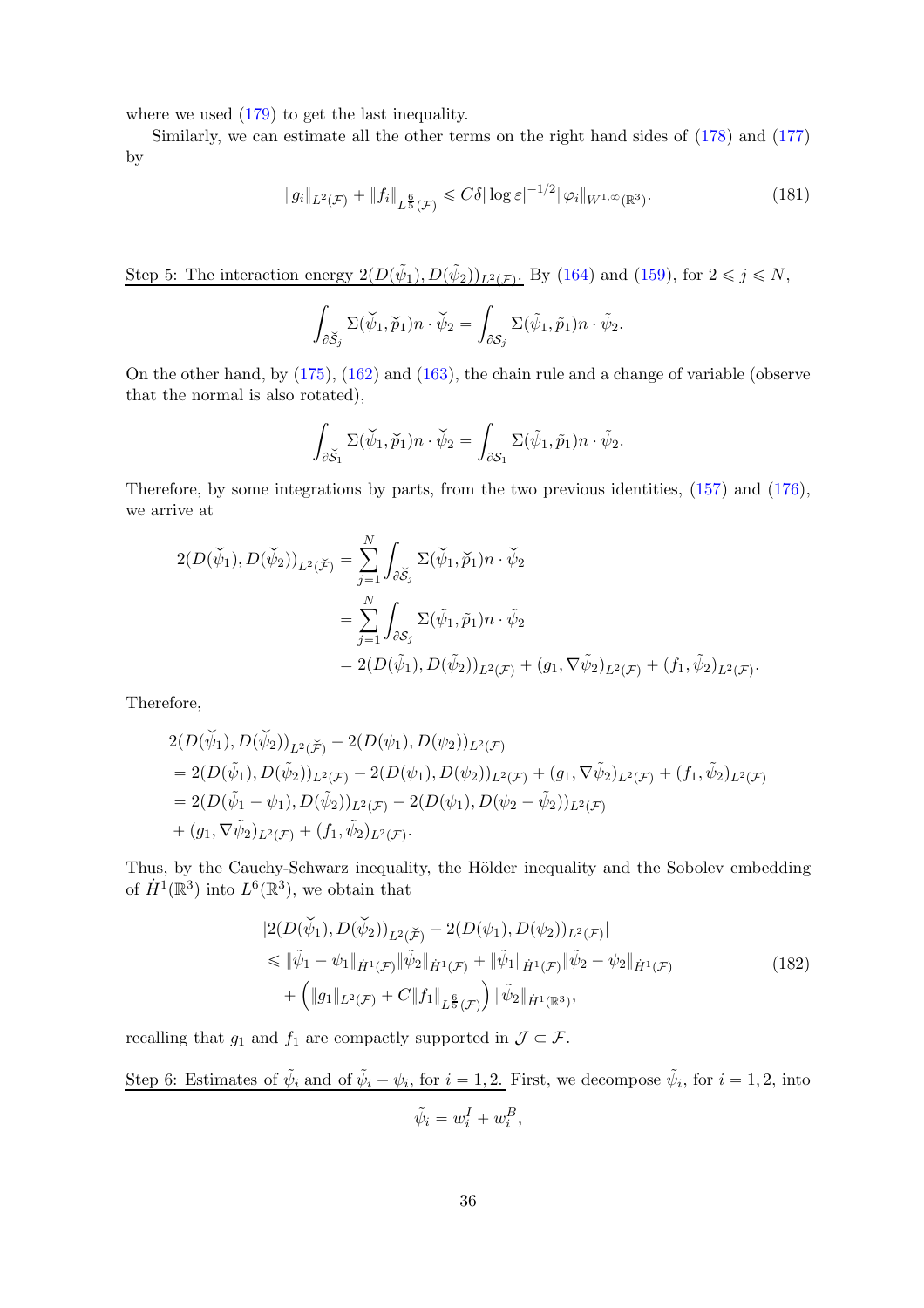where we used (179) to get the last inequality.

Similarly, we can estimate all the other terms on the right hand sides of (178) and (177) by

$$\|g_i\|_{L^2(\mathcal{F})} + \|f_i\|_{L^{\frac{6}{5}}(\mathcal{F})} \leqslant C\delta |\log \varepsilon|^{-1/2} \|\varphi_i\|_{W^{1,\infty}(\mathbb{R}^3)}. \tag{181}$$

<u>Step 5: The interaction energy $2(D(\tilde{\psi}_1), D(\tilde{\psi}_2))_{L^2(\mathcal{F})}$.</u> By (164) and (159), for $2 \leqslant j \leqslant N$,

$$\int_{\partial \breve{\mathcal{S}}_j} \Sigma(\breve{\psi}_1, \breve{p}_1) n \cdot \breve{\psi}_2 = \int_{\partial \mathcal{S}_j} \Sigma(\tilde{\psi}_1, \tilde{p}_1) n \cdot \tilde{\psi}_2.$$

On the other hand, by (175), (162) and (163), the chain rule and a change of variable (observe that the normal is also rotated),

$$\int_{\partial \breve{\mathcal{S}}_1} \Sigma(\breve{\psi}_1, \breve{p}_1) n \cdot \breve{\psi}_2 = \int_{\partial \mathcal{S}_1} \Sigma(\tilde{\psi}_1, \tilde{p}_1) n \cdot \tilde{\psi}_2.$$

Therefore, by some integrations by parts, from the two previous identities, (157) and (176), we arrive at

$$\begin{aligned}
2(D(\breve{\psi}_1), D(\breve{\psi}_2))_{L^2(\breve{\mathcal{F}})} &= \sum_{j=1}^{N} \int_{\partial \breve{\mathcal{S}}_j} \Sigma(\breve{\psi}_1, \breve{p}_1) n \cdot \breve{\psi}_2 \\
&= \sum_{j=1}^{N} \int_{\partial \mathcal{S}_j} \Sigma(\tilde{\psi}_1, \tilde{p}_1) n \cdot \tilde{\psi}_2 \\
&= 2(D(\tilde{\psi}_1), D(\tilde{\psi}_2))_{L^2(\mathcal{F})} + (g_1, \nabla \tilde{\psi}_2)_{L^2(\mathcal{F})} + (f_1, \tilde{\psi}_2)_{L^2(\mathcal{F})}.
\end{aligned}$$

Therefore,

$$\begin{aligned}
&2(D(\breve{\psi}_1), D(\breve{\psi}_2))_{L^2(\breve{\mathcal{F}})} - 2(D(\psi_1), D(\psi_2))_{L^2(\mathcal{F})} \\
&= 2(D(\tilde{\psi}_1), D(\tilde{\psi}_2))_{L^2(\mathcal{F})} - 2(D(\psi_1), D(\psi_2))_{L^2(\mathcal{F})} + (g_1, \nabla \tilde{\psi}_2)_{L^2(\mathcal{F})} + (f_1, \tilde{\psi}_2)_{L^2(\mathcal{F})} \\
&= 2(D(\tilde{\psi}_1 - \psi_1), D(\tilde{\psi}_2))_{L^2(\mathcal{F})} - 2(D(\psi_1), D(\psi_2 - \tilde{\psi}_2))_{L^2(\mathcal{F})} \\
&+ (g_1, \nabla \tilde{\psi}_2)_{L^2(\mathcal{F})} + (f_1, \tilde{\psi}_2)_{L^2(\mathcal{F})}.
\end{aligned}$$

Thus, by the Cauchy-Schwarz inequality, the Hölder inequality and the Sobolev embedding of $\dot{H}^1(\mathbb{R}^3)$ into $L^6(\mathbb{R}^3)$, we obtain that

$$\begin{aligned}
&|2(D(\breve{\psi}_1), D(\breve{\psi}_2))_{L^2(\breve{\mathcal{F}})} - 2(D(\psi_1), D(\psi_2))_{L^2(\mathcal{F})}| \\
&\leqslant \|\tilde{\psi}_1 - \psi_1\|_{\dot{H}^1(\mathcal{F})} \|\tilde{\psi}_2\|_{\dot{H}^1(\mathcal{F})} + \|\tilde{\psi}_1\|_{\dot{H}^1(\mathcal{F})} \|\tilde{\psi}_2 - \psi_2\|_{\dot{H}^1(\mathcal{F})} \\
&\quad + \left( \|g_1\|_{L^2(\mathcal{F})} + C\|f_1\|_{L^{\frac{6}{5}}(\mathcal{F})} \right) \|\tilde{\psi}_2\|_{\dot{H}^1(\mathbb{R}^3)},
\end{aligned} \tag{182}$$

recalling that $g_1$ and $f_1$ are compactly supported in $\mathcal{J} \subset \mathcal{F}$.

<u>Step 6: Estimates of $\tilde{\psi}_i$ and of $\tilde{\psi}_i - \psi_i$, for $i = 1, 2$.</u> First, we decompose $\tilde{\psi}_i$, for $i = 1, 2$, into

$$\tilde{\psi}_i = w_i^I + w_i^B,$$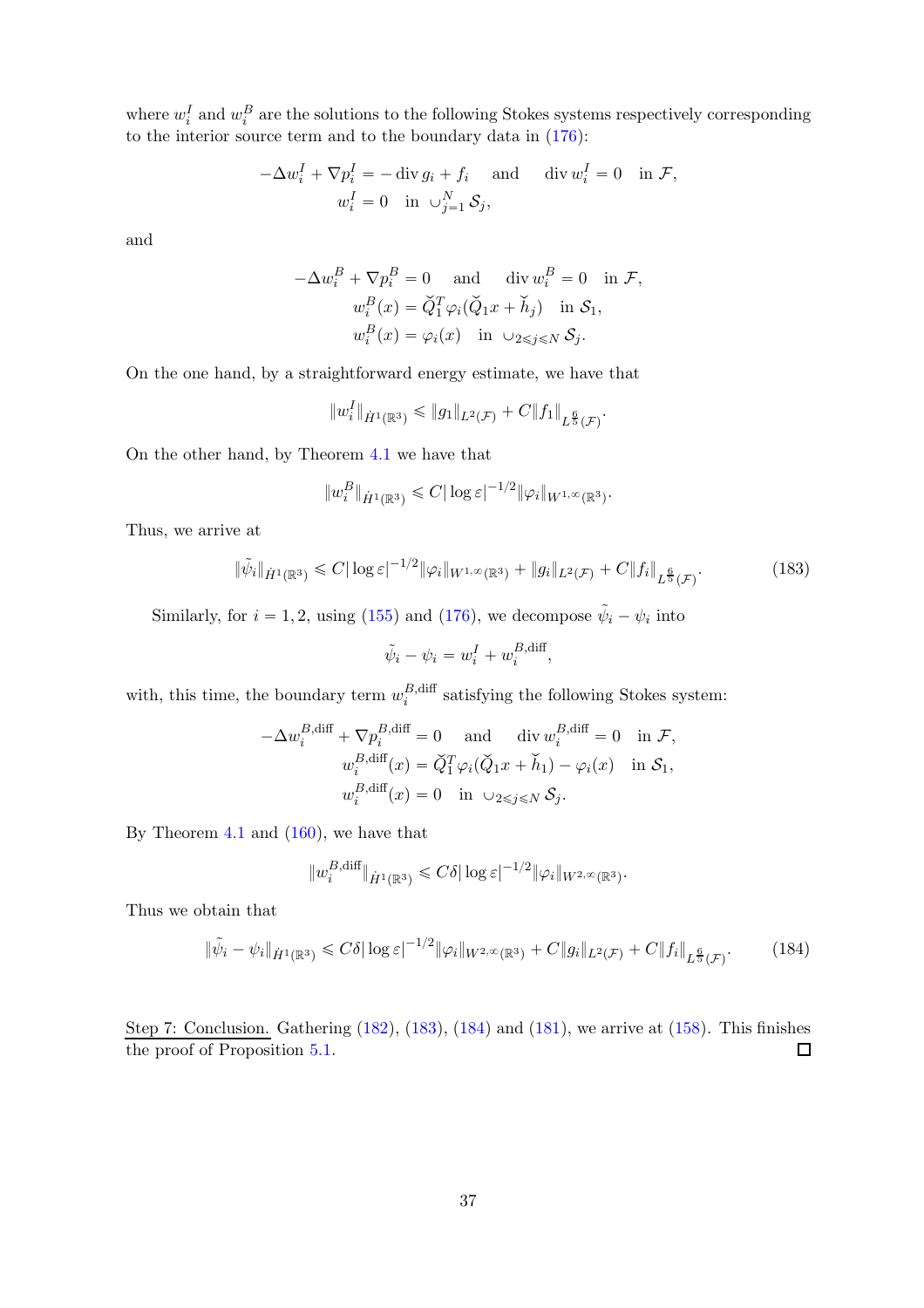where $w_i^I$ and $w_i^B$ are the solutions to the following Stokes systems respectively corresponding to the interior source term and to the boundary data in (176):

$$-\Delta w_i^I + \nabla p_i^I = -\operatorname{div} g_i + f_i \quad \text{and} \quad \operatorname{div} w_i^I = 0 \quad \text{in } \mathcal{F},$$
$$w_i^I = 0 \quad \text{in } \cup_{j=1}^N \mathcal{S}_j,$$

and

$$-\Delta w_i^B + \nabla p_i^B = 0 \quad \text{and} \quad \operatorname{div} w_i^B = 0 \quad \text{in } \mathcal{F},$$
$$w_i^B(x) = \check{Q}_1^T \varphi_i(\check{Q}_1 x + \check{h}_j) \quad \text{in } \mathcal{S}_1,$$
$$w_i^B(x) = \varphi_i(x) \quad \text{in } \cup_{2\leqslant j\leqslant N} \mathcal{S}_j.$$

On the one hand, by a straightforward energy estimate, we have that

$$\|w_i^I\|_{\dot{H}^1(\mathbb{R}^3)} \leqslant \|g_1\|_{L^2(\mathcal{F})} + C\|f_1\|_{L^{\frac{6}{5}}(\mathcal{F})}.$$

On the other hand, by Theorem 4.1 we have that

$$\|w_i^B\|_{\dot{H}^1(\mathbb{R}^3)} \leqslant C|\log\varepsilon|^{-1/2}\|\varphi_i\|_{W^{1,\infty}(\mathbb{R}^3)}.$$

Thus, we arrive at

$$\|\tilde{\psi}_i\|_{\dot{H}^1(\mathbb{R}^3)} \leqslant C|\log\varepsilon|^{-1/2}\|\varphi_i\|_{W^{1,\infty}(\mathbb{R}^3)} + \|g_i\|_{L^2(\mathcal{F})} + C\|f_i\|_{L^{\frac{6}{5}}(\mathcal{F})}. \tag{183}$$

Similarly, for $i = 1, 2$, using (155) and (176), we decompose $\tilde{\psi}_i - \psi_i$ into

$$\tilde{\psi}_i - \psi_i = w_i^I + w_i^{B,\text{diff}},$$

with, this time, the boundary term $w_i^{B,\text{diff}}$ satisfying the following Stokes system:

$$-\Delta w_i^{B,\text{diff}} + \nabla p_i^{B,\text{diff}} = 0 \quad \text{and} \quad \operatorname{div} w_i^{B,\text{diff}} = 0 \quad \text{in } \mathcal{F},$$
$$w_i^{B,\text{diff}}(x) = \check{Q}_1^T \varphi_i(\check{Q}_1 x + \check{h}_1) - \varphi_i(x) \quad \text{in } \mathcal{S}_1,$$
$$w_i^{B,\text{diff}}(x) = 0 \quad \text{in } \cup_{2\leqslant j\leqslant N} \mathcal{S}_j.$$

By Theorem 4.1 and (160), we have that

$$\|w_i^{B,\text{diff}}\|_{\dot{H}^1(\mathbb{R}^3)} \leqslant C\delta|\log\varepsilon|^{-1/2}\|\varphi_i\|_{W^{2,\infty}(\mathbb{R}^3)}.$$

Thus we obtain that

$$\|\tilde{\psi}_i - \psi_i\|_{\dot{H}^1(\mathbb{R}^3)} \leqslant C\delta|\log\varepsilon|^{-1/2}\|\varphi_i\|_{W^{2,\infty}(\mathbb{R}^3)} + C\|g_i\|_{L^2(\mathcal{F})} + C\|f_i\|_{L^{\frac{6}{5}}(\mathcal{F})}. \tag{184}$$

Step 7: Conclusion. Gathering (182), (183), (184) and (181), we arrive at (158). This finishes the proof of Proposition 5.1. ◻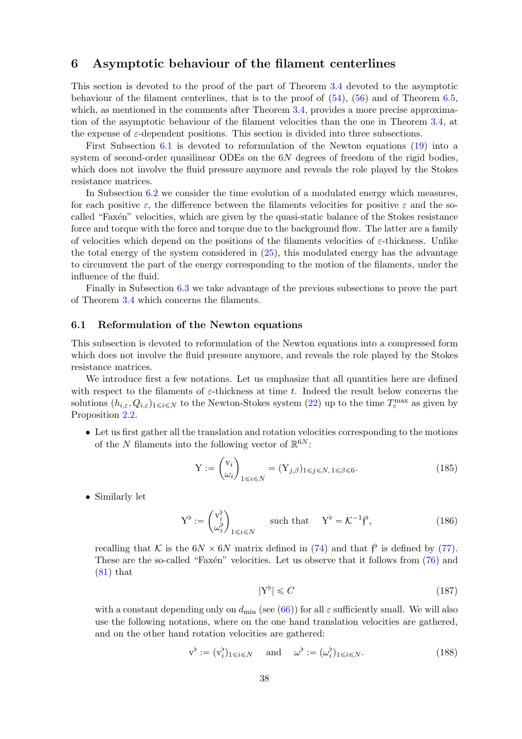## 6 Asymptotic behaviour of the filament centerlines

This section is devoted to the proof of the part of Theorem 3.4 devoted to the asymptotic behaviour of the filament centerlines, that is to the proof of (54), (56) and of Theorem 6.5, which, as mentioned in the comments after Theorem 3.4, provides a more precise approximation of the asymptotic behaviour of the filament velocities than the one in Theorem 3.4, at the expense of $\varepsilon$-dependent positions. This section is divided into three subsections.

First Subsection 6.1 is devoted to reformulation of the Newton equations (19) into a system of second-order quasilinear ODEs on the $6N$ degrees of freedom of the rigid bodies, which does not involve the fluid pressure anymore and reveals the role played by the Stokes resistance matrices.

In Subsection 6.2 we consider the time evolution of a modulated energy which measures, for each positive $\varepsilon$, the difference between the filaments velocities for positive $\varepsilon$ and the so-called "Faxén" velocities, which are given by the quasi-static balance of the Stokes resistance force and torque with the force and torque due to the background flow. The latter are a family of velocities which depend on the positions of the filaments velocities of $\varepsilon$-thickness. Unlike the total energy of the system considered in (25), this modulated energy has the advantage to circumvent the part of the energy corresponding to the motion of the filaments, under the influence of the fluid.

Finally in Subsection 6.3 we take advantage of the previous subsections to prove the part of Theorem 3.4 which concerns the filaments.

### 6.1 Reformulation of the Newton equations

This subsection is devoted to reformulation of the Newton equations into a compressed form which does not involve the fluid pressure anymore, and reveals the role played by the Stokes resistance matrices.

We introduce first a few notations. Let us emphasize that all quantities here are defined with respect to the filaments of $\varepsilon$-thickness at time $t$. Indeed the result below concerns the solutions $(h_{i,\varepsilon}, Q_{i,\varepsilon})_{1\leqslant i\leqslant N}$ to the Newton-Stokes system (22) up to the time $T_\varepsilon^{\max}$ as given by Proposition 2.2.

- Let us first gather all the translation and rotation velocities corresponding to the motions of the $N$ filaments into the following vector of $\mathbb{R}^{6N}$:

$$
\mathrm{Y} := \begin{pmatrix} \mathrm{v}_i \\ \omega_i \end{pmatrix}_{1\leqslant i\leqslant N} = (\mathrm{Y}_{j,\beta})_{1\leqslant j\leqslant N,\, 1\leqslant \beta\leqslant 6}. \tag{185}
$$

- Similarly let

$$
\mathrm{Y}^\flat := \begin{pmatrix} \mathrm{v}_i^\flat \\ \omega_i^\flat \end{pmatrix}_{1\leqslant i\leqslant N} \quad \text{such that} \quad \mathrm{Y}^\flat = \mathcal{K}^{-1}\mathfrak{f}^\flat, \tag{186}
$$

recalling that $\mathcal{K}$ is the $6N \times 6N$ matrix defined in (74) and that $\mathfrak{f}^\flat$ is defined by (77). These are the so-called "Faxén" velocities. Let us observe that it follows from (76) and (81) that

$$
|\mathrm{Y}^\flat| \leqslant C \tag{187}
$$

with a constant depending only on $d_{\min}$ (see (66)) for all $\varepsilon$ sufficiently small. We will also use the following notations, where on the one hand translation velocities are gathered, and on the other hand rotation velocities are gathered:

$$
\mathrm{v}^\flat := (\mathrm{v}_i^\flat)_{1\leqslant i\leqslant N} \quad \text{and} \quad \omega^\flat := (\omega_i^\flat)_{1\leqslant i\leqslant N}. \tag{188}
$$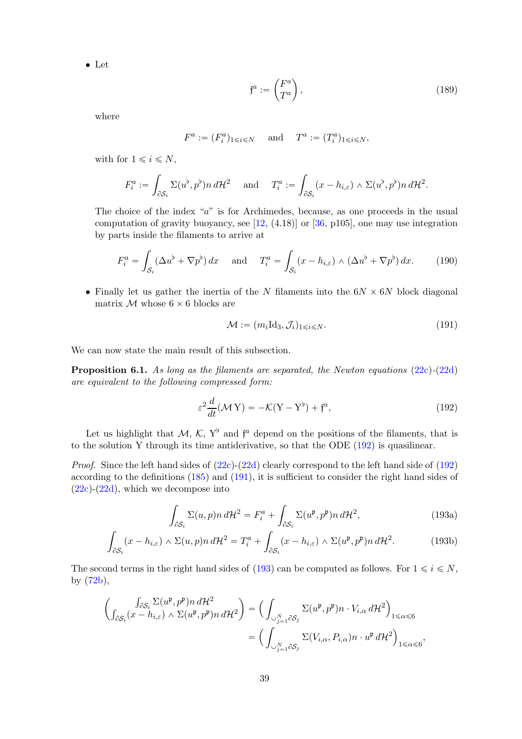- Let

$$\mathfrak{f}^a := \begin{pmatrix} F^a \\ T^a \end{pmatrix}, \tag{189}$$

where

$$F^a := (F^a_i)_{1\leqslant i\leqslant N} \quad \text{ and } \quad T^a := (T^a_i)_{1\leqslant i\leqslant N},$$

with for $1 \leqslant i \leqslant N$,

$$F^a_i := \int_{\partial \mathcal{S}_i} \Sigma(u^\flat, p^\flat) n \, d\mathcal{H}^2 \quad \text{ and } \quad T^a_i := \int_{\partial \mathcal{S}_i} (x - h_{i,\varepsilon}) \wedge \Sigma(u^\flat, p^\flat) n \, d\mathcal{H}^2.$$

The choice of the index "$a$" is for Archimedes, because, as one proceeds in the usual computation of gravity buoyancy, see [12, (4.18)] or [36, p105], one may use integration by parts inside the filaments to arrive at

$$F^a_i = \int_{\mathcal{S}_i} (\Delta u^\flat + \nabla p^\flat) \, dx \quad \text{ and } \quad T^a_i = \int_{\mathcal{S}_i} (x - h_{i,\varepsilon}) \wedge (\Delta u^\flat + \nabla p^\flat) \, dx. \tag{190}$$

- Finally let us gather the inertia of the $N$ filaments into the $6N \times 6N$ block diagonal matrix $\mathcal{M}$ whose $6 \times 6$ blocks are

$$\mathcal{M} := (m_i \mathrm{Id}_3, \mathcal{J}_i)_{1\leqslant i\leqslant N}. \tag{191}$$

We can now state the main result of this subsection.

**Proposition 6.1.** *As long as the filaments are separated, the Newton equations (22c)-(22d) are equivalent to the following compressed form:*

$$\varepsilon^2 \frac{d}{dt}(\mathcal{M}\, \mathrm{Y}) = -\mathcal{K}(\mathrm{Y} - \mathrm{Y}^\flat) + \mathfrak{f}^a, \tag{192}$$

Let us highlight that $\mathcal{M}$, $\mathcal{K}$, $\mathrm{Y}^\flat$ and $\mathfrak{f}^a$ depend on the positions of the filaments, that is to the solution $\mathrm{Y}$ through its time antiderivative, so that the ODE (192) is quasilinear.

*Proof.* Since the left hand sides of (22c)-(22d) clearly correspond to the left hand side of (192) according to the definitions (185) and (191), it is sufficient to consider the right hand sides of (22c)-(22d), which we decompose into

$$\int_{\partial \mathcal{S}_i} \Sigma(u, p) n \, d\mathcal{H}^2 = F^a_i + \int_{\partial \mathcal{S}_i} \Sigma(u^\mathfrak{p}, p^\mathfrak{p}) n \, d\mathcal{H}^2, \tag{193a}$$

$$\int_{\partial \mathcal{S}_i} (x - h_{i,\varepsilon}) \wedge \Sigma(u, p) n \, d\mathcal{H}^2 = T^a_i + \int_{\partial \mathcal{S}_i} (x - h_{i,\varepsilon}) \wedge \Sigma(u^\mathfrak{p}, p^\mathfrak{p}) n \, d\mathcal{H}^2. \tag{193b}$$

The second terms in the right hand sides of (193) can be computed as follows. For $1 \leqslant i \leqslant N$, by (72b),

$$\begin{aligned}
\begin{pmatrix} \int_{\partial \mathcal{S}_i} \Sigma(u^\mathfrak{p}, p^\mathfrak{p}) n \, d\mathcal{H}^2 \\ \int_{\partial \mathcal{S}_i} (x - h_{i,\varepsilon}) \wedge \Sigma(u^\mathfrak{p}, p^\mathfrak{p}) n \, d\mathcal{H}^2 \end{pmatrix} &= \Big( \int_{\cup_{j=1}^N \partial \mathcal{S}_j} \Sigma(u^\mathfrak{p}, p^\mathfrak{p}) n \cdot V_{i,\alpha} \, d\mathcal{H}^2 \Big)_{1\leqslant\alpha\leqslant 6} \\
&= \Big( \int_{\cup_{j=1}^N \partial \mathcal{S}_j} \Sigma(V_{i,\alpha}, P_{i,\alpha}) n \cdot u^\mathfrak{p} \, d\mathcal{H}^2 \Big)_{1\leqslant\alpha\leqslant 6},
\end{aligned}$$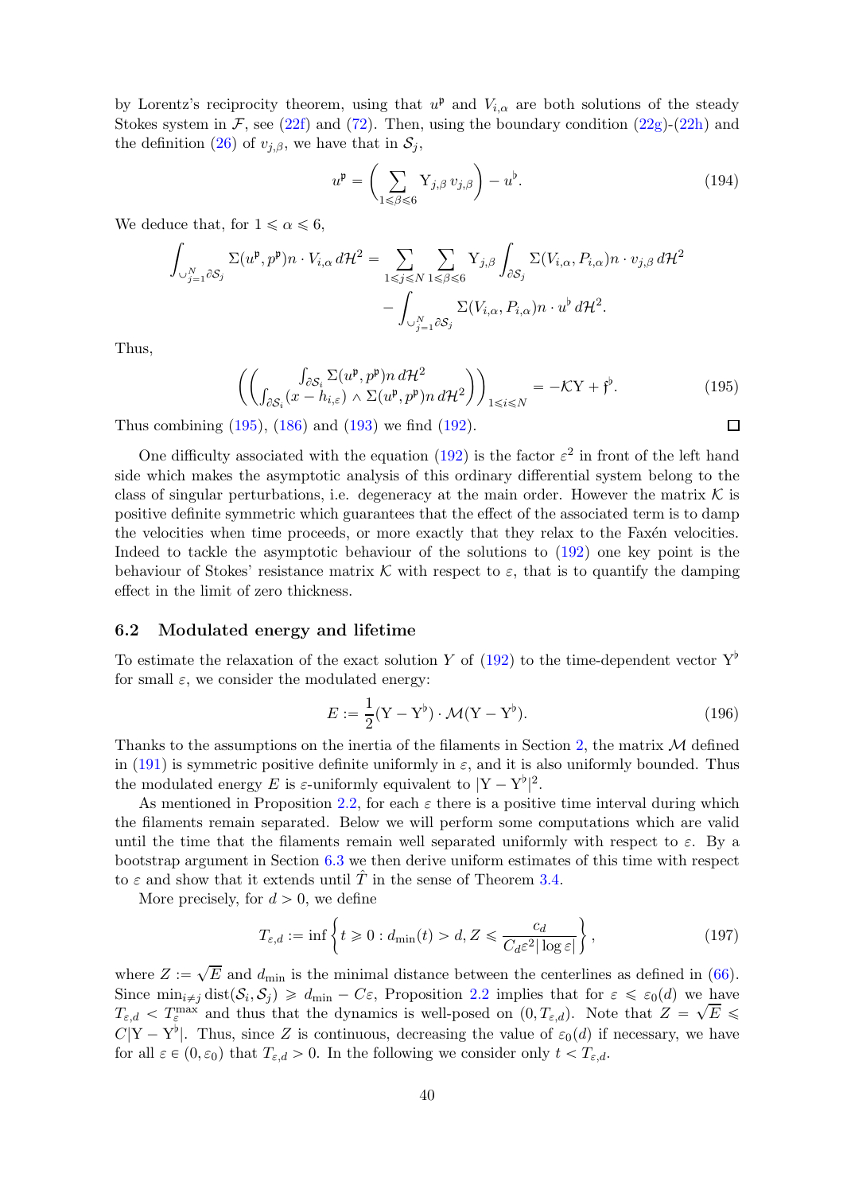by Lorentz's reciprocity theorem, using that $u^{\mathfrak{p}}$ and $V_{i,\alpha}$ are both solutions of the steady Stokes system in $\mathcal{F}$, see (22f) and (72). Then, using the boundary condition (22g)-(22h) and the definition (26) of $v_{j,\beta}$, we have that in $\mathcal{S}_j$,

$$u^{\mathfrak{p}} = \Big( \sum_{1 \leqslant \beta \leqslant 6} \mathrm{Y}_{j,\beta}\, v_{j,\beta} \Big) - u^{\flat}. \tag{194}$$

We deduce that, for $1 \leqslant \alpha \leqslant 6$,

$$\begin{aligned}\int_{\cup_{j=1}^N \partial \mathcal{S}_j} \Sigma(u^{\mathfrak{p}}, p^{\mathfrak{p}}) n \cdot V_{i,\alpha} \, d\mathcal{H}^2 = \sum_{1 \leqslant j \leqslant N} \sum_{1 \leqslant \beta \leqslant 6} \mathrm{Y}_{j,\beta} \int_{\partial \mathcal{S}_j} \Sigma(V_{i,\alpha}, P_{i,\alpha}) n \cdot v_{j,\beta} \, d\mathcal{H}^2 \\ - \int_{\cup_{j=1}^N \partial \mathcal{S}_j} \Sigma(V_{i,\alpha}, P_{i,\alpha}) n \cdot u^{\flat} \, d\mathcal{H}^2.\end{aligned}$$

Thus,

$$\left( \begin{pmatrix} \int_{\partial \mathcal{S}_i} \Sigma(u^{\mathfrak{p}}, p^{\mathfrak{p}}) n \, d\mathcal{H}^2 \\ \int_{\partial \mathcal{S}_i} (x - h_{i,\varepsilon}) \wedge \Sigma(u^{\mathfrak{p}}, p^{\mathfrak{p}}) n \, d\mathcal{H}^2 \end{pmatrix} \right)_{1 \leqslant i \leqslant N} = -\mathcal{K}\mathrm{Y} + \mathfrak{f}^{\flat}. \tag{195}$$

Thus combining (195), (186) and (193) we find (192). $\square$

One difficulty associated with the equation (192) is the factor $\varepsilon^2$ in front of the left hand side which makes the asymptotic analysis of this ordinary differential system belong to the class of singular perturbations, i.e. degeneracy at the main order. However the matrix $\mathcal{K}$ is positive definite symmetric which guarantees that the effect of the associated term is to damp the velocities when time proceeds, or more exactly that they relax to the Faxén velocities. Indeed to tackle the asymptotic behaviour of the solutions to (192) one key point is the behaviour of Stokes' resistance matrix $\mathcal{K}$ with respect to $\varepsilon$, that is to quantify the damping effect in the limit of zero thickness.

### 6.2 Modulated energy and lifetime

To estimate the relaxation of the exact solution $Y$ of (192) to the time-dependent vector $\mathrm{Y}^{\flat}$ for small $\varepsilon$, we consider the modulated energy:

$$E := \frac{1}{2} (\mathrm{Y} - \mathrm{Y}^{\flat}) \cdot \mathcal{M}(\mathrm{Y} - \mathrm{Y}^{\flat}). \tag{196}$$

Thanks to the assumptions on the inertia of the filaments in Section 2, the matrix $\mathcal{M}$ defined in (191) is symmetric positive definite uniformly in $\varepsilon$, and it is also uniformly bounded. Thus the modulated energy $E$ is $\varepsilon$-uniformly equivalent to $|\mathrm{Y} - \mathrm{Y}^{\flat}|^2$.

As mentioned in Proposition 2.2, for each $\varepsilon$ there is a positive time interval during which the filaments remain separated. Below we will perform some computations which are valid until the time that the filaments remain well separated uniformly with respect to $\varepsilon$. By a bootstrap argument in Section 6.3 we then derive uniform estimates of this time with respect to $\varepsilon$ and show that it extends until $\hat{T}$ in the sense of Theorem 3.4.

More precisely, for $d > 0$, we define

$$T_{\varepsilon,d} := \inf \left\{ t \geqslant 0 : d_{\min}(t) > d, Z \leqslant \frac{c_d}{C_d \varepsilon^2 |\log \varepsilon|} \right\}, \tag{197}$$

where $Z := \sqrt{E}$ and $d_{\min}$ is the minimal distance between the centerlines as defined in (66). Since $\min_{i \neq j} \operatorname{dist}(\mathcal{S}_i, \mathcal{S}_j) \geqslant d_{\min} - C\varepsilon$, Proposition 2.2 implies that for $\varepsilon \leqslant \varepsilon_0(d)$ we have $T_{\varepsilon,d} < T_\varepsilon^{\max}$ and thus that the dynamics is well-posed on $(0, T_{\varepsilon,d})$. Note that $Z = \sqrt{E} \leqslant C|\mathrm{Y} - \mathrm{Y}^{\flat}|$. Thus, since $Z$ is continuous, decreasing the value of $\varepsilon_0(d)$ if necessary, we have for all $\varepsilon \in (0, \varepsilon_0)$ that $T_{\varepsilon,d} > 0$. In the following we consider only $t < T_{\varepsilon,d}$.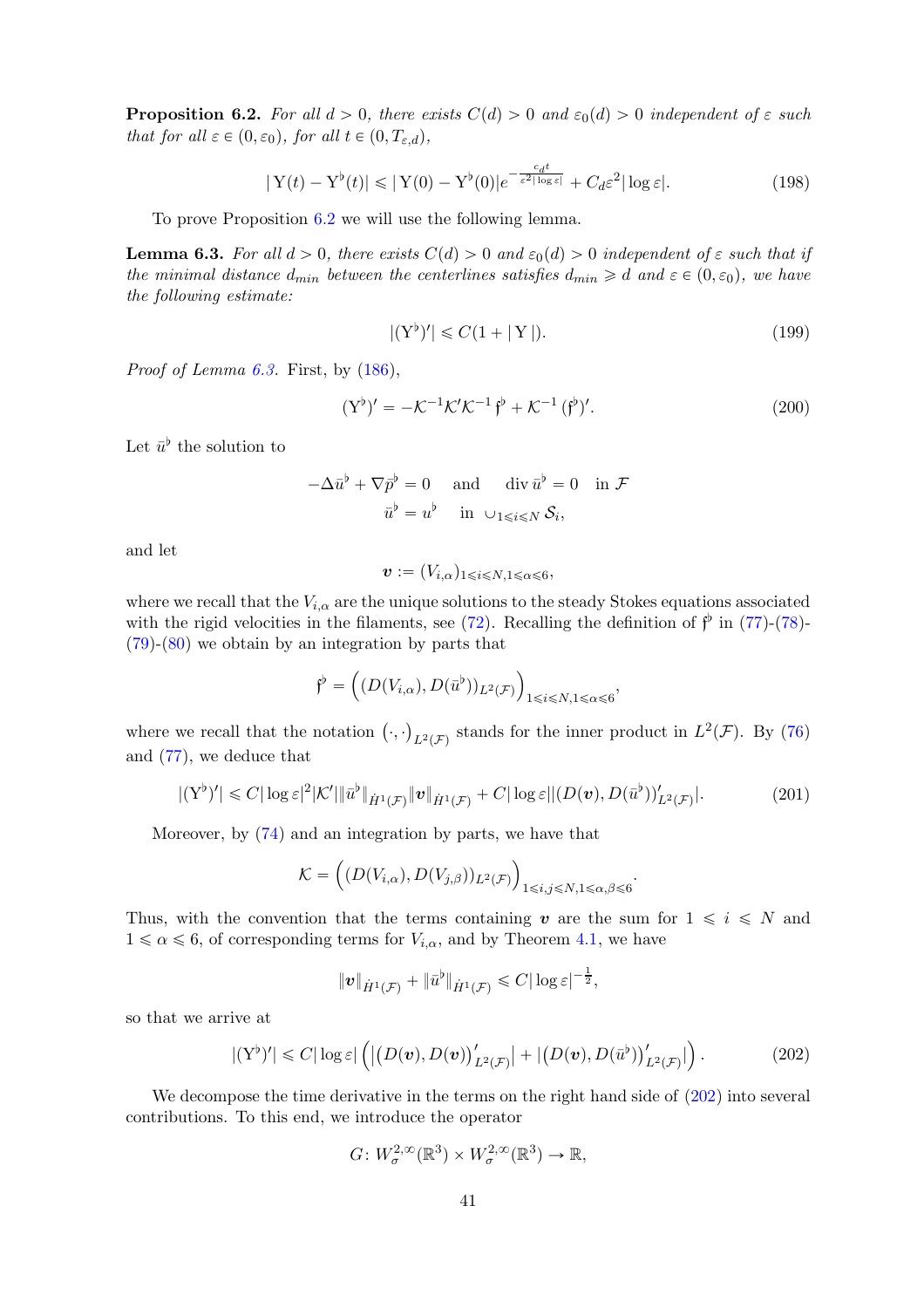**Proposition 6.2.** *For all $d > 0$, there exists $C(d) > 0$ and $\varepsilon_0(d) > 0$ independent of $\varepsilon$ such that for all $\varepsilon \in (0, \varepsilon_0)$, for all $t \in (0, T_{\varepsilon,d})$,*

$$|\mathrm{Y}(t) - \mathrm{Y}^\flat(t)| \leqslant |\mathrm{Y}(0) - \mathrm{Y}^\flat(0)| e^{-\frac{c_d t}{\varepsilon^2 |\log \varepsilon|}} + C_d \varepsilon^2 |\log \varepsilon|. \tag{198}$$

To prove Proposition 6.2 we will use the following lemma.

**Lemma 6.3.** *For all $d > 0$, there exists $C(d) > 0$ and $\varepsilon_0(d) > 0$ independent of $\varepsilon$ such that if the minimal distance $d_{min}$ between the centerlines satisfies $d_{min} \geqslant d$ and $\varepsilon \in (0, \varepsilon_0)$, we have the following estimate:*

$$|(\mathrm{Y}^\flat)'| \leqslant C(1 + |\mathrm{Y}|). \tag{199}$$

*Proof of Lemma 6.3.* First, by (186),

$$(\mathrm{Y}^\flat)' = -\mathcal{K}^{-1}\mathcal{K}'\mathcal{K}^{-1}\,\mathfrak{f}^\flat + \mathcal{K}^{-1}\,(\mathfrak{f}^\flat)'. \tag{200}$$

Let $\bar{u}^\flat$ the solution to

$$-\Delta \bar{u}^\flat + \nabla \bar{p}^\flat = 0 \quad \text{ and } \quad \operatorname{div} \bar{u}^\flat = 0 \quad \text{in } \mathcal{F}$$
$$\bar{u}^\flat = u^\flat \quad \text{ in } \cup_{1 \leqslant i \leqslant N} \mathcal{S}_i,$$

and let

$$\boldsymbol{v} := (V_{i,\alpha})_{1 \leqslant i \leqslant N, 1 \leqslant \alpha \leqslant 6},$$

where we recall that the $V_{i,\alpha}$ are the unique solutions to the steady Stokes equations associated with the rigid velocities in the filaments, see (72). Recalling the definition of $\mathfrak{f}^\flat$ in (77)-(78)-(79)-(80) we obtain by an integration by parts that

$$\mathfrak{f}^\flat = \Big( (D(V_{i,\alpha}), D(\bar{u}^\flat))_{L^2(\mathcal{F})} \Big)_{1 \leqslant i \leqslant N, 1 \leqslant \alpha \leqslant 6},$$

where we recall that the notation $\big(\cdot,\cdot\big)_{L^2(\mathcal{F})}$ stands for the inner product in $L^2(\mathcal{F})$. By (76) and (77), we deduce that

$$|(\mathrm{Y}^\flat)'| \leqslant C|\log \varepsilon|^2 |\mathcal{K}'| \|\bar{u}^\flat\|_{\dot{H}^1(\mathcal{F})} \|\boldsymbol{v}\|_{\dot{H}^1(\mathcal{F})} + C|\log \varepsilon| |(D(\boldsymbol{v}), D(\bar{u}^\flat))'_{L^2(\mathcal{F})}|. \tag{201}$$

Moreover, by (74) and an integration by parts, we have that

$$\mathcal{K} = \Big( (D(V_{i,\alpha}), D(V_{j,\beta}))_{L^2(\mathcal{F})} \Big)_{1 \leqslant i,j \leqslant N, 1 \leqslant \alpha,\beta \leqslant 6}.$$

Thus, with the convention that the terms containing $\boldsymbol{v}$ are the sum for $1 \leqslant i \leqslant N$ and $1 \leqslant \alpha \leqslant 6$, of corresponding terms for $V_{i,\alpha}$, and by Theorem 4.1, we have

$$\|\boldsymbol{v}\|_{\dot{H}^1(\mathcal{F})} + \|\bar{u}^\flat\|_{\dot{H}^1(\mathcal{F})} \leqslant C|\log \varepsilon|^{-\frac{1}{2}},$$

so that we arrive at

$$|(\mathrm{Y}^\flat)'| \leqslant C|\log \varepsilon| \left( \left|\big(D(\boldsymbol{v}), D(\boldsymbol{v})\big)'_{L^2(\mathcal{F})}\right| + \left|\big(D(\boldsymbol{v}), D(\bar{u}^\flat)\big)'_{L^2(\mathcal{F})}\right| \right). \tag{202}$$

We decompose the time derivative in the terms on the right hand side of (202) into several contributions. To this end, we introduce the operator

$$G \colon W^{2,\infty}_\sigma(\mathbb{R}^3) \times W^{2,\infty}_\sigma(\mathbb{R}^3) \to \mathbb{R},$$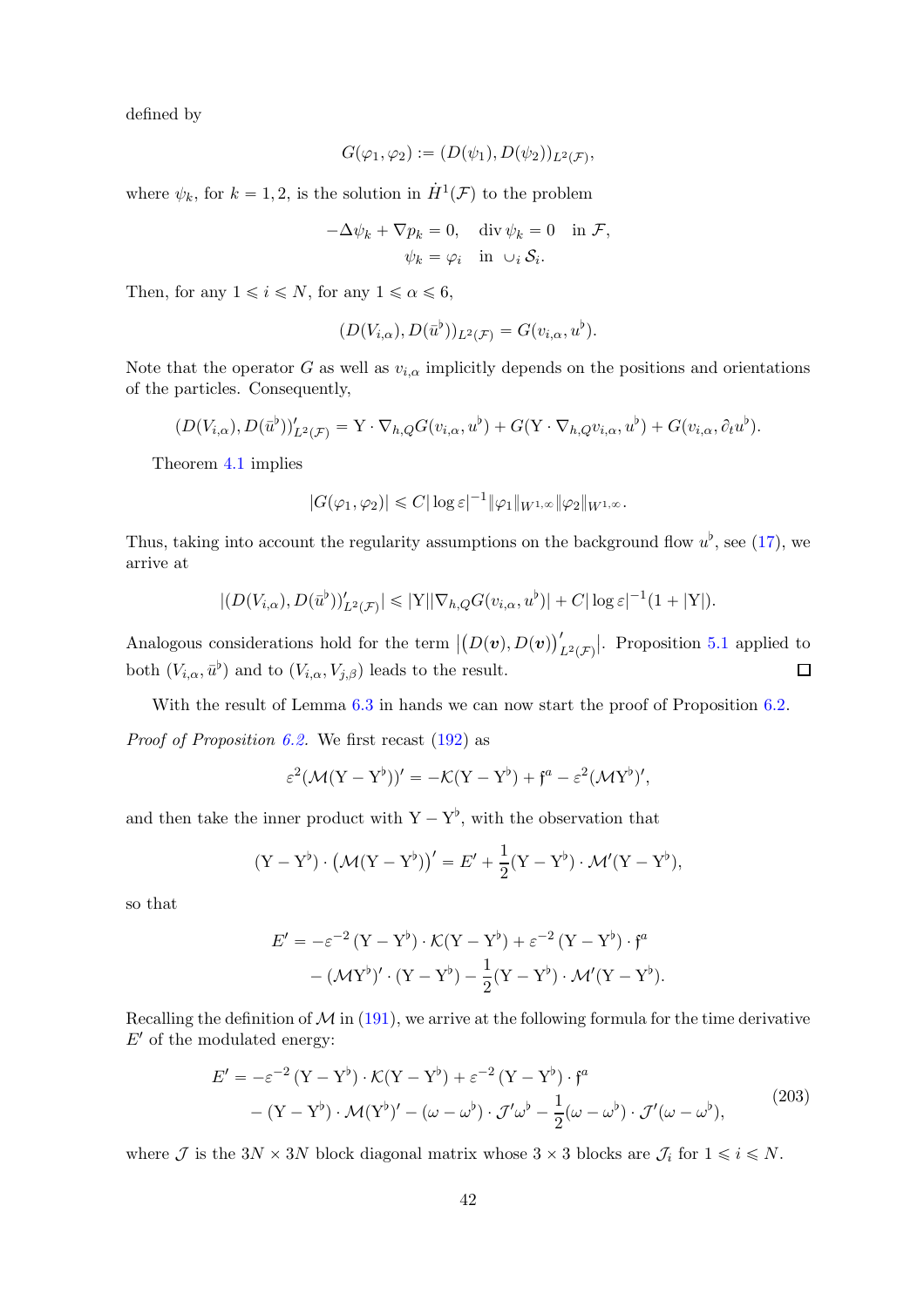defined by

$$G(\varphi_1, \varphi_2) := (D(\psi_1), D(\psi_2))_{L^2(\mathcal{F})},$$

where $\psi_k$, for $k = 1, 2$, is the solution in $\dot{H}^1(\mathcal{F})$ to the problem

$$\begin{aligned} -\Delta \psi_k + \nabla p_k = 0, \quad \operatorname{div} \psi_k = 0 \quad \text{in } \mathcal{F}, \\ \psi_k = \varphi_i \quad \text{in } \cup_i \mathcal{S}_i. \end{aligned}$$

Then, for any $1 \leqslant i \leqslant N$, for any $1 \leqslant \alpha \leqslant 6$,

$$(D(V_{i,\alpha}), D(\bar{u}^\flat))_{L^2(\mathcal{F})} = G(v_{i,\alpha}, u^\flat).$$

Note that the operator $G$ as well as $v_{i,\alpha}$ implicitly depends on the positions and orientations of the particles. Consequently,

$$(D(V_{i,\alpha}), D(\bar{u}^\flat))'_{L^2(\mathcal{F})} = \mathrm{Y} \cdot \nabla_{h,Q} G(v_{i,\alpha}, u^\flat) + G(\mathrm{Y} \cdot \nabla_{h,Q} v_{i,\alpha}, u^\flat) + G(v_{i,\alpha}, \partial_t u^\flat).$$

Theorem 4.1 implies

$$|G(\varphi_1, \varphi_2)| \leqslant C |\log \varepsilon|^{-1} \|\varphi_1\|_{W^{1,\infty}} \|\varphi_2\|_{W^{1,\infty}}.$$

Thus, taking into account the regularity assumptions on the background flow $u^\flat$, see (17), we arrive at

$$|(D(V_{i,\alpha}), D(\bar{u}^\flat))'_{L^2(\mathcal{F})}| \leqslant |\mathrm{Y}| |\nabla_{h,Q} G(v_{i,\alpha}, u^\flat)| + C |\log \varepsilon|^{-1} (1 + |\mathrm{Y}|).$$

Analogous considerations hold for the term $|\big(D(\boldsymbol{v}), D(\boldsymbol{v})\big)'_{L^2(\mathcal{F})}|$. Proposition 5.1 applied to both $(V_{i,\alpha}, \bar{u}^\flat)$ and to $(V_{i,\alpha}, V_{j,\beta})$ leads to the result. $\square$

With the result of Lemma 6.3 in hands we can now start the proof of Proposition 6.2.

*Proof of Proposition 6.2.* We first recast (192) as

$$\varepsilon^2 (\mathcal{M}(\mathrm{Y} - \mathrm{Y}^\flat))' = -\mathcal{K}(\mathrm{Y} - \mathrm{Y}^\flat) + \mathfrak{f}^a - \varepsilon^2 (\mathcal{M}\mathrm{Y}^\flat)',$$

and then take the inner product with $\mathrm{Y} - \mathrm{Y}^\flat$, with the observation that

$$(\mathrm{Y} - \mathrm{Y}^\flat) \cdot \big(\mathcal{M}(\mathrm{Y} - \mathrm{Y}^\flat)\big)' = E' + \frac{1}{2} (\mathrm{Y} - \mathrm{Y}^\flat) \cdot \mathcal{M}' (\mathrm{Y} - \mathrm{Y}^\flat),$$

so that

$$\begin{aligned} E' = &-\varepsilon^{-2} (\mathrm{Y} - \mathrm{Y}^\flat) \cdot \mathcal{K}(\mathrm{Y} - \mathrm{Y}^\flat) + \varepsilon^{-2} (\mathrm{Y} - \mathrm{Y}^\flat) \cdot \mathfrak{f}^a \\ &- (\mathcal{M}\mathrm{Y}^\flat)' \cdot (\mathrm{Y} - \mathrm{Y}^\flat) - \frac{1}{2} (\mathrm{Y} - \mathrm{Y}^\flat) \cdot \mathcal{M}' (\mathrm{Y} - \mathrm{Y}^\flat). \end{aligned}$$

Recalling the definition of $\mathcal{M}$ in (191), we arrive at the following formula for the time derivative $E'$ of the modulated energy:

$$\begin{aligned} E' = &-\varepsilon^{-2} (\mathrm{Y} - \mathrm{Y}^\flat) \cdot \mathcal{K}(\mathrm{Y} - \mathrm{Y}^\flat) + \varepsilon^{-2} (\mathrm{Y} - \mathrm{Y}^\flat) \cdot \mathfrak{f}^a \\ &- (\mathrm{Y} - \mathrm{Y}^\flat) \cdot \mathcal{M} (\mathrm{Y}^\flat)' - (\omega - \omega^\flat) \cdot \mathcal{J}' \omega^\flat - \frac{1}{2} (\omega - \omega^\flat) \cdot \mathcal{J}' (\omega - \omega^\flat), \end{aligned} \tag{203}$$

where $\mathcal{J}$ is the $3N \times 3N$ block diagonal matrix whose $3 \times 3$ blocks are $\mathcal{J}_i$ for $1 \leqslant i \leqslant N$.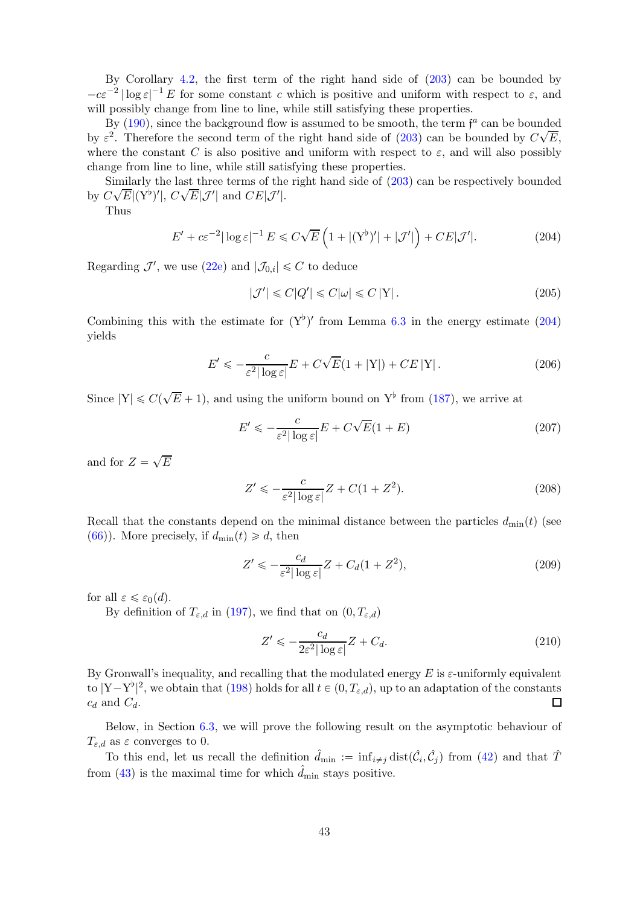By Corollary 4.2, the first term of the right hand side of (203) can be bounded by $-c\varepsilon^{-2}\,|\log\varepsilon|^{-1}\,E$ for some constant $c$ which is positive and uniform with respect to $\varepsilon$, and will possibly change from line to line, while still satisfying these properties.

By (190), since the background flow is assumed to be smooth, the term $\mathfrak{f}^a$ can be bounded by $\varepsilon^2$. Therefore the second term of the right hand side of (203) can be bounded by $C\sqrt{E}$, where the constant $C$ is also positive and uniform with respect to $\varepsilon$, and will also possibly change from line to line, while still satisfying these properties.

Similarly the last three terms of the right hand side of (203) can be respectively bounded by $C\sqrt{E}|(\mathrm{Y}^\flat)'|$, $C\sqrt{E}|\mathcal{J}'|$ and $CE|\mathcal{J}'|$.

Thus

$$E' + c\varepsilon^{-2}|\log\varepsilon|^{-1}\,E \leqslant C\sqrt{E}\left(1 + |(\mathrm{Y}^\flat)'| + |\mathcal{J}'|\right) + CE|\mathcal{J}'|. \tag{204}$$

Regarding $\mathcal{J}'$, we use (22e) and $|\mathcal{J}_{0,i}| \leqslant C$ to deduce

$$|\mathcal{J}'| \leqslant C|Q'| \leqslant C|\omega| \leqslant C\,|\mathrm{Y}|\,. \tag{205}$$

Combining this with the estimate for $(\mathrm{Y}^\flat)'$ from Lemma 6.3 in the energy estimate (204) yields

$$E' \leqslant -\frac{c}{\varepsilon^2|\log\varepsilon|}E + C\sqrt{E}(1+|\mathrm{Y}|) + CE\,|\mathrm{Y}|\,. \tag{206}$$

Since $|\mathrm{Y}| \leqslant C(\sqrt{E}+1)$, and using the uniform bound on $\mathrm{Y}^\flat$ from (187), we arrive at

$$E' \leqslant -\frac{c}{\varepsilon^2|\log\varepsilon|}E + C\sqrt{E}(1+E) \tag{207}$$

and for $Z = \sqrt{E}$

$$Z' \leqslant -\frac{c}{\varepsilon^2|\log\varepsilon|}Z + C(1+Z^2). \tag{208}$$

Recall that the constants depend on the minimal distance between the particles $d_{\min}(t)$ (see (66)). More precisely, if $d_{\min}(t) \geqslant d$, then

$$Z' \leqslant -\frac{c_d}{\varepsilon^2|\log\varepsilon|}Z + C_d(1+Z^2), \tag{209}$$

for all $\varepsilon \leqslant \varepsilon_0(d)$.

By definition of $T_{\varepsilon,d}$ in (197), we find that on $(0, T_{\varepsilon,d})$

$$Z' \leqslant -\frac{c_d}{2\varepsilon^2|\log\varepsilon|}Z + C_d. \tag{210}$$

By Gronwall's inequality, and recalling that the modulated energy $E$ is $\varepsilon$-uniformly equivalent to $|\mathrm{Y}-\mathrm{Y}^\flat|^2$, we obtain that (198) holds for all $t \in (0, T_{\varepsilon,d})$, up to an adaptation of the constants $c_d$ and $C_d$. ◻

Below, in Section 6.3, we will prove the following result on the asymptotic behaviour of $T_{\varepsilon,d}$ as $\varepsilon$ converges to 0.

To this end, let us recall the definition $\hat{d}_{\min} := \inf_{i\neq j}\operatorname{dist}(\hat{\mathcal{C}}_i, \hat{\mathcal{C}}_j)$ from (42) and that $\hat{T}$ from (43) is the maximal time for which $\hat{d}_{\min}$ stays positive.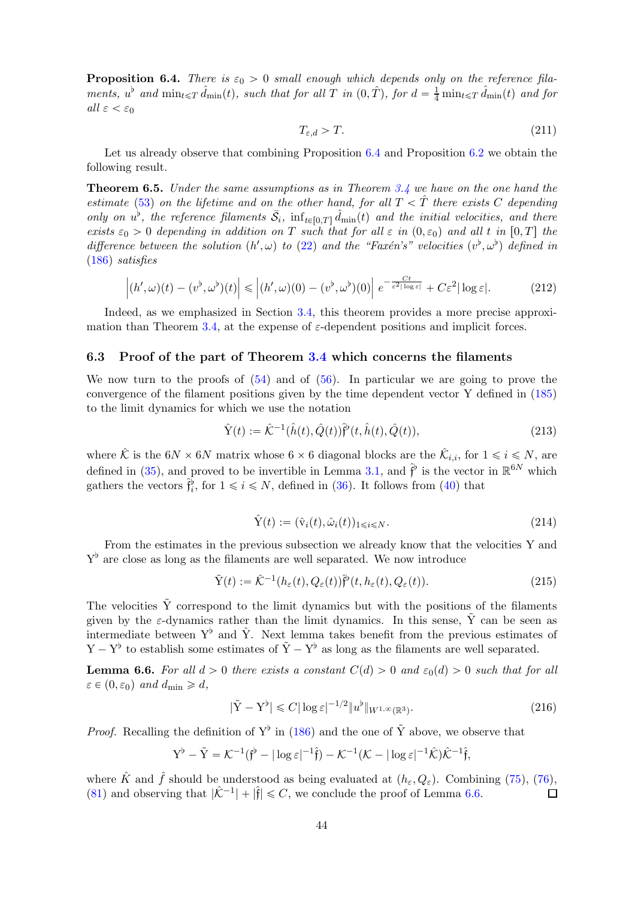**Proposition 6.4.** *There is $\varepsilon_0 > 0$ small enough which depends only on the reference filaments, $u^\flat$ and $\min_{t \leqslant T} \hat{d}_{\min}(t)$, such that for all $T$ in $(0, \hat{T})$, for $d = \frac{1}{4} \min_{t \leqslant T} \hat{d}_{\min}(t)$ and for all $\varepsilon < \varepsilon_0$*

$$T_{\varepsilon,d} > T. \tag{211}$$

Let us already observe that combining Proposition 6.4 and Proposition 6.2 we obtain the following result.

**Theorem 6.5.** *Under the same assumptions as in Theorem 3.4 we have on the one hand the estimate (53) on the lifetime and on the other hand, for all $T < \hat{T}$ there exists $C$ depending only on $u^\flat$, the reference filaments $\bar{\mathcal{S}}_i$, $\inf_{t \in [0,T]} \hat{d}_{\min}(t)$ and the initial velocities, and there exists $\varepsilon_0 > 0$ depending in addition on $T$ such that for all $\varepsilon$ in $(0, \varepsilon_0)$ and all $t$ in $[0, T]$ the difference between the solution $(h', \omega)$ to (22) and the "Faxén's" velocities $(v^\flat, \omega^\flat)$ defined in (186) satisfies*

$$\left| (h', \omega)(t) - (v^\flat, \omega^\flat)(t) \right| \leqslant \left| (h', \omega)(0) - (v^\flat, \omega^\flat)(0) \right| e^{-\frac{Ct}{\varepsilon^2 |\log \varepsilon|}} + C\varepsilon^2 |\log \varepsilon|. \tag{212}$$

Indeed, as we emphasized in Section 3.4, this theorem provides a more precise approximation than Theorem 3.4, at the expense of $\varepsilon$-dependent positions and implicit forces.

### 6.3 Proof of the part of Theorem 3.4 which concerns the filaments

We now turn to the proofs of (54) and of (56). In particular we are going to prove the convergence of the filament positions given by the time dependent vector Y defined in (185) to the limit dynamics for which we use the notation

$$\hat{\mathrm{Y}}(t) := \hat{\mathcal{K}}^{-1}(\hat{h}(t), \hat{Q}(t)) \hat{\mathfrak{f}}^\flat(t, \hat{h}(t), \hat{Q}(t)), \tag{213}$$

where $\hat{\mathcal{K}}$ is the $6N \times 6N$ matrix whose $6 \times 6$ diagonal blocks are the $\hat{\mathcal{K}}_{i,i}$, for $1 \leqslant i \leqslant N$, are defined in (35), and proved to be invertible in Lemma 3.1, and $\hat{\mathfrak{f}}^\flat$ is the vector in $\mathbb{R}^{6N}$ which gathers the vectors $\hat{\mathfrak{f}}^\flat_i$, for $1 \leqslant i \leqslant N$, defined in (36). It follows from (40) that

$$\hat{\mathrm{Y}}(t) := (\hat{\mathrm{v}}_i(t), \hat{\omega}_i(t))_{1 \leqslant i \leqslant N}. \tag{214}$$

From the estimates in the previous subsection we already know that the velocities Y and $\mathrm{Y}^\flat$ are close as long as the filaments are well separated. We now introduce

$$\tilde{\mathrm{Y}}(t) := \hat{\mathcal{K}}^{-1}(h_\varepsilon(t), Q_\varepsilon(t)) \hat{\mathfrak{f}}^\flat(t, h_\varepsilon(t), Q_\varepsilon(t)). \tag{215}$$

The velocities $\tilde{\mathrm{Y}}$ correspond to the limit dynamics but with the positions of the filaments given by the $\varepsilon$-dynamics rather than the limit dynamics. In this sense, $\tilde{\mathrm{Y}}$ can be seen as intermediate between $\mathrm{Y}^\flat$ and $\hat{\mathrm{Y}}$. Next lemma takes benefit from the previous estimates of $\mathrm{Y} - \mathrm{Y}^\flat$ to establish some estimates of $\tilde{\mathrm{Y}} - \mathrm{Y}^\flat$ as long as the filaments are well separated.

**Lemma 6.6.** *For all $d > 0$ there exists a constant $C(d) > 0$ and $\varepsilon_0(d) > 0$ such that for all $\varepsilon \in (0, \varepsilon_0)$ and $d_{\min} \geqslant d$,*

$$|\tilde{\mathrm{Y}} - \mathrm{Y}^\flat| \leqslant C |\log \varepsilon|^{-1/2} \|u^\flat\|_{W^{1,\infty}(\mathbb{R}^3)}. \tag{216}$$

*Proof.* Recalling the definition of $\mathrm{Y}^\flat$ in (186) and the one of $\tilde{\mathrm{Y}}$ above, we observe that

$$\mathrm{Y}^\flat - \tilde{\mathrm{Y}} = \mathcal{K}^{-1}(\mathfrak{f}^\flat - |\log \varepsilon|^{-1} \hat{\mathfrak{f}}) - \mathcal{K}^{-1}(\mathcal{K} - |\log \varepsilon|^{-1} \hat{\mathcal{K}}) \hat{\mathcal{K}}^{-1} \hat{\mathfrak{f}},$$

where $\hat{K}$ and $\hat{f}$ should be understood as being evaluated at $(h_\varepsilon, Q_\varepsilon)$. Combining (75), (76), (81) and observing that $|\hat{\mathcal{K}}^{-1}| + |\hat{\mathfrak{f}}| \leqslant C$, we conclude the proof of Lemma 6.6. $\square$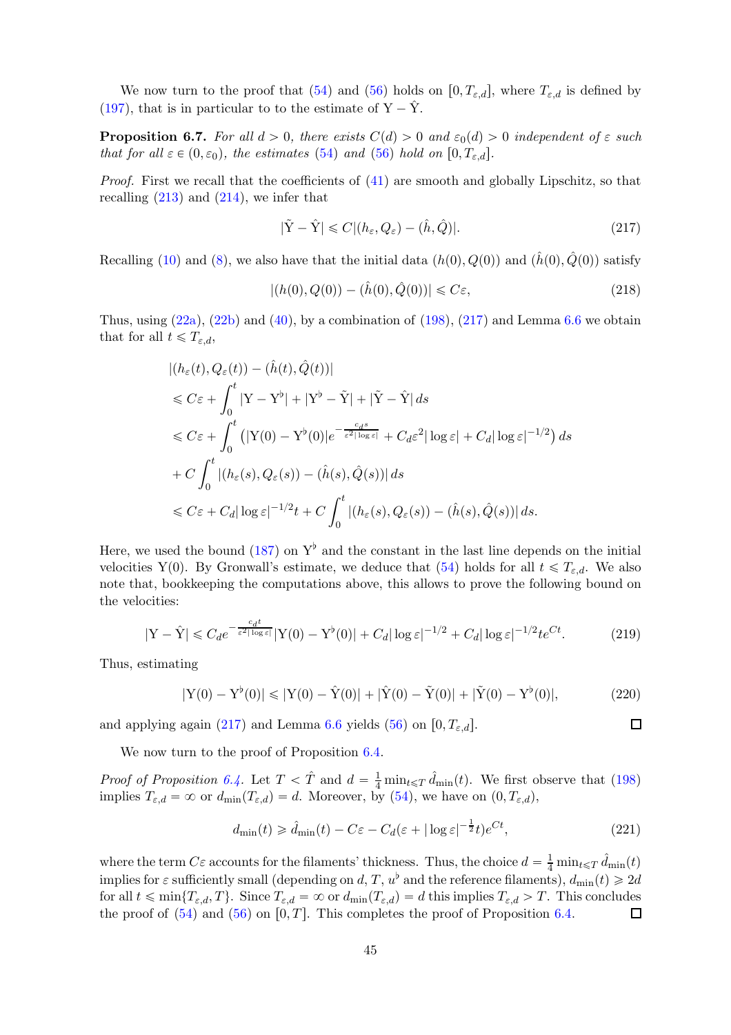We now turn to the proof that (54) and (56) holds on $[0, T_{\varepsilon,d}]$, where $T_{\varepsilon,d}$ is defined by (197), that is in particular to to the estimate of $\mathrm{Y} - \hat{\mathrm{Y}}$.

**Proposition 6.7.** *For all $d > 0$, there exists $C(d) > 0$ and $\varepsilon_0(d) > 0$ independent of $\varepsilon$ such that for all $\varepsilon \in (0, \varepsilon_0)$, the estimates (54) and (56) hold on $[0, T_{\varepsilon,d}]$.*

*Proof.* First we recall that the coefficients of (41) are smooth and globally Lipschitz, so that recalling (213) and (214), we infer that

$$|\tilde{\mathrm{Y}} - \hat{\mathrm{Y}}| \leqslant C|(h_\varepsilon, Q_\varepsilon) - (\hat{h}, \hat{Q})|. \tag{217}$$

Recalling (10) and (8), we also have that the initial data $(h(0), Q(0))$ and $(\hat{h}(0), \hat{Q}(0))$ satisfy

$$|(h(0), Q(0)) - (\hat{h}(0), \hat{Q}(0))| \leqslant C\varepsilon, \tag{218}$$

Thus, using (22a), (22b) and (40), by a combination of (198), (217) and Lemma 6.6 we obtain that for all $t \leqslant T_{\varepsilon,d}$,

$$\begin{aligned}
&|(h_\varepsilon(t), Q_\varepsilon(t)) - (\hat{h}(t), \hat{Q}(t))| \\
&\leqslant C\varepsilon + \int_0^t |\mathrm{Y} - \mathrm{Y}^\flat| + |\mathrm{Y}^\flat - \tilde{\mathrm{Y}}| + |\tilde{\mathrm{Y}} - \hat{\mathrm{Y}}|\, ds \\
&\leqslant C\varepsilon + \int_0^t \left( |\mathrm{Y}(0) - \mathrm{Y}^\flat(0)| e^{-\frac{c_d s}{\varepsilon^2 |\log \varepsilon|}} + C_d \varepsilon^2 |\log \varepsilon| + C_d |\log \varepsilon|^{-1/2} \right) ds \\
&+ C \int_0^t |(h_\varepsilon(s), Q_\varepsilon(s)) - (\hat{h}(s), \hat{Q}(s))|\, ds \\
&\leqslant C\varepsilon + C_d |\log \varepsilon|^{-1/2} t + C \int_0^t |(h_\varepsilon(s), Q_\varepsilon(s)) - (\hat{h}(s), \hat{Q}(s))|\, ds.
\end{aligned}$$

Here, we used the bound (187) on $\mathrm{Y}^\flat$ and the constant in the last line depends on the initial velocities $\mathrm{Y}(0)$. By Gronwall's estimate, we deduce that (54) holds for all $t \leqslant T_{\varepsilon,d}$. We also note that, bookkeeping the computations above, this allows to prove the following bound on the velocities:

$$|\mathrm{Y} - \hat{\mathrm{Y}}| \leqslant C_d e^{-\frac{c_d t}{\varepsilon^2 |\log \varepsilon|}} |\mathrm{Y}(0) - \mathrm{Y}^\flat(0)| + C_d |\log \varepsilon|^{-1/2} + C_d |\log \varepsilon|^{-1/2} t e^{Ct}. \tag{219}$$

Thus, estimating

$$|\mathrm{Y}(0) - \mathrm{Y}^\flat(0)| \leqslant |\mathrm{Y}(0) - \hat{\mathrm{Y}}(0)| + |\hat{\mathrm{Y}}(0) - \tilde{\mathrm{Y}}(0)| + |\tilde{\mathrm{Y}}(0) - \mathrm{Y}^\flat(0)|, \tag{220}$$

and applying again (217) and Lemma 6.6 yields (56) on $[0, T_{\varepsilon,d}]$. $\square$

We now turn to the proof of Proposition 6.4.

*Proof of Proposition 6.4.* Let $T < \hat{T}$ and $d = \frac{1}{4} \min_{t \leqslant T} \hat{d}_{\min}(t)$. We first observe that (198) implies $T_{\varepsilon,d} = \infty$ or $d_{\min}(T_{\varepsilon,d}) = d$. Moreover, by (54), we have on $(0, T_{\varepsilon,d})$,

$$d_{\min}(t) \geqslant \hat{d}_{\min}(t) - C\varepsilon - C_d(\varepsilon + |\log \varepsilon|^{-\frac{1}{2}} t) e^{Ct}, \tag{221}$$

where the term $C\varepsilon$ accounts for the filaments' thickness. Thus, the choice $d = \frac{1}{4} \min_{t \leqslant T} \hat{d}_{\min}(t)$ implies for $\varepsilon$ sufficiently small (depending on $d$, $T$, $u^\flat$ and the reference filaments), $d_{\min}(t) \geqslant 2d$ for all $t \leqslant \min\{T_{\varepsilon,d}, T\}$. Since $T_{\varepsilon,d} = \infty$ or $d_{\min}(T_{\varepsilon,d}) = d$ this implies $T_{\varepsilon,d} > T$. This concludes the proof of (54) and (56) on $[0, T]$. This completes the proof of Proposition 6.4. $\square$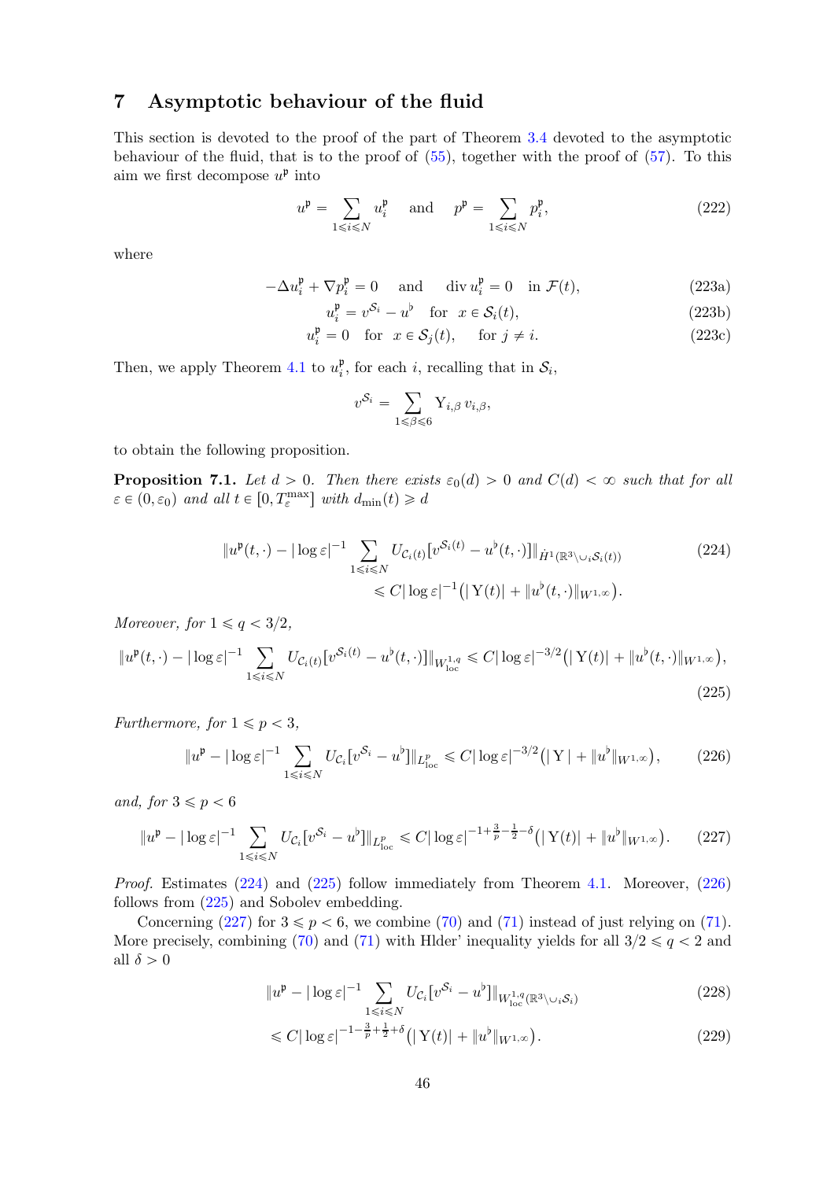# 7 Asymptotic behaviour of the fluid

This section is devoted to the proof of the part of Theorem 3.4 devoted to the asymptotic behaviour of the fluid, that is to the proof of (55), together with the proof of (57). To this aim we first decompose $u^{\mathfrak{p}}$ into

$$u^{\mathfrak{p}} = \sum_{1 \leqslant i \leqslant N} u^{\mathfrak{p}}_i \quad \text{and} \quad p^{\mathfrak{p}} = \sum_{1 \leqslant i \leqslant N} p^{\mathfrak{p}}_i, \tag{222}$$

where

$$-\Delta u^{\mathfrak{p}}_i + \nabla p^{\mathfrak{p}}_i = 0 \quad \text{and} \quad \operatorname{div} u^{\mathfrak{p}}_i = 0 \quad \text{in } \mathcal{F}(t), \tag{223a}$$

$$u^{\mathfrak{p}}_i = v^{\mathcal{S}_i} - u^{\flat} \quad \text{for} \quad x \in \mathcal{S}_i(t), \tag{223b}$$

$$u^{\mathfrak{p}}_i = 0 \quad \text{for} \quad x \in \mathcal{S}_j(t), \quad \text{for } j \neq i. \tag{223c}$$

Then, we apply Theorem 4.1 to $u^{\mathfrak{p}}_i$, for each $i$, recalling that in $\mathcal{S}_i$,

$$v^{\mathcal{S}_i} = \sum_{1 \leqslant \beta \leqslant 6} \mathrm{Y}_{i,\beta}\, v_{i,\beta},$$

to obtain the following proposition.

**Proposition 7.1.** *Let $d > 0$. Then there exists $\varepsilon_0(d) > 0$ and $C(d) < \infty$ such that for all $\varepsilon \in (0, \varepsilon_0)$ and all $t \in [0, T^{\max}_{\varepsilon}]$ with $d_{\min}(t) \geqslant d$*

$$\begin{aligned}\|u^{\mathfrak{p}}(t,\cdot) - |\log\varepsilon|^{-1} \sum_{1 \leqslant i \leqslant N} U_{\mathcal{C}_i(t)}[v^{\mathcal{S}_i(t)} - u^{\flat}(t,\cdot)]\|_{\dot{H}^1(\mathbb{R}^3 \setminus \cup_i \mathcal{S}_i(t))} \\ \leqslant C|\log\varepsilon|^{-1}\big(|\mathrm{Y}(t)| + \|u^{\flat}(t,\cdot)\|_{W^{1,\infty}}\big).\end{aligned} \tag{224}$$

*Moreover, for $1 \leqslant q < 3/2$,*

$$\|u^{\mathfrak{p}}(t,\cdot) - |\log\varepsilon|^{-1} \sum_{1 \leqslant i \leqslant N} U_{\mathcal{C}_i(t)}[v^{\mathcal{S}_i(t)} - u^{\flat}(t,\cdot)]\|_{W^{1,q}_{\mathrm{loc}}} \leqslant C|\log\varepsilon|^{-3/2}\big(|\mathrm{Y}(t)| + \|u^{\flat}(t,\cdot)\|_{W^{1,\infty}}\big), \tag{225}$$

*Furthermore, for $1 \leqslant p < 3$,*

$$\|u^{\mathfrak{p}} - |\log\varepsilon|^{-1} \sum_{1 \leqslant i \leqslant N} U_{\mathcal{C}_i}[v^{\mathcal{S}_i} - u^{\flat}]\|_{L^p_{\mathrm{loc}}} \leqslant C|\log\varepsilon|^{-3/2}\big(|\mathrm{Y}| + \|u^{\flat}\|_{W^{1,\infty}}\big), \tag{226}$$

*and, for $3 \leqslant p < 6$*

$$\|u^{\mathfrak{p}} - |\log\varepsilon|^{-1} \sum_{1 \leqslant i \leqslant N} U_{\mathcal{C}_i}[v^{\mathcal{S}_i} - u^{\flat}]\|_{L^p_{\mathrm{loc}}} \leqslant C|\log\varepsilon|^{-1+\frac{3}{p}-\frac{1}{2}-\delta}\big(|\mathrm{Y}(t)| + \|u^{\flat}\|_{W^{1,\infty}}\big). \tag{227}$$

*Proof.* Estimates (224) and (225) follow immediately from Theorem 4.1. Moreover, (226) follows from (225) and Sobolev embedding.

Concerning (227) for $3 \leqslant p < 6$, we combine (70) and (71) instead of just relying on (71). More precisely, combining (70) and (71) with Hlder' inequality yields for all $3/2 \leqslant q < 2$ and all $\delta > 0$

$$\|u^{\mathfrak{p}} - |\log\varepsilon|^{-1} \sum_{1 \leqslant i \leqslant N} U_{\mathcal{C}_i}[v^{\mathcal{S}_i} - u^{\flat}]\|_{W^{1,q}_{\mathrm{loc}}(\mathbb{R}^3 \setminus \cup_i \mathcal{S}_i)} \tag{228}$$

$$\leqslant C|\log\varepsilon|^{-1-\frac{3}{p}+\frac{1}{2}+\delta}\big(|\mathrm{Y}(t)| + \|u^{\flat}\|_{W^{1,\infty}}\big). \tag{229}$$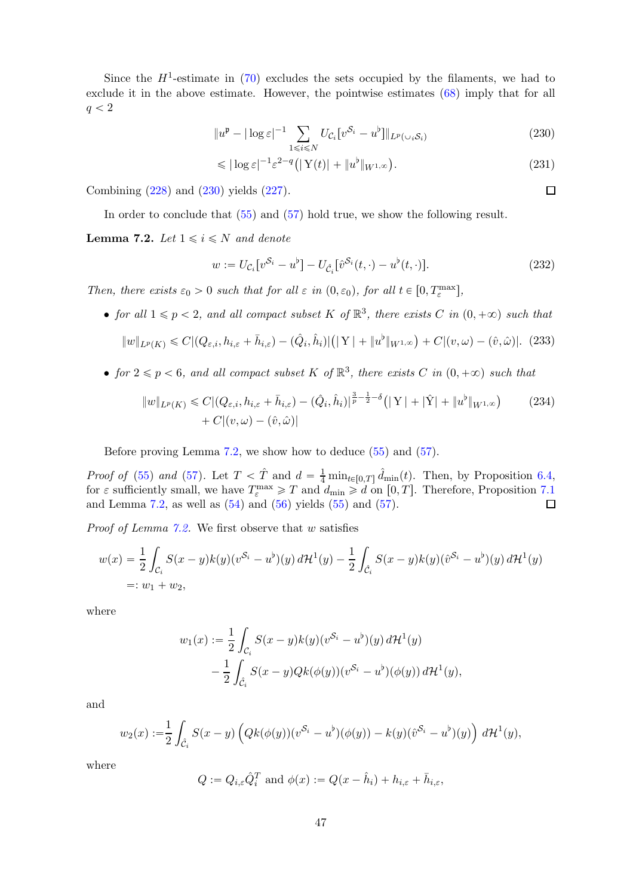Since the $H^1$-estimate in (70) excludes the sets occupied by the filaments, we had to exclude it in the above estimate. However, the pointwise estimates (68) imply that for all $q < 2$

$$\|u^{\mathfrak{p}} - |\log \varepsilon|^{-1} \sum_{1\leqslant i\leqslant N} U_{\mathcal{C}_i}[v^{\mathcal{S}_i} - u^\flat]\|_{L^p(\cup_i \mathcal{S}_i)} \tag{230}$$

$$\leqslant |\log\varepsilon|^{-1}\varepsilon^{2-q}\big(|\,\mathrm{Y}(t)| + \|u^\flat\|_{W^{1,\infty}}\big). \tag{231}$$

Combining (228) and (230) yields (227). ∎

In order to conclude that (55) and (57) hold true, we show the following result.

**Lemma 7.2.** *Let $1 \leqslant i \leqslant N$ and denote*

$$w := U_{\mathcal{C}_i}[v^{\mathcal{S}_i} - u^\flat] - U_{\hat{\mathcal{C}}_i}[\hat{v}^{\mathcal{S}_i}(t,\cdot) - u^\flat(t,\cdot)]. \tag{232}$$

*Then, there exists $\varepsilon_0 > 0$ such that for all $\varepsilon$ in $(0, \varepsilon_0)$, for all $t \in [0, T_\varepsilon^{\max}]$,*

- *for all $1 \leqslant p < 2$, and all compact subset $K$ of $\mathbb{R}^3$, there exists $C$ in $(0, +\infty)$ such that*

$$\|w\|_{L^p(K)} \leqslant C|(Q_{\varepsilon,i}, h_{i,\varepsilon} + \bar{h}_{i,\varepsilon}) - (\hat{Q}_i, \hat{h}_i)|\big(|\,\mathrm{Y}\,| + \|u^\flat\|_{W^{1,\infty}}\big) + C|(v,\omega) - (\hat{v},\hat{\omega})|. \tag{233}$$

- *for $2 \leqslant p < 6$, and all compact subset $K$ of $\mathbb{R}^3$, there exists $C$ in $(0, +\infty)$ such that*

$$\begin{aligned}\|w\|_{L^p(K)} \leqslant\, & C|(Q_{\varepsilon,i}, h_{i,\varepsilon} + \bar{h}_{i,\varepsilon}) - (\hat{Q}_i, \hat{h}_i)|^{\frac{3}{p}-\frac{1}{2}-\delta}\big(|\,\mathrm{Y}\,| + |\hat{\mathrm{Y}}| + \|u^\flat\|_{W^{1,\infty}}\big) \\ & + C|(v,\omega) - (\hat{v},\hat{\omega})|\end{aligned} \tag{234}$$

Before proving Lemma 7.2, we show how to deduce (55) and (57).

*Proof of (55) and (57).* Let $T < \hat{T}$ and $d = \frac{1}{4}\min_{t\in[0,T]} \hat{d}_{\min}(t)$. Then, by Proposition 6.4, for $\varepsilon$ sufficiently small, we have $T_\varepsilon^{\max} \geqslant T$ and $d_{\min} \geqslant d$ on $[0, T]$. Therefore, Proposition 7.1 and Lemma 7.2, as well as (54) and (56) yields (55) and (57). ∎

*Proof of Lemma 7.2.* We first observe that $w$ satisfies

$$\begin{aligned}w(x) &= \frac{1}{2}\int_{\mathcal{C}_i} S(x-y)k(y)(v^{\mathcal{S}_i} - u^\flat)(y)\, d\mathcal{H}^1(y) - \frac{1}{2}\int_{\hat{\mathcal{C}}_i} S(x-y)k(y)(\hat{v}^{\mathcal{S}_i} - u^\flat)(y)\, d\mathcal{H}^1(y) \\ &=: w_1 + w_2,\end{aligned}$$

where

$$\begin{aligned}w_1(x) := & \frac{1}{2}\int_{\mathcal{C}_i} S(x-y)k(y)(v^{\mathcal{S}_i} - u^\flat)(y)\, d\mathcal{H}^1(y) \\ & - \frac{1}{2}\int_{\hat{\mathcal{C}}_i} S(x-y)Qk(\phi(y))(v^{\mathcal{S}_i} - u^\flat)(\phi(y))\, d\mathcal{H}^1(y),\end{aligned}$$

and

$$w_2(x) := \frac{1}{2}\int_{\hat{\mathcal{C}}_i} S(x-y)\left(Qk(\phi(y))(v^{\mathcal{S}_i} - u^\flat)(\phi(y)) - k(y)(\hat{v}^{\mathcal{S}_i} - u^\flat)(y)\right)\, d\mathcal{H}^1(y),$$

where

$$Q := Q_{i,\varepsilon}\hat{Q}_i^T \text{ and } \phi(x) := Q(x - \hat{h}_i) + h_{i,\varepsilon} + \bar{h}_{i,\varepsilon},$$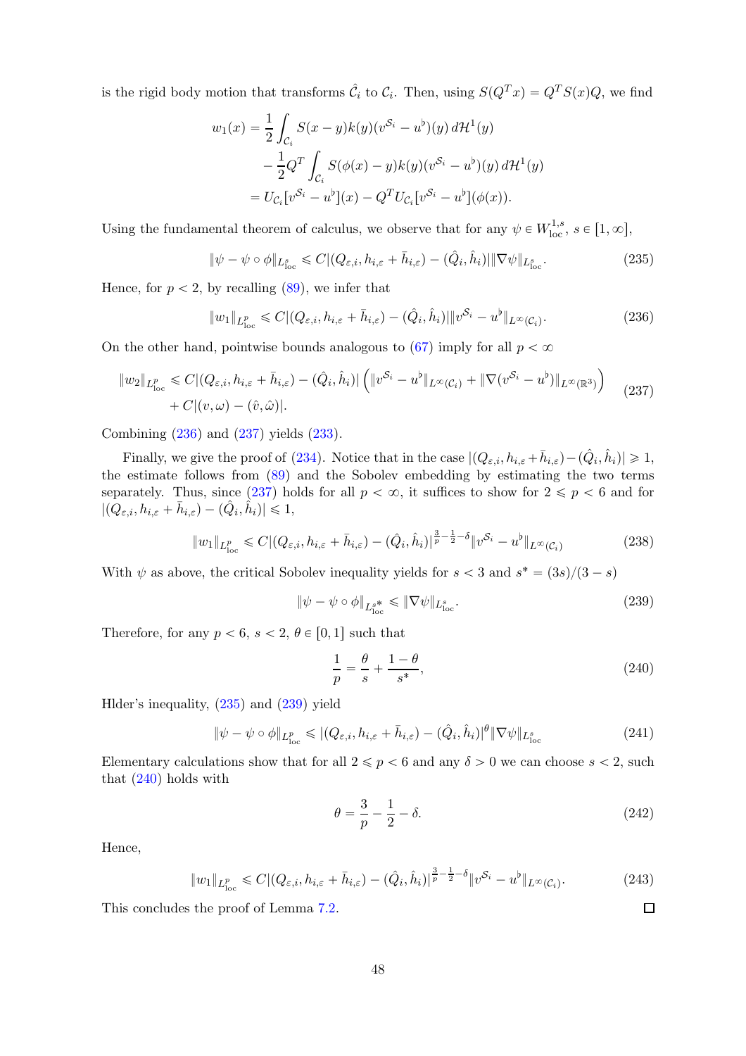is the rigid body motion that transforms $\hat{\mathcal{C}}_i$ to $\mathcal{C}_i$. Then, using $S(Q^T x) = Q^T S(x) Q$, we find

$$
\begin{aligned}
w_1(x) &= \frac{1}{2}\int_{\mathcal{C}_i} S(x-y)k(y)(v^{\mathcal{S}_i} - u^\flat)(y)\, d\mathcal{H}^1(y) \\
&\quad - \frac{1}{2} Q^T \int_{\mathcal{C}_i} S(\phi(x)-y)k(y)(v^{\mathcal{S}_i} - u^\flat)(y)\, d\mathcal{H}^1(y) \\
&= U_{\mathcal{C}_i}[v^{\mathcal{S}_i} - u^\flat](x) - Q^T U_{\mathcal{C}_i}[v^{\mathcal{S}_i} - u^\flat](\phi(x)).
\end{aligned}
$$

Using the fundamental theorem of calculus, we observe that for any $\psi \in W^{1,s}_{\mathrm{loc}}$, $s \in [1,\infty]$,

$$
\|\psi - \psi \circ \phi\|_{L^s_{\mathrm{loc}}} \leqslant C|(Q_{\varepsilon,i}, h_{i,\varepsilon} + \bar{h}_{i,\varepsilon}) - (\hat{Q}_i, \hat{h}_i)| \|\nabla \psi\|_{L^s_{\mathrm{loc}}}. \tag{235}
$$

Hence, for $p < 2$, by recalling (89), we infer that

$$
\|w_1\|_{L^p_{\mathrm{loc}}} \leqslant C|(Q_{\varepsilon,i}, h_{i,\varepsilon} + \bar{h}_{i,\varepsilon}) - (\hat{Q}_i, \hat{h}_i)| \|v^{\mathcal{S}_i} - u^\flat\|_{L^\infty(\mathcal{C}_i)}. \tag{236}
$$

On the other hand, pointwise bounds analogous to (67) imply for all $p < \infty$

$$
\begin{aligned}
\|w_2\|_{L^p_{\mathrm{loc}}} &\leqslant C|(Q_{\varepsilon,i}, h_{i,\varepsilon} + \bar{h}_{i,\varepsilon}) - (\hat{Q}_i, \hat{h}_i)| \left( \|v^{\mathcal{S}_i} - u^\flat\|_{L^\infty(\mathcal{C}_i)} + \|\nabla(v^{\mathcal{S}_i} - u^\flat)\|_{L^\infty(\mathbb{R}^3)} \right) \\
&\quad + C|(v,\omega) - (\hat{v},\hat{\omega})|.
\end{aligned} \tag{237}
$$

Combining (236) and (237) yields (233).

Finally, we give the proof of (234). Notice that in the case $|(Q_{\varepsilon,i}, h_{i,\varepsilon} + \bar{h}_{i,\varepsilon}) - (\hat{Q}_i, \hat{h}_i)| \geqslant 1$, the estimate follows from (89) and the Sobolev embedding by estimating the two terms separately. Thus, since (237) holds for all $p < \infty$, it suffices to show for $2 \leqslant p < 6$ and for $|(Q_{\varepsilon,i}, h_{i,\varepsilon} + \bar{h}_{i,\varepsilon}) - (\hat{Q}_i, \hat{h}_i)| \leqslant 1$,

$$
\|w_1\|_{L^p_{\mathrm{loc}}} \leqslant C|(Q_{\varepsilon,i}, h_{i,\varepsilon} + \bar{h}_{i,\varepsilon}) - (\hat{Q}_i, \hat{h}_i)|^{\frac{3}{p} - \frac{1}{2} - \delta} \|v^{\mathcal{S}_i} - u^\flat\|_{L^\infty(\mathcal{C}_i)} \tag{238}
$$

With $\psi$ as above, the critical Sobolev inequality yields for $s < 3$ and $s^* = (3s)/(3-s)$

$$
\|\psi - \psi \circ \phi\|_{L^{s^*}_{\mathrm{loc}}} \leqslant \|\nabla \psi\|_{L^s_{\mathrm{loc}}}. \tag{239}
$$

Therefore, for any $p < 6$, $s < 2$, $\theta \in [0,1]$ such that

$$
\frac{1}{p} = \frac{\theta}{s} + \frac{1-\theta}{s^*}, \tag{240}
$$

Hlder's inequality, (235) and (239) yield

$$
\|\psi - \psi \circ \phi\|_{L^p_{\mathrm{loc}}} \leqslant |(Q_{\varepsilon,i}, h_{i,\varepsilon} + \bar{h}_{i,\varepsilon}) - (\hat{Q}_i, \hat{h}_i)|^\theta \|\nabla \psi\|_{L^s_{\mathrm{loc}}} \tag{241}
$$

Elementary calculations show that for all $2 \leqslant p < 6$ and any $\delta > 0$ we can choose $s < 2$, such that (240) holds with

$$
\theta = \frac{3}{p} - \frac{1}{2} - \delta. \tag{242}
$$

Hence,

$$
\|w_1\|_{L^p_{\mathrm{loc}}} \leqslant C|(Q_{\varepsilon,i}, h_{i,\varepsilon} + \bar{h}_{i,\varepsilon}) - (\hat{Q}_i, \hat{h}_i)|^{\frac{3}{p} - \frac{1}{2} - \delta} \|v^{\mathcal{S}_i} - u^\flat\|_{L^\infty(\mathcal{C}_i)}. \tag{243}
$$

This concludes the proof of Lemma 7.2. ∎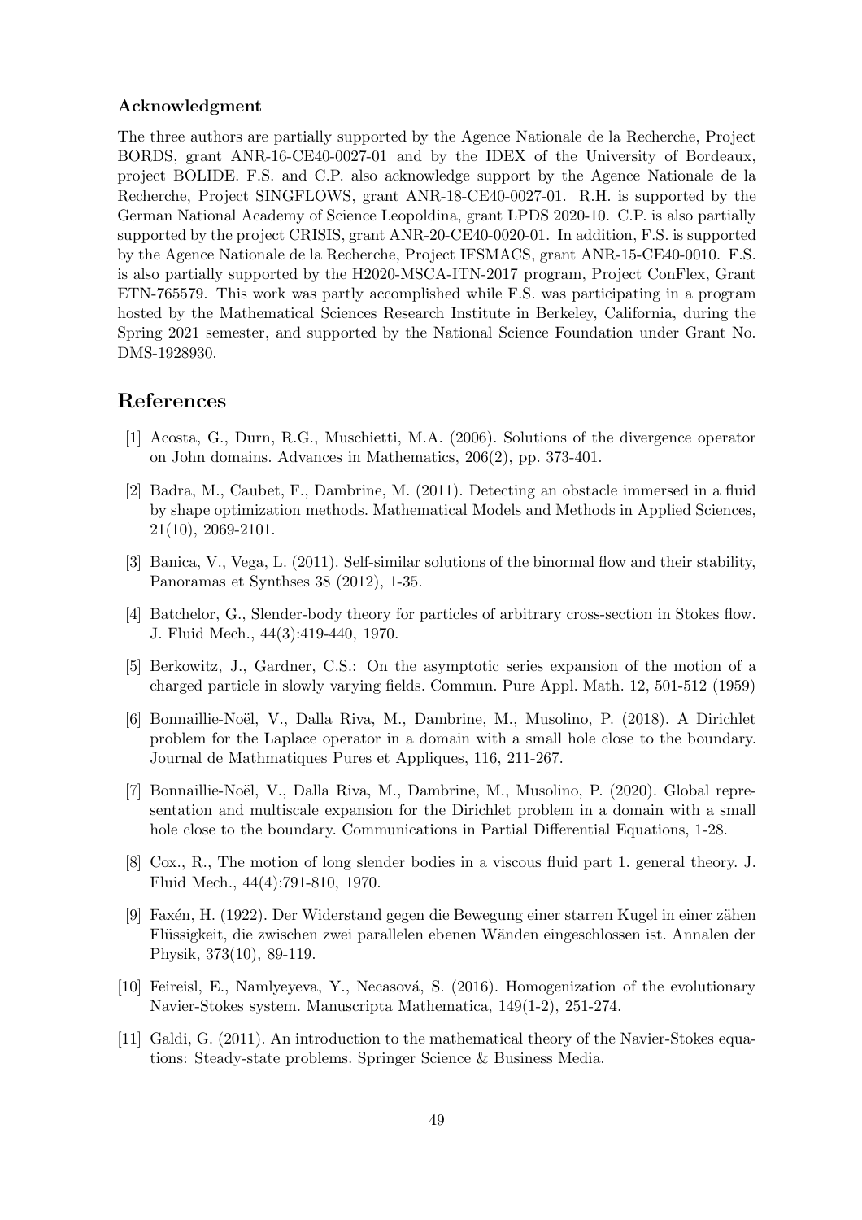### Acknowledgment

The three authors are partially supported by the Agence Nationale de la Recherche, Project BORDS, grant ANR-16-CE40-0027-01 and by the IDEX of the University of Bordeaux, project BOLIDE. F.S. and C.P. also acknowledge support by the Agence Nationale de la Recherche, Project SINGFLOWS, grant ANR-18-CE40-0027-01. R.H. is supported by the German National Academy of Science Leopoldina, grant LPDS 2020-10. C.P. is also partially supported by the project CRISIS, grant ANR-20-CE40-0020-01. In addition, F.S. is supported by the Agence Nationale de la Recherche, Project IFSMACS, grant ANR-15-CE40-0010. F.S. is also partially supported by the H2020-MSCA-ITN-2017 program, Project ConFlex, Grant ETN-765579. This work was partly accomplished while F.S. was participating in a program hosted by the Mathematical Sciences Research Institute in Berkeley, California, during the Spring 2021 semester, and supported by the National Science Foundation under Grant No. DMS-1928930.

## References

[1] Acosta, G., Durn, R.G., Muschietti, M.A. (2006). Solutions of the divergence operator on John domains. Advances in Mathematics, 206(2), pp. 373-401.

[2] Badra, M., Caubet, F., Dambrine, M. (2011). Detecting an obstacle immersed in a fluid by shape optimization methods. Mathematical Models and Methods in Applied Sciences, 21(10), 2069-2101.

[3] Banica, V., Vega, L. (2011). Self-similar solutions of the binormal flow and their stability, Panoramas et Synthses 38 (2012), 1-35.

[4] Batchelor, G., Slender-body theory for particles of arbitrary cross-section in Stokes flow. J. Fluid Mech., 44(3):419-440, 1970.

[5] Berkowitz, J., Gardner, C.S.: On the asymptotic series expansion of the motion of a charged particle in slowly varying fields. Commun. Pure Appl. Math. 12, 501-512 (1959)

[6] Bonnaillie-Noël, V., Dalla Riva, M., Dambrine, M., Musolino, P. (2018). A Dirichlet problem for the Laplace operator in a domain with a small hole close to the boundary. Journal de Mathmatiques Pures et Appliques, 116, 211-267.

[7] Bonnaillie-Noël, V., Dalla Riva, M., Dambrine, M., Musolino, P. (2020). Global representation and multiscale expansion for the Dirichlet problem in a domain with a small hole close to the boundary. Communications in Partial Differential Equations, 1-28.

[8] Cox., R., The motion of long slender bodies in a viscous fluid part 1. general theory. J. Fluid Mech., 44(4):791-810, 1970.

[9] Faxén, H. (1922). Der Widerstand gegen die Bewegung einer starren Kugel in einer zähen Flüssigkeit, die zwischen zwei parallelen ebenen Wänden eingeschlossen ist. Annalen der Physik, 373(10), 89-119.

[10] Feireisl, E., Namlyeyeva, Y., Necasová, S. (2016). Homogenization of the evolutionary Navier-Stokes system. Manuscripta Mathematica, 149(1-2), 251-274.

[11] Galdi, G. (2011). An introduction to the mathematical theory of the Navier-Stokes equations: Steady-state problems. Springer Science & Business Media.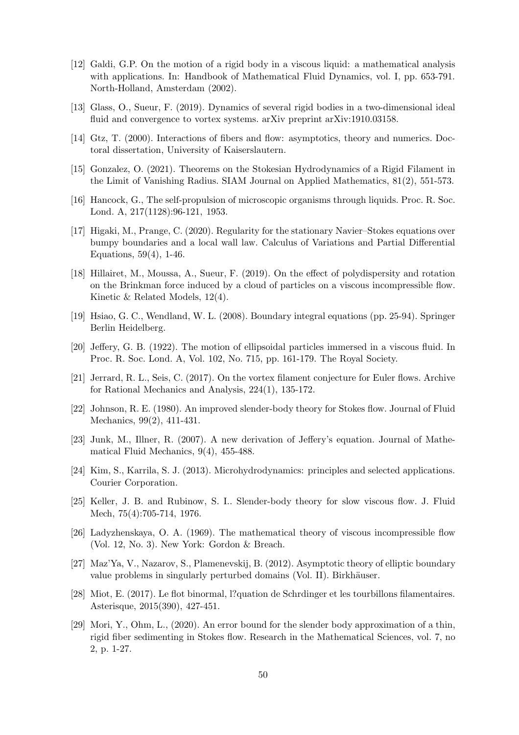[12] Galdi, G.P. On the motion of a rigid body in a viscous liquid: a mathematical analysis with applications. In: Handbook of Mathematical Fluid Dynamics, vol. I, pp. 653-791. North-Holland, Amsterdam (2002).

[13] Glass, O., Sueur, F. (2019). Dynamics of several rigid bodies in a two-dimensional ideal fluid and convergence to vortex systems. arXiv preprint arXiv:1910.03158.

[14] Gtz, T. (2000). Interactions of fibers and flow: asymptotics, theory and numerics. Doctoral dissertation, University of Kaiserslautern.

[15] Gonzalez, O. (2021). Theorems on the Stokesian Hydrodynamics of a Rigid Filament in the Limit of Vanishing Radius. SIAM Journal on Applied Mathematics, 81(2), 551-573.

[16] Hancock, G., The self-propulsion of microscopic organisms through liquids. Proc. R. Soc. Lond. A, 217(1128):96-121, 1953.

[17] Higaki, M., Prange, C. (2020). Regularity for the stationary Navier–Stokes equations over bumpy boundaries and a local wall law. Calculus of Variations and Partial Differential Equations, 59(4), 1-46.

[18] Hillairet, M., Moussa, A., Sueur, F. (2019). On the effect of polydispersity and rotation on the Brinkman force induced by a cloud of particles on a viscous incompressible flow. Kinetic & Related Models, 12(4).

[19] Hsiao, G. C., Wendland, W. L. (2008). Boundary integral equations (pp. 25-94). Springer Berlin Heidelberg.

[20] Jeffery, G. B. (1922). The motion of ellipsoidal particles immersed in a viscous fluid. In Proc. R. Soc. Lond. A, Vol. 102, No. 715, pp. 161-179. The Royal Society.

[21] Jerrard, R. L., Seis, C. (2017). On the vortex filament conjecture for Euler flows. Archive for Rational Mechanics and Analysis, 224(1), 135-172.

[22] Johnson, R. E. (1980). An improved slender-body theory for Stokes flow. Journal of Fluid Mechanics, 99(2), 411-431.

[23] Junk, M., Illner, R. (2007). A new derivation of Jeffery's equation. Journal of Mathematical Fluid Mechanics, 9(4), 455-488.

[24] Kim, S., Karrila, S. J. (2013). Microhydrodynamics: principles and selected applications. Courier Corporation.

[25] Keller, J. B. and Rubinow, S. I.. Slender-body theory for slow viscous flow. J. Fluid Mech, 75(4):705-714, 1976.

[26] Ladyzhenskaya, O. A. (1969). The mathematical theory of viscous incompressible flow (Vol. 12, No. 3). New York: Gordon & Breach.

[27] Maz'Ya, V., Nazarov, S., Plamenevskij, B. (2012). Asymptotic theory of elliptic boundary value problems in singularly perturbed domains (Vol. II). Birkhäuser.

[28] Miot, E. (2017). Le flot binormal, l?quation de Schrdinger et les tourbillons filamentaires. Asterisque, 2015(390), 427-451.

[29] Mori, Y., Ohm, L., (2020). An error bound for the slender body approximation of a thin, rigid fiber sedimenting in Stokes flow. Research in the Mathematical Sciences, vol. 7, no 2, p. 1-27.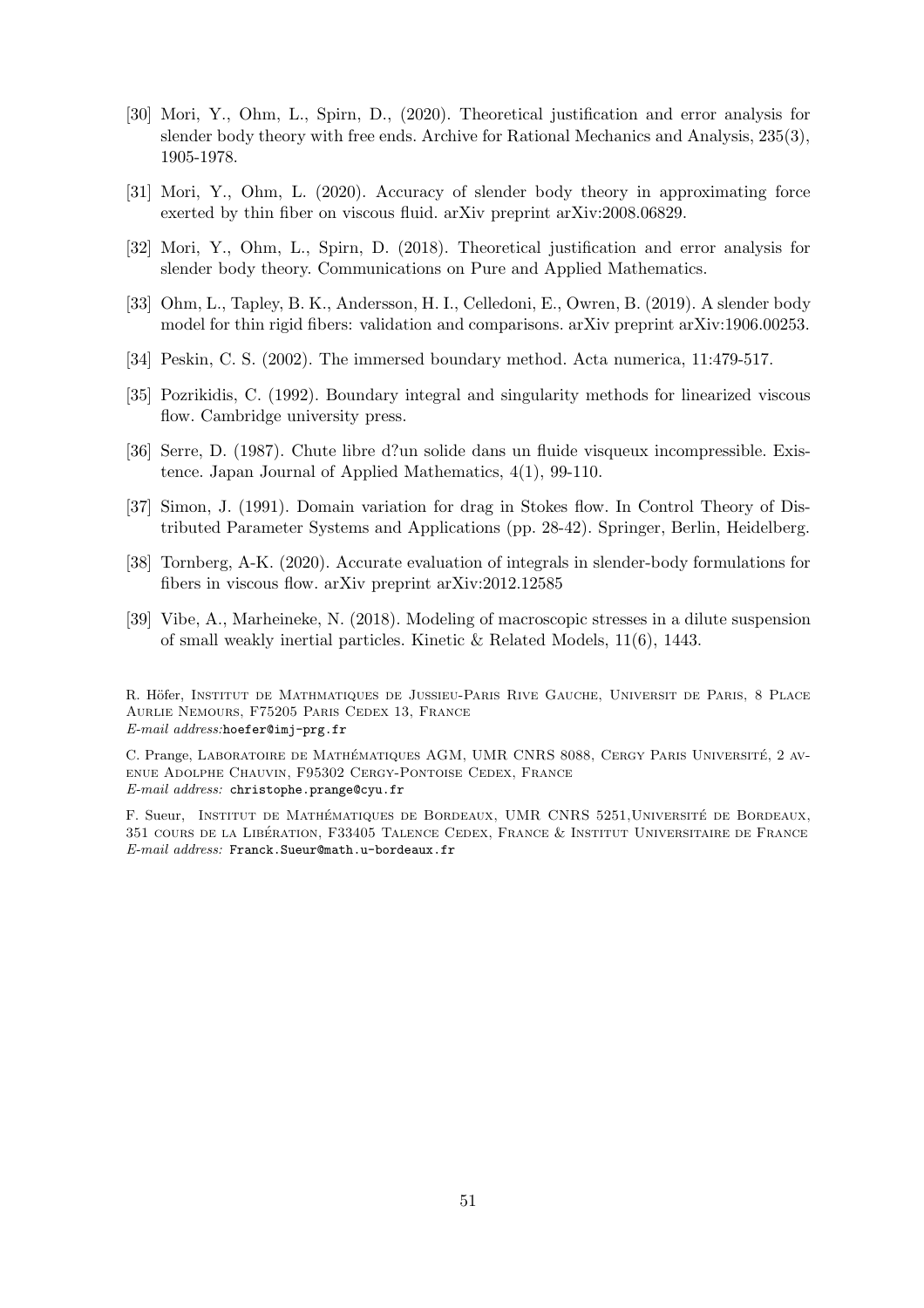[30] Mori, Y., Ohm, L., Spirn, D., (2020). Theoretical justification and error analysis for slender body theory with free ends. Archive for Rational Mechanics and Analysis, 235(3), 1905-1978.

[31] Mori, Y., Ohm, L. (2020). Accuracy of slender body theory in approximating force exerted by thin fiber on viscous fluid. arXiv preprint arXiv:2008.06829.

[32] Mori, Y., Ohm, L., Spirn, D. (2018). Theoretical justification and error analysis for slender body theory. Communications on Pure and Applied Mathematics.

[33] Ohm, L., Tapley, B. K., Andersson, H. I., Celledoni, E., Owren, B. (2019). A slender body model for thin rigid fibers: validation and comparisons. arXiv preprint arXiv:1906.00253.

[34] Peskin, C. S. (2002). The immersed boundary method. Acta numerica, 11:479-517.

[35] Pozrikidis, C. (1992). Boundary integral and singularity methods for linearized viscous flow. Cambridge university press.

[36] Serre, D. (1987). Chute libre d?un solide dans un fluide visqueux incompressible. Existence. Japan Journal of Applied Mathematics, 4(1), 99-110.

[37] Simon, J. (1991). Domain variation for drag in Stokes flow. In Control Theory of Distributed Parameter Systems and Applications (pp. 28-42). Springer, Berlin, Heidelberg.

[38] Tornberg, A-K. (2020). Accurate evaluation of integrals in slender-body formulations for fibers in viscous flow. arXiv preprint arXiv:2012.12585

[39] Vibe, A., Marheineke, N. (2018). Modeling of macroscopic stresses in a dilute suspension of small weakly inertial particles. Kinetic & Related Models, 11(6), 1443.

R. Höfer, Institut de Mathmatiques de Jussieu-Paris Rive Gauche, Universit de Paris, 8 Place Aurlie Nemours, F75205 Paris Cedex 13, France
*E-mail address:* hoefer@imj-prg.fr

C. Prange, Laboratoire de Mathématiques AGM, UMR CNRS 8088, Cergy Paris Université, 2 avenue Adolphe Chauvin, F95302 Cergy-Pontoise Cedex, France
*E-mail address:* christophe.prange@cyu.fr

F. Sueur, Institut de Mathématiques de Bordeaux, UMR CNRS 5251, Université de Bordeaux, 351 cours de la Libération, F33405 Talence Cedex, France & Institut Universitaire de France
*E-mail address:* Franck.Sueur@math.u-bordeaux.fr